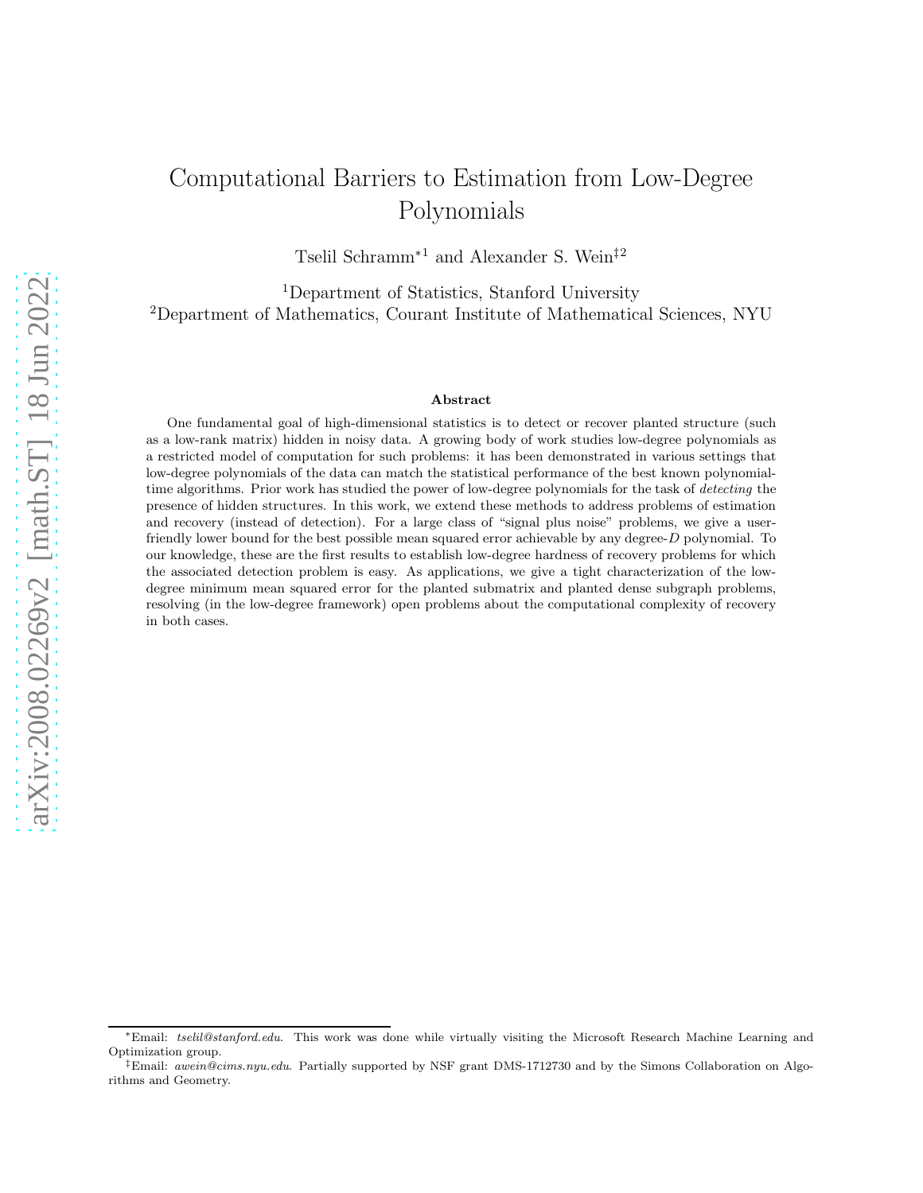# Computational Barriers to Estimation from Low-Degree Polynomials

Tselil Schramm[*1] and Alexander S. Wein[‡2]

[1]Department of Statistics, Stanford University
[2]Department of Mathematics, Courant Institute of Mathematical Sciences, NYU

### Abstract

One fundamental goal of high-dimensional statistics is to detect or recover planted structure (such as a low-rank matrix) hidden in noisy data. A growing body of work studies low-degree polynomials as a restricted model of computation for such problems: it has been demonstrated in various settings that low-degree polynomials of the data can match the statistical performance of the best known polynomial-time algorithms. Prior work has studied the power of low-degree polynomials for the task of *detecting* the presence of hidden structures. In this work, we extend these methods to address problems of estimation and recovery (instead of detection). For a large class of "signal plus noise" problems, we give a user-friendly lower bound for the best possible mean squared error achievable by any degree-$D$ polynomial. To our knowledge, these are the first results to establish low-degree hardness of recovery problems for which the associated detection problem is easy. As applications, we give a tight characterization of the low-degree minimum mean squared error for the planted submatrix and planted dense subgraph problems, resolving (in the low-degree framework) open problems about the computational complexity of recovery in both cases.

---

[*]Email: *tselil@stanford.edu*. This work was done while virtually visiting the Microsoft Research Machine Learning and Optimization group.

[‡]Email: *awein@cims.nyu.edu*. Partially supported by NSF grant DMS-1712730 and by the Simons Collaboration on Algorithms and Geometry.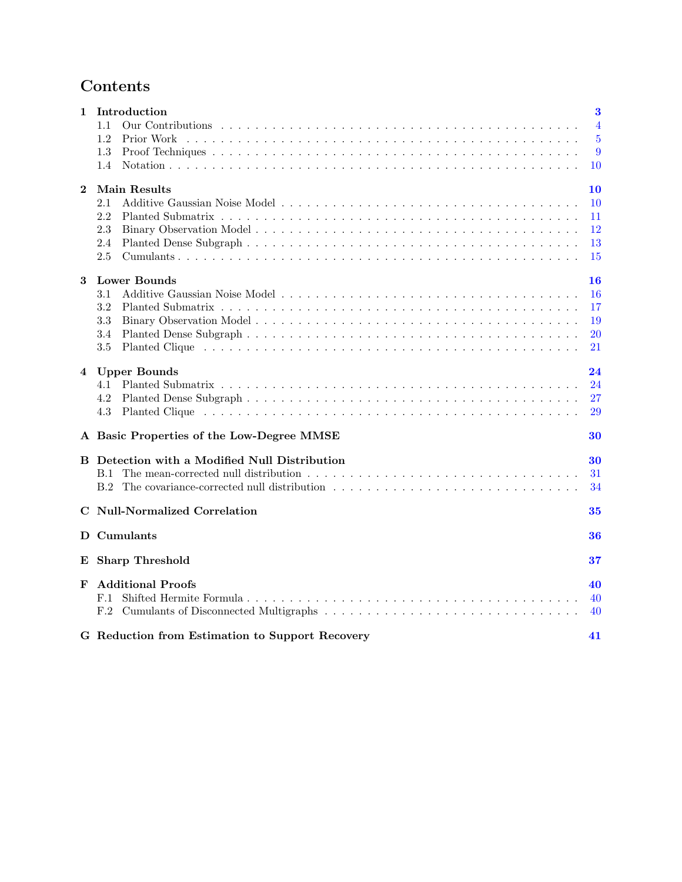# Contents

**1 Introduction** **3**
- 1.1 Our Contributions . . . 4
- 1.2 Prior Work . . . 5
- 1.3 Proof Techniques . . . 9
- 1.4 Notation . . . 10

**2 Main Results** **10**
- 2.1 Additive Gaussian Noise Model . . . 10
- 2.2 Planted Submatrix . . . 11
- 2.3 Binary Observation Model . . . 12
- 2.4 Planted Dense Subgraph . . . 13
- 2.5 Cumulants . . . 15

**3 Lower Bounds** **16**
- 3.1 Additive Gaussian Noise Model . . . 16
- 3.2 Planted Submatrix . . . 17
- 3.3 Binary Observation Model . . . 19
- 3.4 Planted Dense Subgraph . . . 20
- 3.5 Planted Clique . . . 21

**4 Upper Bounds** **24**
- 4.1 Planted Submatrix . . . 24
- 4.2 Planted Dense Subgraph . . . 27
- 4.3 Planted Clique . . . 29

**A Basic Properties of the Low-Degree MMSE** **30**

**B Detection with a Modified Null Distribution** **30**
- B.1 The mean-corrected null distribution . . . 31
- B.2 The covariance-corrected null distribution . . . 34

**C Null-Normalized Correlation** **35**

**D Cumulants** **36**

**E Sharp Threshold** **37**

**F Additional Proofs** **40**
- F.1 Shifted Hermite Formula . . . 40
- F.2 Cumulants of Disconnected Multigraphs . . . 40

**G Reduction from Estimation to Support Recovery** **41**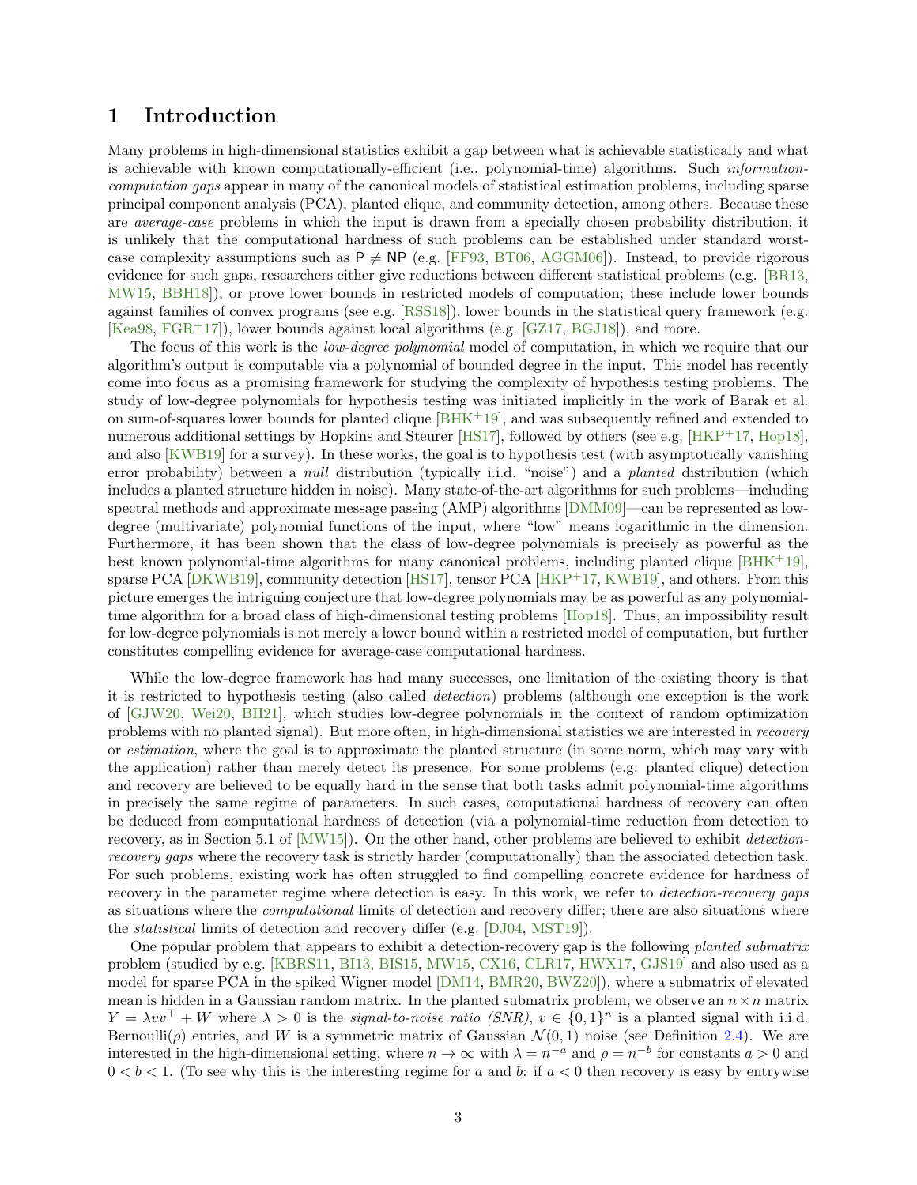# 1 Introduction

Many problems in high-dimensional statistics exhibit a gap between what is achievable statistically and what is achievable with known computationally-efficient (i.e., polynomial-time) algorithms. Such *information-computation gaps* appear in many of the canonical models of statistical estimation problems, including sparse principal component analysis (PCA), planted clique, and community detection, among others. Because these are *average-case* problems in which the input is drawn from a specially chosen probability distribution, it is unlikely that the computational hardness of such problems can be established under standard worst-case complexity assumptions such as $\mathsf{P} \neq \mathsf{NP}$ (e.g. [FF93, BT06, AGGM06]). Instead, to provide rigorous evidence for such gaps, researchers either give reductions between different statistical problems (e.g. [BR13, MW15, BBH18]), or prove lower bounds in restricted models of computation; these include lower bounds against families of convex programs (see e.g. [RSS18]), lower bounds in the statistical query framework (e.g. [Kea98, FGR+17]), lower bounds against local algorithms (e.g. [GZ17, BGJ18]), and more.

The focus of this work is the *low-degree polynomial* model of computation, in which we require that our algorithm's output is computable via a polynomial of bounded degree in the input. This model has recently come into focus as a promising framework for studying the complexity of hypothesis testing problems. The study of low-degree polynomials for hypothesis testing was initiated implicitly in the work of Barak et al. on sum-of-squares lower bounds for planted clique [BHK+19], and was subsequently refined and extended to numerous additional settings by Hopkins and Steurer [HS17], followed by others (see e.g. [HKP+17, Hop18], and also [KWB19] for a survey). In these works, the goal is to hypothesis test (with asymptotically vanishing error probability) between a *null* distribution (typically i.i.d. "noise") and a *planted* distribution (which includes a planted structure hidden in noise). Many state-of-the-art algorithms for such problems—including spectral methods and approximate message passing (AMP) algorithms [DMM09]—can be represented as low-degree (multivariate) polynomial functions of the input, where "low" means logarithmic in the dimension. Furthermore, it has been shown that the class of low-degree polynomials is precisely as powerful as the best known polynomial-time algorithms for many canonical problems, including planted clique [BHK+19], sparse PCA [DKWB19], community detection [HS17], tensor PCA [HKP+17, KWB19], and others. From this picture emerges the intriguing conjecture that low-degree polynomials may be as powerful as any polynomial-time algorithm for a broad class of high-dimensional testing problems [Hop18]. Thus, an impossibility result for low-degree polynomials is not merely a lower bound within a restricted model of computation, but further constitutes compelling evidence for average-case computational hardness.

While the low-degree framework has had many successes, one limitation of the existing theory is that it is restricted to hypothesis testing (also called *detection*) problems (although one exception is the work of [GJW20, Wei20, BH21], which studies low-degree polynomials in the context of random optimization problems with no planted signal). But more often, in high-dimensional statistics we are interested in *recovery* or *estimation*, where the goal is to approximate the planted structure (in some norm, which may vary with the application) rather than merely detect its presence. For some problems (e.g. planted clique) detection and recovery are believed to be equally hard in the sense that both tasks admit polynomial-time algorithms in precisely the same regime of parameters. In such cases, computational hardness of recovery can often be deduced from computational hardness of detection (via a polynomial-time reduction from detection to recovery, as in Section 5.1 of [MW15]). On the other hand, other problems are believed to exhibit *detection-recovery gaps* where the recovery task is strictly harder (computationally) than the associated detection task. For such problems, existing work has often struggled to find compelling concrete evidence for hardness of recovery in the parameter regime where detection is easy. In this work, we refer to *detection-recovery gaps* as situations where the *computational* limits of detection and recovery differ; there are also situations where the *statistical* limits of detection and recovery differ (e.g. [DJ04, MST19]).

One popular problem that appears to exhibit a detection-recovery gap is the following *planted submatrix* problem (studied by e.g. [KBRS11, BI13, BIS15, MW15, CX16, CLR17, HWX17, GJS19] and also used as a model for sparse PCA in the spiked Wigner model [DM14, BMR20, BWZ20]), where a submatrix of elevated mean is hidden in a Gaussian random matrix. In the planted submatrix problem, we observe an $n \times n$ matrix $Y = \lambda vv^\top + W$ where $\lambda > 0$ is the *signal-to-noise ratio (SNR)*, $v \in \{0,1\}^n$ is a planted signal with i.i.d. Bernoulli($\rho$) entries, and $W$ is a symmetric matrix of Gaussian $\mathcal{N}(0,1)$ noise (see Definition 2.4). We are interested in the high-dimensional setting, where $n \to \infty$ with $\lambda = n^{-a}$ and $\rho = n^{-b}$ for constants $a > 0$ and $0 < b < 1$. (To see why this is the interesting regime for $a$ and $b$: if $a < 0$ then recovery is easy by entrywise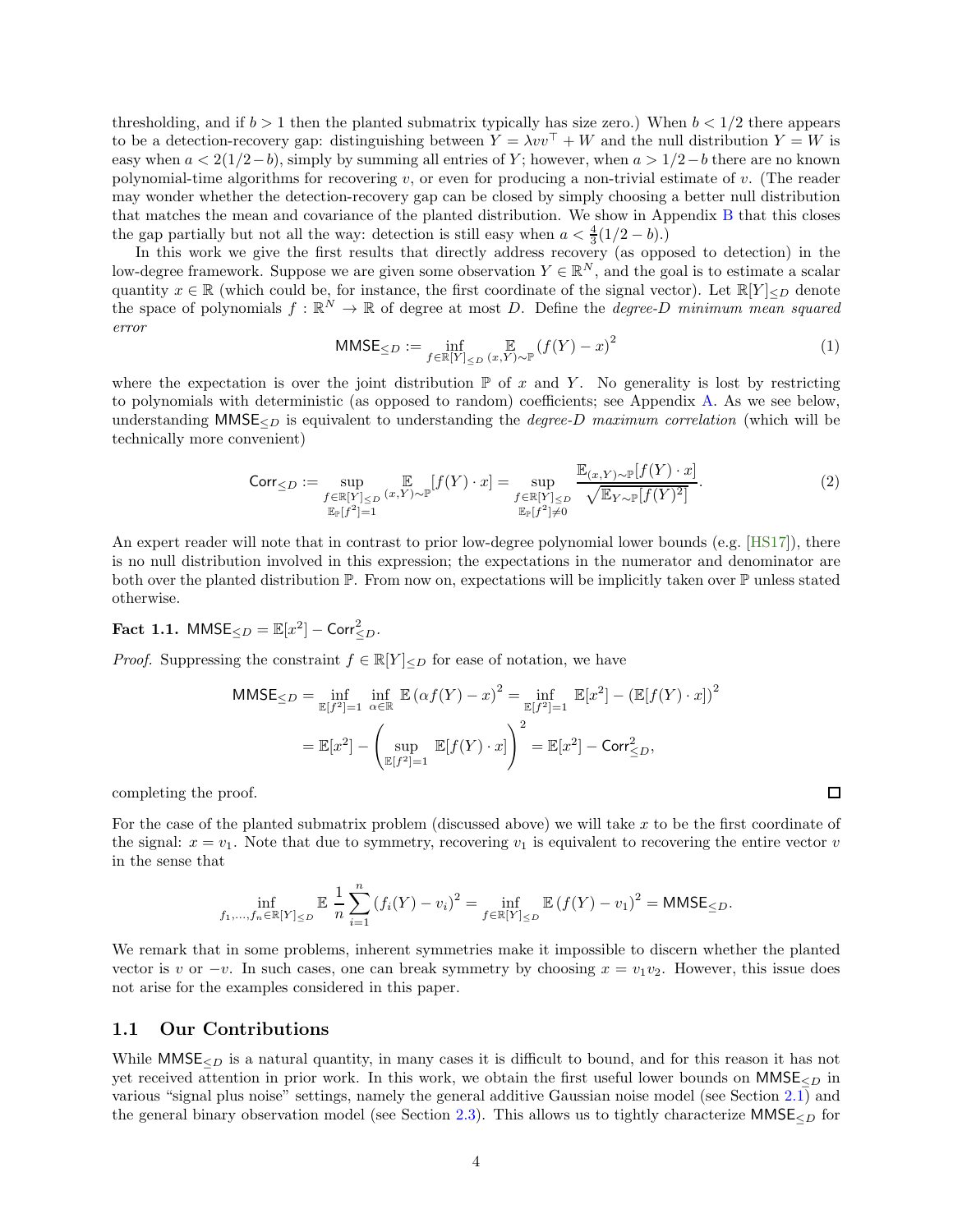thresholding, and if $b > 1$ then the planted submatrix typically has size zero.) When $b < 1/2$ there appears to be a detection-recovery gap: distinguishing between $Y = \lambda vv^\top + W$ and the null distribution $Y = W$ is easy when $a < 2(1/2 - b)$, simply by summing all entries of $Y$; however, when $a > 1/2 - b$ there are no known polynomial-time algorithms for recovering $v$, or even for producing a non-trivial estimate of $v$. (The reader may wonder whether the detection-recovery gap can be closed by simply choosing a better null distribution that matches the mean and covariance of the planted distribution. We show in Appendix B that this closes the gap partially but not all the way: detection is still easy when $a < \frac{4}{3}(1/2 - b)$.)

In this work we give the first results that directly address recovery (as opposed to detection) in the low-degree framework. Suppose we are given some observation $Y \in \mathbb{R}^N$, and the goal is to estimate a scalar quantity $x \in \mathbb{R}$ (which could be, for instance, the first coordinate of the signal vector). Let $\mathbb{R}[Y]_{\le D}$ denote the space of polynomials $f : \mathbb{R}^N \to \mathbb{R}$ of degree at most $D$. Define the *degree-$D$ minimum mean squared error*

$$\mathsf{MMSE}_{\le D} := \inf_{f \in \mathbb{R}[Y]_{\le D}} \mathop{\mathbb{E}}_{(x,Y)\sim\mathbb{P}} (f(Y) - x)^2 \tag{1}$$

where the expectation is over the joint distribution $\mathbb{P}$ of $x$ and $Y$. No generality is lost by restricting to polynomials with deterministic (as opposed to random) coefficients; see Appendix A. As we see below, understanding $\mathsf{MMSE}_{\le D}$ is equivalent to understanding the *degree-$D$ maximum correlation* (which will be technically more convenient)

$$\mathsf{Corr}_{\le D} := \sup_{\substack{f \in \mathbb{R}[Y]_{\le D} \\ \mathbb{E}_{\mathbb{P}}[f^2]=1}} \mathop{\mathbb{E}}_{(x,Y)\sim\mathbb{P}} [f(Y) \cdot x] = \sup_{\substack{f \in \mathbb{R}[Y]_{\le D} \\ \mathbb{E}_{\mathbb{P}}[f^2]\neq 0}} \frac{\mathbb{E}_{(x,Y)\sim\mathbb{P}}[f(Y)\cdot x]}{\sqrt{\mathbb{E}_{Y\sim\mathbb{P}}[f(Y)^2]}}. \tag{2}$$

An expert reader will note that in contrast to prior low-degree polynomial lower bounds (e.g. [HS17]), there is no null distribution involved in this expression; the expectations in the numerator and denominator are both over the planted distribution $\mathbb{P}$. From now on, expectations will be implicitly taken over $\mathbb{P}$ unless stated otherwise.

**Fact 1.1.** $\mathsf{MMSE}_{\le D} = \mathbb{E}[x^2] - \mathsf{Corr}_{\le D}^2$.

*Proof.* Suppressing the constraint $f \in \mathbb{R}[Y]_{\le D}$ for ease of notation, we have

$$\begin{aligned}
\mathsf{MMSE}_{\le D} &= \inf_{\mathbb{E}[f^2]=1} \inf_{\alpha \in \mathbb{R}} \mathbb{E}\,(\alpha f(Y) - x)^2 = \inf_{\mathbb{E}[f^2]=1} \mathbb{E}[x^2] - (\mathbb{E}[f(Y)\cdot x])^2 \\
&= \mathbb{E}[x^2] - \left(\sup_{\mathbb{E}[f^2]=1} \mathbb{E}[f(Y)\cdot x]\right)^2 = \mathbb{E}[x^2] - \mathsf{Corr}_{\le D}^2,
\end{aligned}$$

completing the proof. $\square$

For the case of the planted submatrix problem (discussed above) we will take $x$ to be the first coordinate of the signal: $x = v_1$. Note that due to symmetry, recovering $v_1$ is equivalent to recovering the entire vector $v$ in the sense that

$$\inf_{f_1,\ldots,f_n \in \mathbb{R}[Y]_{\le D}} \mathbb{E}\, \frac{1}{n}\sum_{i=1}^n (f_i(Y) - v_i)^2 = \inf_{f \in \mathbb{R}[Y]_{\le D}} \mathbb{E}\,(f(Y) - v_1)^2 = \mathsf{MMSE}_{\le D}.$$

We remark that in some problems, inherent symmetries make it impossible to discern whether the planted vector is $v$ or $-v$. In such cases, one can break symmetry by choosing $x = v_1 v_2$. However, this issue does not arise for the examples considered in this paper.

## 1.1 Our Contributions

While $\mathsf{MMSE}_{\le D}$ is a natural quantity, in many cases it is difficult to bound, and for this reason it has not yet received attention in prior work. In this work, we obtain the first useful lower bounds on $\mathsf{MMSE}_{\le D}$ in various "signal plus noise" settings, namely the general additive Gaussian noise model (see Section 2.1) and the general binary observation model (see Section 2.3). This allows us to tightly characterize $\mathsf{MMSE}_{\le D}$ for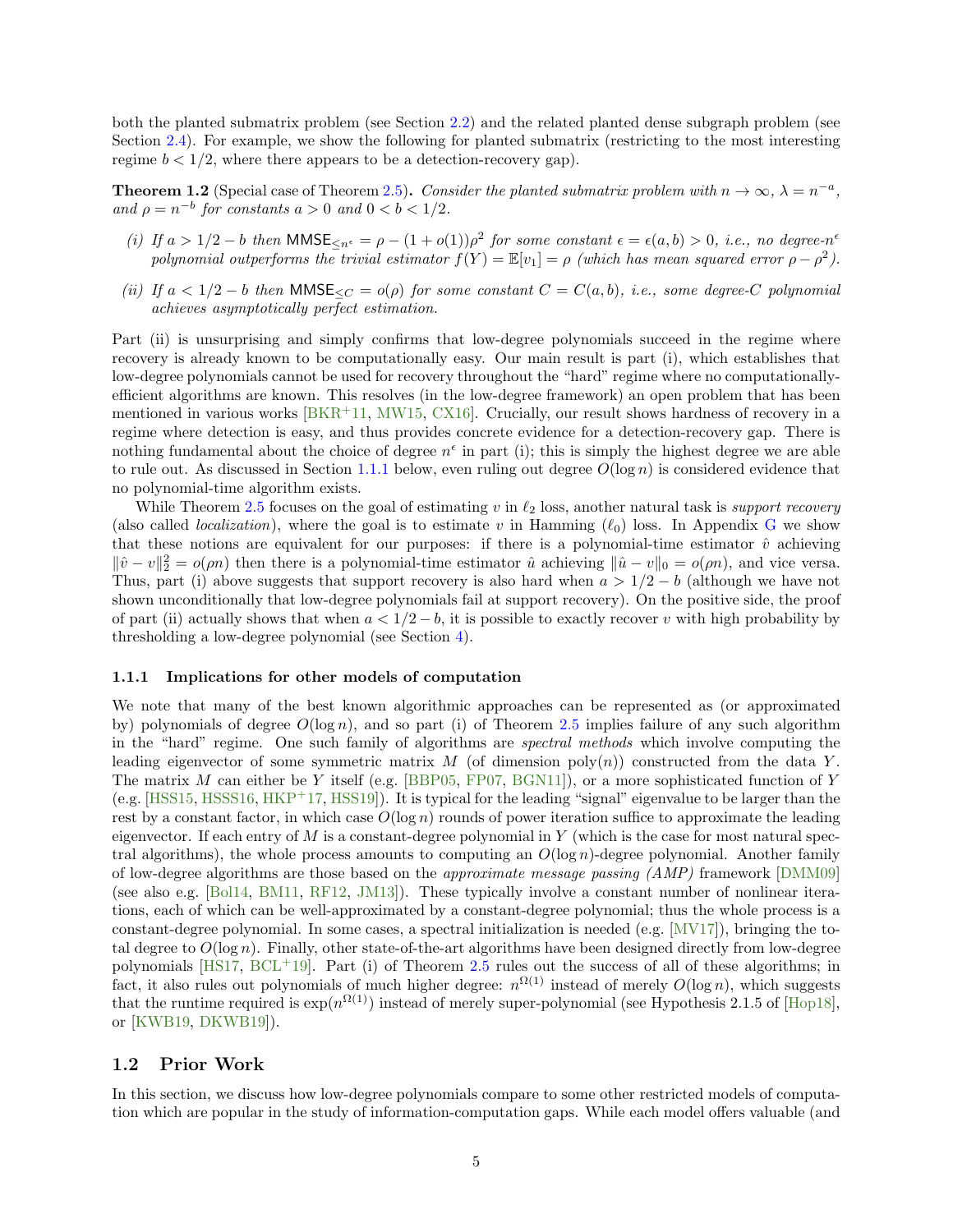both the planted submatrix problem (see Section 2.2) and the related planted dense subgraph problem (see Section 2.4). For example, we show the following for planted submatrix (restricting to the most interesting regime $b < 1/2$, where there appears to be a detection-recovery gap).

**Theorem 1.2** (Special case of Theorem 2.5)**.** *Consider the planted submatrix problem with $n \to \infty$, $\lambda = n^{-a}$, and $\rho = n^{-b}$ for constants $a > 0$ and $0 < b < 1/2$.*

*(i) If $a > 1/2 - b$ then $\mathsf{MMSE}_{\le n^\epsilon} = \rho - (1 + o(1))\rho^2$ for some constant $\epsilon = \epsilon(a, b) > 0$, i.e., no degree-$n^\epsilon$ polynomial outperforms the trivial estimator $f(Y) = \mathbb{E}[v_1] = \rho$ (which has mean squared error $\rho - \rho^2$).*

*(ii) If $a < 1/2 - b$ then $\mathsf{MMSE}_{\le C} = o(\rho)$ for some constant $C = C(a, b)$, i.e., some degree-$C$ polynomial achieves asymptotically perfect estimation.*

Part (ii) is unsurprising and simply confirms that low-degree polynomials succeed in the regime where recovery is already known to be computationally easy. Our main result is part (i), which establishes that low-degree polynomials cannot be used for recovery throughout the "hard" regime where no computationally-efficient algorithms are known. This resolves (in the low-degree framework) an open problem that has been mentioned in various works [BKR+11, MW15, CX16]. Crucially, our result shows hardness of recovery in a regime where detection is easy, and thus provides concrete evidence for a detection-recovery gap. There is nothing fundamental about the choice of degree $n^\epsilon$ in part (i); this is simply the highest degree we are able to rule out. As discussed in Section 1.1.1 below, even ruling out degree $O(\log n)$ is considered evidence that no polynomial-time algorithm exists.

While Theorem 2.5 focuses on the goal of estimating $v$ in $\ell_2$ loss, another natural task is *support recovery* (also called *localization*), where the goal is to estimate $v$ in Hamming ($\ell_0$) loss. In Appendix G we show that these notions are equivalent for our purposes: if there is a polynomial-time estimator $\hat{v}$ achieving $\|\hat{v} - v\|_2^2 = o(\rho n)$ then there is a polynomial-time estimator $\hat{u}$ achieving $\|\hat{u} - v\|_0 = o(\rho n)$, and vice versa. Thus, part (i) above suggests that support recovery is also hard when $a > 1/2 - b$ (although we have not shown unconditionally that low-degree polynomials fail at support recovery). On the positive side, the proof of part (ii) actually shows that when $a < 1/2 - b$, it is possible to exactly recover $v$ with high probability by thresholding a low-degree polynomial (see Section 4).

### 1.1.1 Implications for other models of computation

We note that many of the best known algorithmic approaches can be represented as (or approximated by) polynomials of degree $O(\log n)$, and so part (i) of Theorem 2.5 implies failure of any such algorithm in the "hard" regime. One such family of algorithms are *spectral methods* which involve computing the leading eigenvector of some symmetric matrix $M$ (of dimension $\mathrm{poly}(n)$) constructed from the data $Y$. The matrix $M$ can either be $Y$ itself (e.g. [BBP05, FP07, BGN11]), or a more sophisticated function of $Y$ (e.g. [HSS15, HSSS16, HKP+17, HSS19]). It is typical for the leading "signal" eigenvalue to be larger than the rest by a constant factor, in which case $O(\log n)$ rounds of power iteration suffice to approximate the leading eigenvector. If each entry of $M$ is a constant-degree polynomial in $Y$ (which is the case for most natural spectral algorithms), the whole process amounts to computing an $O(\log n)$-degree polynomial. Another family of low-degree algorithms are those based on the *approximate message passing (AMP)* framework [DMM09] (see also e.g. [Bol14, BM11, RF12, JM13]). These typically involve a constant number of nonlinear iterations, each of which can be well-approximated by a constant-degree polynomial; thus the whole process is a constant-degree polynomial. In some cases, a spectral initialization is needed (e.g. [MV17]), bringing the total degree to $O(\log n)$. Finally, other state-of-the-art algorithms have been designed directly from low-degree polynomials [HS17, BCL+19]. Part (i) of Theorem 2.5 rules out the success of all of these algorithms; in fact, it also rules out polynomials of much higher degree: $n^{\Omega(1)}$ instead of merely $O(\log n)$, which suggests that the runtime required is $\exp(n^{\Omega(1)})$ instead of merely super-polynomial (see Hypothesis 2.1.5 of [Hop18], or [KWB19, DKWB19]).

## 1.2 Prior Work

In this section, we discuss how low-degree polynomials compare to some other restricted models of computation which are popular in the study of information-computation gaps. While each model offers valuable (and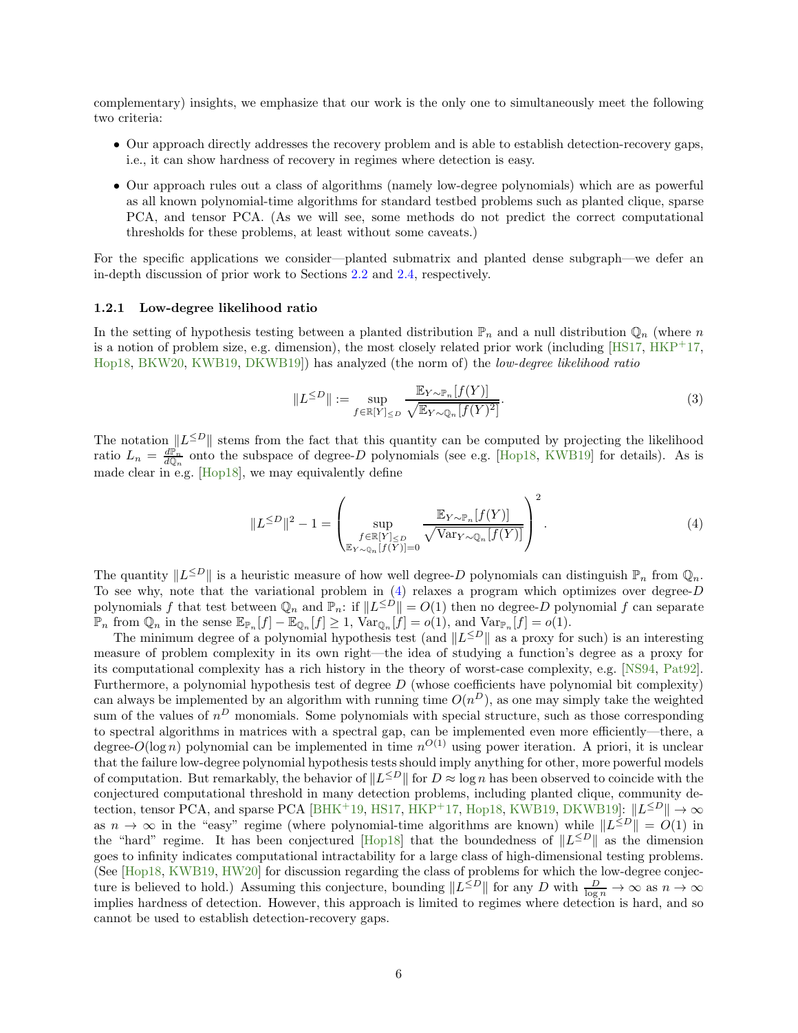complementary) insights, we emphasize that our work is the only one to simultaneously meet the following two criteria:

- Our approach directly addresses the recovery problem and is able to establish detection-recovery gaps, i.e., it can show hardness of recovery in regimes where detection is easy.
- Our approach rules out a class of algorithms (namely low-degree polynomials) which are as powerful as all known polynomial-time algorithms for standard testbed problems such as planted clique, sparse PCA, and tensor PCA. (As we will see, some methods do not predict the correct computational thresholds for these problems, at least without some caveats.)

For the specific applications we consider—planted submatrix and planted dense subgraph—we defer an in-depth discussion of prior work to Sections 2.2 and 2.4, respectively.

### 1.2.1 Low-degree likelihood ratio

In the setting of hypothesis testing between a planted distribution $\mathbb{P}_n$ and a null distribution $\mathbb{Q}_n$ (where $n$ is a notion of problem size, e.g. dimension), the most closely related prior work (including [HS17, HKP+17, Hop18, BKW20, KWB19, DKWB19]) has analyzed (the norm of) the *low-degree likelihood ratio*

$$\|L^{\leq D}\| := \sup_{f \in \mathbb{R}[Y]_{\leq D}} \frac{\mathbb{E}_{Y \sim \mathbb{P}_n}[f(Y)]}{\sqrt{\mathbb{E}_{Y \sim \mathbb{Q}_n}[f(Y)^2]}}. \tag{3}$$

The notation $\|L^{\leq D}\|$ stems from the fact that this quantity can be computed by projecting the likelihood ratio $L_n = \frac{d\mathbb{P}_n}{d\mathbb{Q}_n}$ onto the subspace of degree-$D$ polynomials (see e.g. [Hop18, KWB19] for details). As is made clear in e.g. [Hop18], we may equivalently define

$$\|L^{\leq D}\|^2 - 1 = \left( \sup_{\substack{f \in \mathbb{R}[Y]_{\leq D} \\ \mathbb{E}_{Y \sim \mathbb{Q}_n}[f(Y)] = 0}} \frac{\mathbb{E}_{Y \sim \mathbb{P}_n}[f(Y)]}{\sqrt{\mathrm{Var}_{Y \sim \mathbb{Q}_n}[f(Y)]}} \right)^2. \tag{4}$$

The quantity $\|L^{\leq D}\|$ is a heuristic measure of how well degree-$D$ polynomials can distinguish $\mathbb{P}_n$ from $\mathbb{Q}_n$. To see why, note that the variational problem in (4) relaxes a program which optimizes over degree-$D$ polynomials $f$ that test between $\mathbb{Q}_n$ and $\mathbb{P}_n$: if $\|L^{\leq D}\| = O(1)$ then no degree-$D$ polynomial $f$ can separate $\mathbb{P}_n$ from $\mathbb{Q}_n$ in the sense $\mathbb{E}_{\mathbb{P}_n}[f] - \mathbb{E}_{\mathbb{Q}_n}[f] \geq 1$, $\mathrm{Var}_{\mathbb{Q}_n}[f] = o(1)$, and $\mathrm{Var}_{\mathbb{P}_n}[f] = o(1)$.

The minimum degree of a polynomial hypothesis test (and $\|L^{\leq D}\|$ as a proxy for such) is an interesting measure of problem complexity in its own right—the idea of studying a function's degree as a proxy for its computational complexity has a rich history in the theory of worst-case complexity, e.g. [NS94, Pat92]. Furthermore, a polynomial hypothesis test of degree $D$ (whose coefficients have polynomial bit complexity) can always be implemented by an algorithm with running time $O(n^D)$, as one may simply take the weighted sum of the values of $n^D$ monomials. Some polynomials with special structure, such as those corresponding to spectral algorithms in matrices with a spectral gap, can be implemented even more efficiently—there, a degree-$O(\log n)$ polynomial can be implemented in time $n^{O(1)}$ using power iteration. A priori, it is unclear that the failure low-degree polynomial hypothesis tests should imply anything for other, more powerful models of computation. But remarkably, the behavior of $\|L^{\leq D}\|$ for $D \approx \log n$ has been observed to coincide with the conjectured computational threshold in many detection problems, including planted clique, community detection, tensor PCA, and sparse PCA [BHK+19, HS17, HKP+17, Hop18, KWB19, DKWB19]: $\|L^{\leq D}\| \to \infty$ as $n \to \infty$ in the "easy" regime (where polynomial-time algorithms are known) while $\|L^{\leq D}\| = O(1)$ in the "hard" regime. It has been conjectured [Hop18] that the boundedness of $\|L^{\leq D}\|$ as the dimension goes to infinity indicates computational intractability for a large class of high-dimensional testing problems. (See [Hop18, KWB19, HW20] for discussion regarding the class of problems for which the low-degree conjecture is believed to hold.) Assuming this conjecture, bounding $\|L^{\leq D}\|$ for any $D$ with $\frac{D}{\log n} \to \infty$ as $n \to \infty$ implies hardness of detection. However, this approach is limited to regimes where detection is hard, and so cannot be used to establish detection-recovery gaps.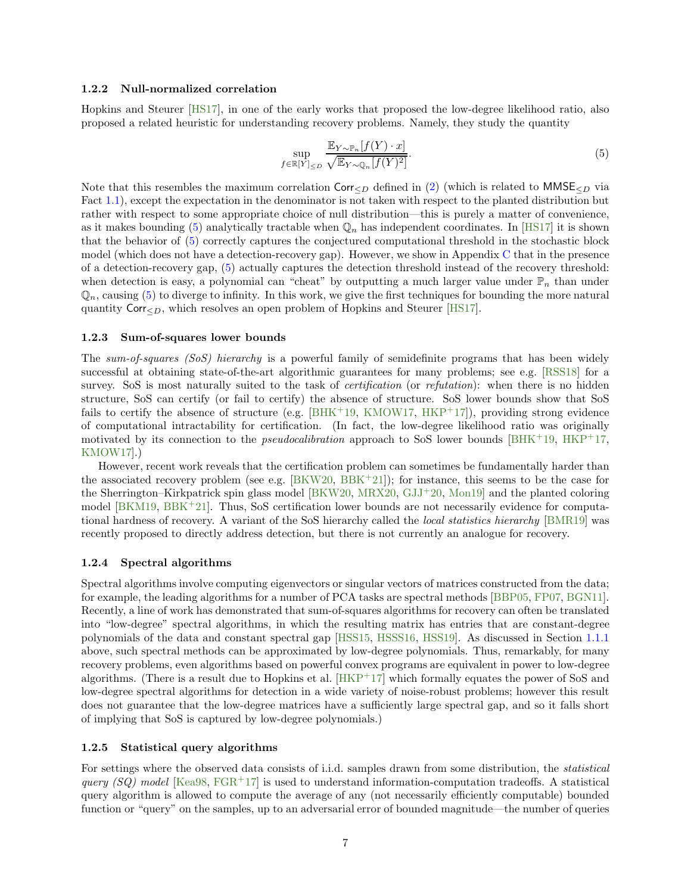### 1.2.2 Null-normalized correlation

Hopkins and Steurer [HS17], in one of the early works that proposed the low-degree likelihood ratio, also proposed a related heuristic for understanding recovery problems. Namely, they study the quantity

$$\sup_{f \in \mathbb{R}[Y]_{\leq D}} \frac{\mathbb{E}_{Y \sim \mathbb{P}_n}[f(Y) \cdot x]}{\sqrt{\mathbb{E}_{Y \sim \mathbb{Q}_n}[f(Y)^2]}}. \tag{5}$$

Note that this resembles the maximum correlation $\mathsf{Corr}_{\leq D}$ defined in (2) (which is related to $\mathsf{MMSE}_{\leq D}$ via Fact 1.1), except the expectation in the denominator is not taken with respect to the planted distribution but rather with respect to some appropriate choice of null distribution—this is purely a matter of convenience, as it makes bounding (5) analytically tractable when $\mathbb{Q}_n$ has independent coordinates. In [HS17] it is shown that the behavior of (5) correctly captures the conjectured computational threshold in the stochastic block model (which does not have a detection-recovery gap). However, we show in Appendix C that in the presence of a detection-recovery gap, (5) actually captures the detection threshold instead of the recovery threshold: when detection is easy, a polynomial can "cheat" by outputting a much larger value under $\mathbb{P}_n$ than under $\mathbb{Q}_n$, causing (5) to diverge to infinity. In this work, we give the first techniques for bounding the more natural quantity $\mathsf{Corr}_{\leq D}$, which resolves an open problem of Hopkins and Steurer [HS17].

### 1.2.3 Sum-of-squares lower bounds

The *sum-of-squares (SoS) hierarchy* is a powerful family of semidefinite programs that has been widely successful at obtaining state-of-the-art algorithmic guarantees for many problems; see e.g. [RSS18] for a survey. SoS is most naturally suited to the task of *certification* (or *refutation*): when there is no hidden structure, SoS can certify (or fail to certify) the absence of structure. SoS lower bounds show that SoS fails to certify the absence of structure (e.g. [BHK+19, KMOW17, HKP+17]), providing strong evidence of computational intractability for certification. (In fact, the low-degree likelihood ratio was originally motivated by its connection to the *pseudocalibration* approach to SoS lower bounds [BHK+19, HKP+17, KMOW17].)

However, recent work reveals that the certification problem can sometimes be fundamentally harder than the associated recovery problem (see e.g. [BKW20, BBK+21]); for instance, this seems to be the case for the Sherrington–Kirkpatrick spin glass model [BKW20, MRX20, GJJ+20, Mon19] and the planted coloring model [BKM19, BBK+21]. Thus, SoS certification lower bounds are not necessarily evidence for computational hardness of recovery. A variant of the SoS hierarchy called the *local statistics hierarchy* [BMR19] was recently proposed to directly address detection, but there is not currently an analogue for recovery.

### 1.2.4 Spectral algorithms

Spectral algorithms involve computing eigenvectors or singular vectors of matrices constructed from the data; for example, the leading algorithms for a number of PCA tasks are spectral methods [BBP05, FP07, BGN11]. Recently, a line of work has demonstrated that sum-of-squares algorithms for recovery can often be translated into "low-degree" spectral algorithms, in which the resulting matrix has entries that are constant-degree polynomials of the data and constant spectral gap [HSS15, HSSS16, HSS19]. As discussed in Section 1.1.1 above, such spectral methods can be approximated by low-degree polynomials. Thus, remarkably, for many recovery problems, even algorithms based on powerful convex programs are equivalent in power to low-degree algorithms. (There is a result due to Hopkins et al. [HKP+17] which formally equates the power of SoS and low-degree spectral algorithms for detection in a wide variety of noise-robust problems; however this result does not guarantee that the low-degree matrices have a sufficiently large spectral gap, and so it falls short of implying that SoS is captured by low-degree polynomials.)

### 1.2.5 Statistical query algorithms

For settings where the observed data consists of i.i.d. samples drawn from some distribution, the *statistical query (SQ) model* [Kea98, FGR+17] is used to understand information-computation tradeoffs. A statistical query algorithm is allowed to compute the average of any (not necessarily efficiently computable) bounded function or "query" on the samples, up to an adversarial error of bounded magnitude—the number of queries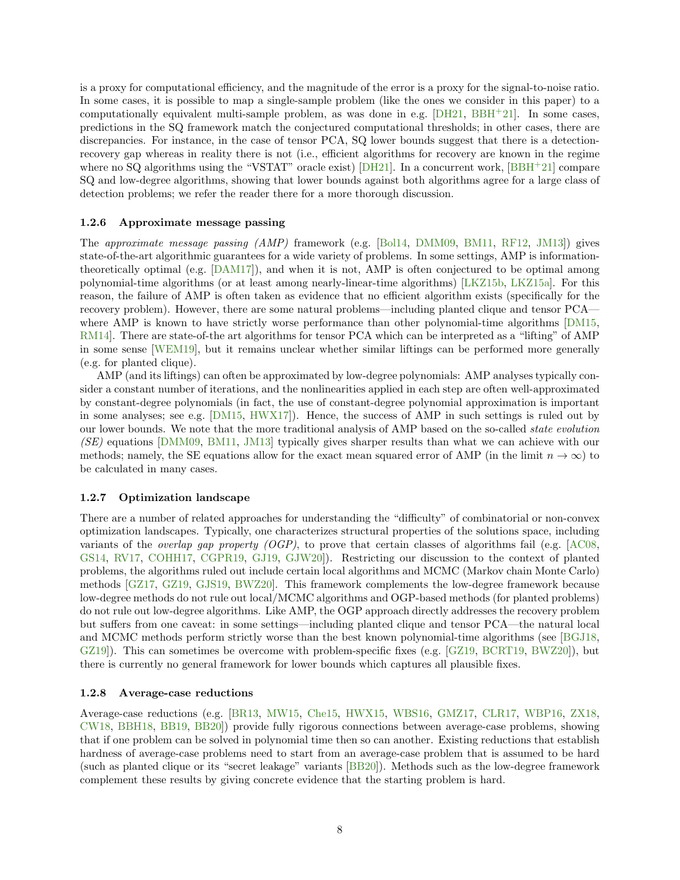is a proxy for computational efficiency, and the magnitude of the error is a proxy for the signal-to-noise ratio. In some cases, it is possible to map a single-sample problem (like the ones we consider in this paper) to a computationally equivalent multi-sample problem, as was done in e.g. [DH21, BBH+21]. In some cases, predictions in the SQ framework match the conjectured computational thresholds; in other cases, there are discrepancies. For instance, in the case of tensor PCA, SQ lower bounds suggest that there is a detection-recovery gap whereas in reality there is not (i.e., efficient algorithms for recovery are known in the regime where no SQ algorithms using the "VSTAT" oracle exist) [DH21]. In a concurrent work, [BBH+21] compare SQ and low-degree algorithms, showing that lower bounds against both algorithms agree for a large class of detection problems; we refer the reader there for a more thorough discussion.

### 1.2.6 Approximate message passing

The *approximate message passing (AMP)* framework (e.g. [Bol14, DMM09, BM11, RF12, JM13]) gives state-of-the-art algorithmic guarantees for a wide variety of problems. In some settings, AMP is information-theoretically optimal (e.g. [DAM17]), and when it is not, AMP is often conjectured to be optimal among polynomial-time algorithms (or at least among nearly-linear-time algorithms) [LKZ15b, LKZ15a]. For this reason, the failure of AMP is often taken as evidence that no efficient algorithm exists (specifically for the recovery problem). However, there are some natural problems—including planted clique and tensor PCA—where AMP is known to have strictly worse performance than other polynomial-time algorithms [DM15, RM14]. There are state-of-the art algorithms for tensor PCA which can be interpreted as a "lifting" of AMP in some sense [WEM19], but it remains unclear whether similar liftings can be performed more generally (e.g. for planted clique).

AMP (and its liftings) can often be approximated by low-degree polynomials: AMP analyses typically consider a constant number of iterations, and the nonlinearities applied in each step are often well-approximated by constant-degree polynomials (in fact, the use of constant-degree polynomial approximation is important in some analyses; see e.g. [DM15, HWX17]). Hence, the success of AMP in such settings is ruled out by our lower bounds. We note that the more traditional analysis of AMP based on the so-called *state evolution (SE)* equations [DMM09, BM11, JM13] typically gives sharper results than what we can achieve with our methods; namely, the SE equations allow for the exact mean squared error of AMP (in the limit $n \to \infty$) to be calculated in many cases.

### 1.2.7 Optimization landscape

There are a number of related approaches for understanding the "difficulty" of combinatorial or non-convex optimization landscapes. Typically, one characterizes structural properties of the solutions space, including variants of the *overlap gap property (OGP)*, to prove that certain classes of algorithms fail (e.g. [AC08, GS14, RV17, COHH17, CGPR19, GJ19, GJW20]). Restricting our discussion to the context of planted problems, the algorithms ruled out include certain local algorithms and MCMC (Markov chain Monte Carlo) methods [GZ17, GZ19, GJS19, BWZ20]. This framework complements the low-degree framework because low-degree methods do not rule out local/MCMC algorithms and OGP-based methods (for planted problems) do not rule out low-degree algorithms. Like AMP, the OGP approach directly addresses the recovery problem but suffers from one caveat: in some settings—including planted clique and tensor PCA—the natural local and MCMC methods perform strictly worse than the best known polynomial-time algorithms (see [BGJ18, GZ19]). This can sometimes be overcome with problem-specific fixes (e.g. [GZ19, BCRT19, BWZ20]), but there is currently no general framework for lower bounds which captures all plausible fixes.

### 1.2.8 Average-case reductions

Average-case reductions (e.g. [BR13, MW15, Che15, HWX15, WBS16, GMZ17, CLR17, WBP16, ZX18, CW18, BBH18, BB19, BB20]) provide fully rigorous connections between average-case problems, showing that if one problem can be solved in polynomial time then so can another. Existing reductions that establish hardness of average-case problems need to start from an average-case problem that is assumed to be hard (such as planted clique or its "secret leakage" variants [BB20]). Methods such as the low-degree framework complement these results by giving concrete evidence that the starting problem is hard.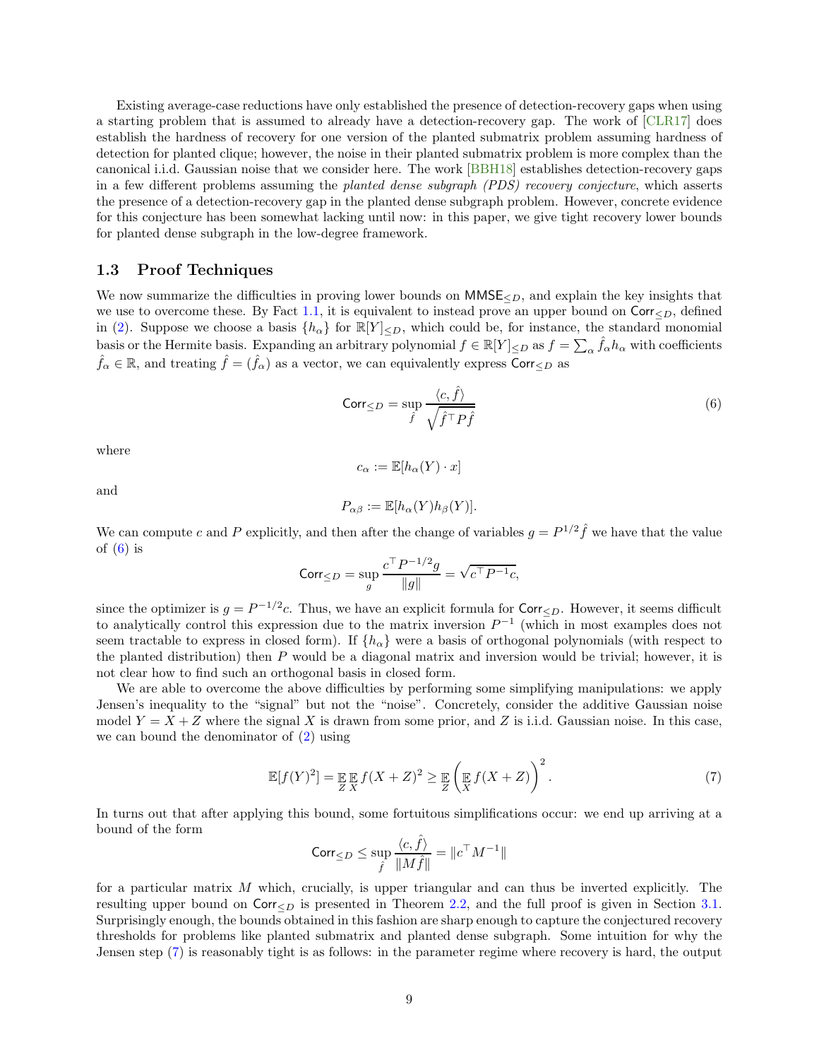Existing average-case reductions have only established the presence of detection-recovery gaps when using a starting problem that is assumed to already have a detection-recovery gap. The work of [CLR17] does establish the hardness of recovery for one version of the planted submatrix problem assuming hardness of detection for planted clique; however, the noise in their planted submatrix problem is more complex than the canonical i.i.d. Gaussian noise that we consider here. The work [BBH18] establishes detection-recovery gaps in a few different problems assuming the *planted dense subgraph (PDS) recovery conjecture*, which asserts the presence of a detection-recovery gap in the planted dense subgraph problem. However, concrete evidence for this conjecture has been somewhat lacking until now: in this paper, we give tight recovery lower bounds for planted dense subgraph in the low-degree framework.

### 1.3 Proof Techniques

We now summarize the difficulties in proving lower bounds on $\mathsf{MMSE}_{\le D}$, and explain the key insights that we use to overcome these. By Fact 1.1, it is equivalent to instead prove an upper bound on $\mathsf{Corr}_{\le D}$, defined in (2). Suppose we choose a basis $\{h_\alpha\}$ for $\mathbb{R}[Y]_{\le D}$, which could be, for instance, the standard monomial basis or the Hermite basis. Expanding an arbitrary polynomial $f \in \mathbb{R}[Y]_{\le D}$ as $f = \sum_\alpha \hat{f}_\alpha h_\alpha$ with coefficients $\hat{f}_\alpha \in \mathbb{R}$, and treating $\hat{f} = (\hat{f}_\alpha)$ as a vector, we can equivalently express $\mathsf{Corr}_{\le D}$ as

$$\mathsf{Corr}_{\le D} = \sup_{\hat{f}} \frac{\langle c, \hat{f} \rangle}{\sqrt{\hat{f}^\top P \hat{f}}} \tag{6}$$

where

$$c_\alpha := \mathbb{E}[h_\alpha(Y) \cdot x]$$

and

$$P_{\alpha\beta} := \mathbb{E}[h_\alpha(Y) h_\beta(Y)].$$

We can compute $c$ and $P$ explicitly, and then after the change of variables $g = P^{1/2} \hat{f}$ we have that the value of (6) is

$$\mathsf{Corr}_{\le D} = \sup_{g} \frac{c^\top P^{-1/2} g}{\|g\|} = \sqrt{c^\top P^{-1} c},$$

since the optimizer is $g = P^{-1/2} c$. Thus, we have an explicit formula for $\mathsf{Corr}_{\le D}$. However, it seems difficult to analytically control this expression due to the matrix inversion $P^{-1}$ (which in most examples does not seem tractable to express in closed form). If $\{h_\alpha\}$ were a basis of orthogonal polynomials (with respect to the planted distribution) then $P$ would be a diagonal matrix and inversion would be trivial; however, it is not clear how to find such an orthogonal basis in closed form.

We are able to overcome the above difficulties by performing some simplifying manipulations: we apply Jensen's inequality to the "signal" but not the "noise". Concretely, consider the additive Gaussian noise model $Y = X + Z$ where the signal $X$ is drawn from some prior, and $Z$ is i.i.d. Gaussian noise. In this case, we can bound the denominator of (2) using

$$\mathbb{E}[f(Y)^2] = \mathop{\mathbb{E}}_Z \mathop{\mathbb{E}}_X f(X+Z)^2 \ge \mathop{\mathbb{E}}_Z \left( \mathop{\mathbb{E}}_X f(X+Z) \right)^2. \tag{7}$$

In turns out that after applying this bound, some fortuitous simplifications occur: we end up arriving at a bound of the form

$$\mathsf{Corr}_{\le D} \le \sup_{\hat{f}} \frac{\langle c, \hat{f} \rangle}{\|M \hat{f}\|} = \|c^\top M^{-1}\|$$

for a particular matrix $M$ which, crucially, is upper triangular and can thus be inverted explicitly. The resulting upper bound on $\mathsf{Corr}_{\le D}$ is presented in Theorem 2.2, and the full proof is given in Section 3.1. Surprisingly enough, the bounds obtained in this fashion are sharp enough to capture the conjectured recovery thresholds for problems like planted submatrix and planted dense subgraph. Some intuition for why the Jensen step (7) is reasonably tight is as follows: in the parameter regime where recovery is hard, the output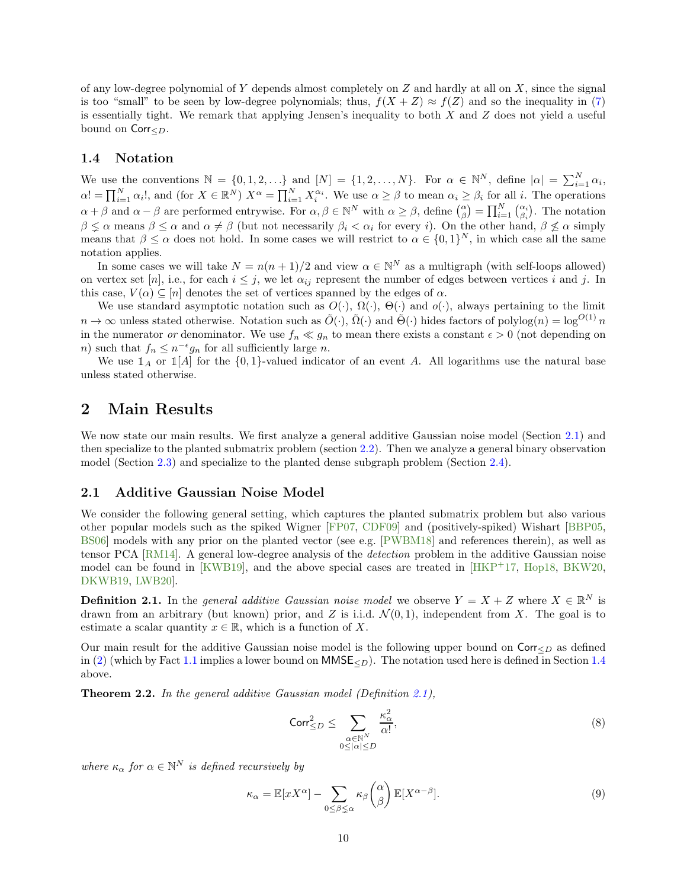of any low-degree polynomial of $Y$ depends almost completely on $Z$ and hardly at all on $X$, since the signal is too "small" to be seen by low-degree polynomials; thus, $f(X+Z) \approx f(Z)$ and so the inequality in (7) is essentially tight. We remark that applying Jensen's inequality to both $X$ and $Z$ does not yield a useful bound on $\mathsf{Corr}_{\le D}$.

### 1.4 Notation

We use the conventions $\mathbb{N} = \{0, 1, 2, \ldots\}$ and $[N] = \{1, 2, \ldots, N\}$. For $\alpha \in \mathbb{N}^N$, define $|\alpha| = \sum_{i=1}^N \alpha_i$, $\alpha! = \prod_{i=1}^N \alpha_i!$, and (for $X \in \mathbb{R}^N$) $X^\alpha = \prod_{i=1}^N X_i^{\alpha_i}$. We use $\alpha \ge \beta$ to mean $\alpha_i \ge \beta_i$ for all $i$. The operations $\alpha + \beta$ and $\alpha - \beta$ are performed entrywise. For $\alpha, \beta \in \mathbb{N}^N$ with $\alpha \ge \beta$, define $\binom{\alpha}{\beta} = \prod_{i=1}^N \binom{\alpha_i}{\beta_i}$. The notation $\beta \lneq \alpha$ means $\beta \le \alpha$ and $\alpha \ne \beta$ (but not necessarily $\beta_i < \alpha_i$ for every $i$). On the other hand, $\beta \not\le \alpha$ simply means that $\beta \le \alpha$ does not hold. In some cases we will restrict to $\alpha \in \{0,1\}^N$, in which case all the same notation applies.

In some cases we will take $N = n(n+1)/2$ and view $\alpha \in \mathbb{N}^N$ as a multigraph (with self-loops allowed) on vertex set $[n]$, i.e., for each $i \le j$, we let $\alpha_{ij}$ represent the number of edges between vertices $i$ and $j$. In this case, $V(\alpha) \subseteq [n]$ denotes the set of vertices spanned by the edges of $\alpha$.

We use standard asymptotic notation such as $O(\cdot)$, $\Omega(\cdot)$, $\Theta(\cdot)$ and $o(\cdot)$, always pertaining to the limit $n \to \infty$ unless stated otherwise. Notation such as $\tilde{O}(\cdot)$, $\tilde{\Omega}(\cdot)$ and $\tilde{\Theta}(\cdot)$ hides factors of $\mathrm{polylog}(n) = \log^{O(1)} n$ in the numerator *or* denominator. We use $f_n \ll g_n$ to mean there exists a constant $\epsilon > 0$ (not depending on $n$) such that $f_n \le n^{-\epsilon} g_n$ for all sufficiently large $n$.

We use $\mathbb{1}_A$ or $\mathbb{1}[A]$ for the $\{0,1\}$-valued indicator of an event $A$. All logarithms use the natural base unless stated otherwise.

## 2 Main Results

We now state our main results. We first analyze a general additive Gaussian noise model (Section 2.1) and then specialize to the planted submatrix problem (section 2.2). Then we analyze a general binary observation model (Section 2.3) and specialize to the planted dense subgraph problem (Section 2.4).

### 2.1 Additive Gaussian Noise Model

We consider the following general setting, which captures the planted submatrix problem but also various other popular models such as the spiked Wigner [FP07, CDF09] and (positively-spiked) Wishart [BBP05, BS06] models with any prior on the planted vector (see e.g. [PWBM18] and references therein), as well as tensor PCA [RM14]. A general low-degree analysis of the *detection* problem in the additive Gaussian noise model can be found in [KWB19], and the above special cases are treated in [HKP+17, Hop18, BKW20, DKWB19, LWB20].

**Definition 2.1.** In the *general additive Gaussian noise model* we observe $Y = X + Z$ where $X \in \mathbb{R}^N$ is drawn from an arbitrary (but known) prior, and $Z$ is i.i.d. $\mathcal{N}(0,1)$, independent from $X$. The goal is to estimate a scalar quantity $x \in \mathbb{R}$, which is a function of $X$.

Our main result for the additive Gaussian noise model is the following upper bound on $\mathsf{Corr}_{\le D}$ as defined in (2) (which by Fact 1.1 implies a lower bound on $\mathsf{MMSE}_{\le D}$). The notation used here is defined in Section 1.4 above.

**Theorem 2.2.** *In the general additive Gaussian model (Definition 2.1),*

$$\mathsf{Corr}_{\le D}^2 \le \sum_{\substack{\alpha \in \mathbb{N}^N \\ 0 \le |\alpha| \le D}} \frac{\kappa_\alpha^2}{\alpha!}, \tag{8}$$

*where $\kappa_\alpha$ for $\alpha \in \mathbb{N}^N$ is defined recursively by*

$$\kappa_\alpha = \mathbb{E}[x X^\alpha] - \sum_{0 \le \beta \lneq \alpha} \kappa_\beta \binom{\alpha}{\beta} \mathbb{E}[X^{\alpha - \beta}]. \tag{9}$$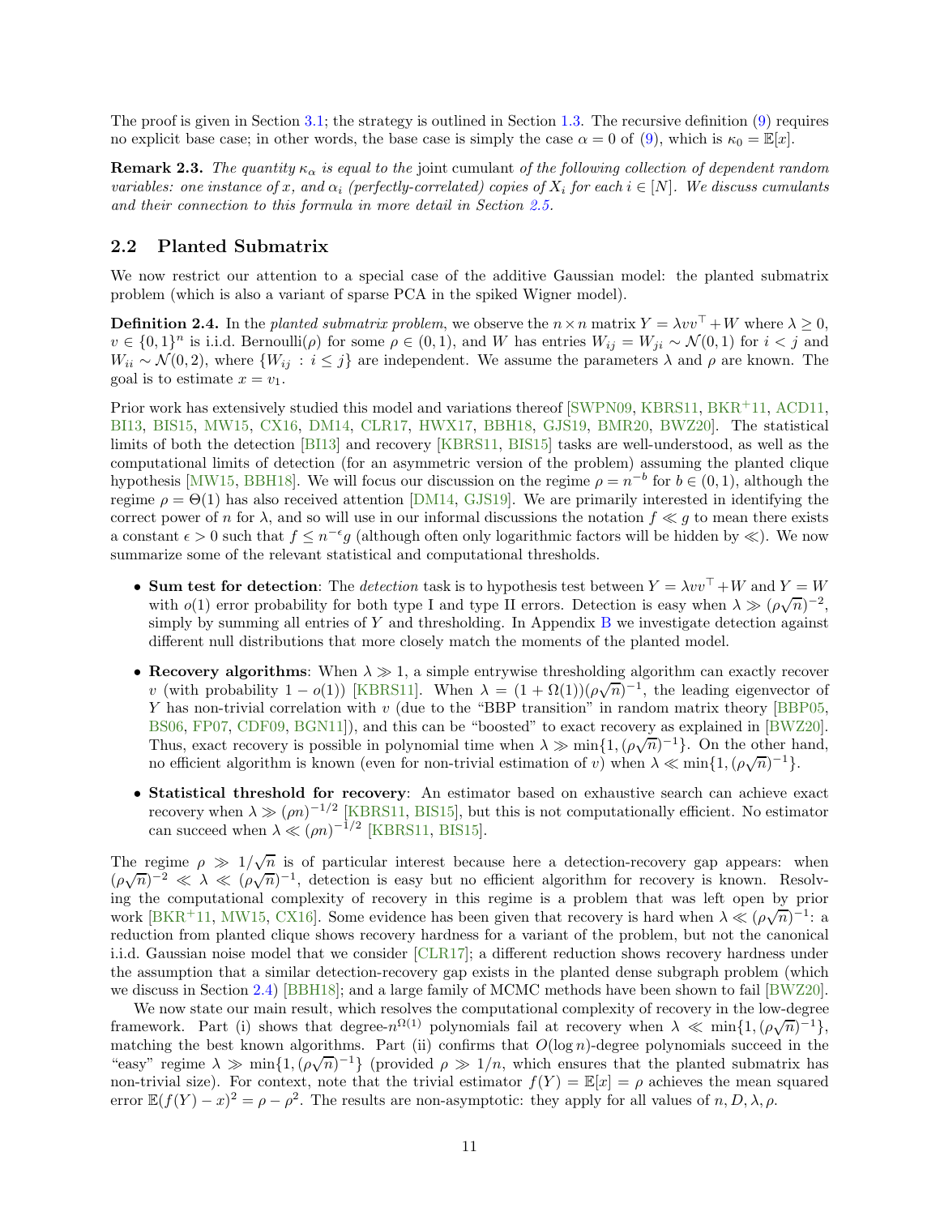The proof is given in Section 3.1; the strategy is outlined in Section 1.3. The recursive definition (9) requires no explicit base case; in other words, the base case is simply the case $\alpha = 0$ of (9), which is $\kappa_0 = \mathbb{E}[x]$.

**Remark 2.3.** *The quantity $\kappa_\alpha$ is equal to the* joint cumulant *of the following collection of dependent random variables: one instance of $x$, and $\alpha_i$ (perfectly-correlated) copies of $X_i$ for each $i \in [N]$. We discuss cumulants and their connection to this formula in more detail in Section 2.5.*

## 2.2 Planted Submatrix

We now restrict our attention to a special case of the additive Gaussian model: the planted submatrix problem (which is also a variant of sparse PCA in the spiked Wigner model).

**Definition 2.4.** In the *planted submatrix problem*, we observe the $n \times n$ matrix $Y = \lambda vv^\top + W$ where $\lambda \geq 0$, $v \in \{0,1\}^n$ is i.i.d. Bernoulli($\rho$) for some $\rho \in (0,1)$, and $W$ has entries $W_{ij} = W_{ji} \sim \mathcal{N}(0,1)$ for $i < j$ and $W_{ii} \sim \mathcal{N}(0,2)$, where $\{W_{ij} : i \leq j\}$ are independent. We assume the parameters $\lambda$ and $\rho$ are known. The goal is to estimate $x = v_1$.

Prior work has extensively studied this model and variations thereof [SWPN09, KBRS11, BKR+11, ACD11, BI13, BIS15, MW15, CX16, DM14, CLR17, HWX17, BBH18, GJS19, BMR20, BWZ20]. The statistical limits of both the detection [BI13] and recovery [KBRS11, BIS15] tasks are well-understood, as well as the computational limits of detection (for an asymmetric version of the problem) assuming the planted clique hypothesis [MW15, BBH18]. We will focus our discussion on the regime $\rho = n^{-b}$ for $b \in (0,1)$, although the regime $\rho = \Theta(1)$ has also received attention [DM14, GJS19]. We are primarily interested in identifying the correct power of $n$ for $\lambda$, and so will use in our informal discussions the notation $f \ll g$ to mean there exists a constant $\epsilon > 0$ such that $f \leq n^{-\epsilon} g$ (although often only logarithmic factors will be hidden by $\ll$). We now summarize some of the relevant statistical and computational thresholds.

- **Sum test for detection**: The *detection* task is to hypothesis test between $Y = \lambda vv^\top + W$ and $Y = W$ with $o(1)$ error probability for both type I and type II errors. Detection is easy when $\lambda \gg (\rho\sqrt{n})^{-2}$, simply by summing all entries of $Y$ and thresholding. In Appendix B we investigate detection against different null distributions that more closely match the moments of the planted model.
- **Recovery algorithms**: When $\lambda \gg 1$, a simple entrywise thresholding algorithm can exactly recover $v$ (with probability $1 - o(1)$) [KBRS11]. When $\lambda = (1 + \Omega(1))(\rho\sqrt{n})^{-1}$, the leading eigenvector of $Y$ has non-trivial correlation with $v$ (due to the "BBP transition" in random matrix theory [BBP05, BS06, FP07, CDF09, BGN11]), and this can be "boosted" to exact recovery as explained in [BWZ20]. Thus, exact recovery is possible in polynomial time when $\lambda \gg \min\{1, (\rho\sqrt{n})^{-1}\}$. On the other hand, no efficient algorithm is known (even for non-trivial estimation of $v$) when $\lambda \ll \min\{1, (\rho\sqrt{n})^{-1}\}$.
- **Statistical threshold for recovery**: An estimator based on exhaustive search can achieve exact recovery when $\lambda \gg (\rho n)^{-1/2}$ [KBRS11, BIS15], but this is not computationally efficient. No estimator can succeed when $\lambda \ll (\rho n)^{-1/2}$ [KBRS11, BIS15].

The regime $\rho \gg 1/\sqrt{n}$ is of particular interest because here a detection-recovery gap appears: when $(\rho\sqrt{n})^{-2} \ll \lambda \ll (\rho\sqrt{n})^{-1}$, detection is easy but no efficient algorithm for recovery is known. Resolving the computational complexity of recovery in this regime is a problem that was left open by prior work [BKR+11, MW15, CX16]. Some evidence has been given that recovery is hard when $\lambda \ll (\rho\sqrt{n})^{-1}$: a reduction from planted clique shows recovery hardness for a variant of the problem, but not the canonical i.i.d. Gaussian noise model that we consider [CLR17]; a different reduction shows recovery hardness under the assumption that a similar detection-recovery gap exists in the planted dense subgraph problem (which we discuss in Section 2.4) [BBH18]; and a large family of MCMC methods have been shown to fail [BWZ20].

We now state our main result, which resolves the computational complexity of recovery in the low-degree framework. Part (i) shows that degree-$n^{\Omega(1)}$ polynomials fail at recovery when $\lambda \ll \min\{1, (\rho\sqrt{n})^{-1}\}$, matching the best known algorithms. Part (ii) confirms that $O(\log n)$-degree polynomials succeed in the "easy" regime $\lambda \gg \min\{1, (\rho\sqrt{n})^{-1}\}$ (provided $\rho \gg 1/n$, which ensures that the planted submatrix has non-trivial size). For context, note that the trivial estimator $f(Y) = \mathbb{E}[x] = \rho$ achieves the mean squared error $\mathbb{E}(f(Y) - x)^2 = \rho - \rho^2$. The results are non-asymptotic: they apply for all values of $n, D, \lambda, \rho$.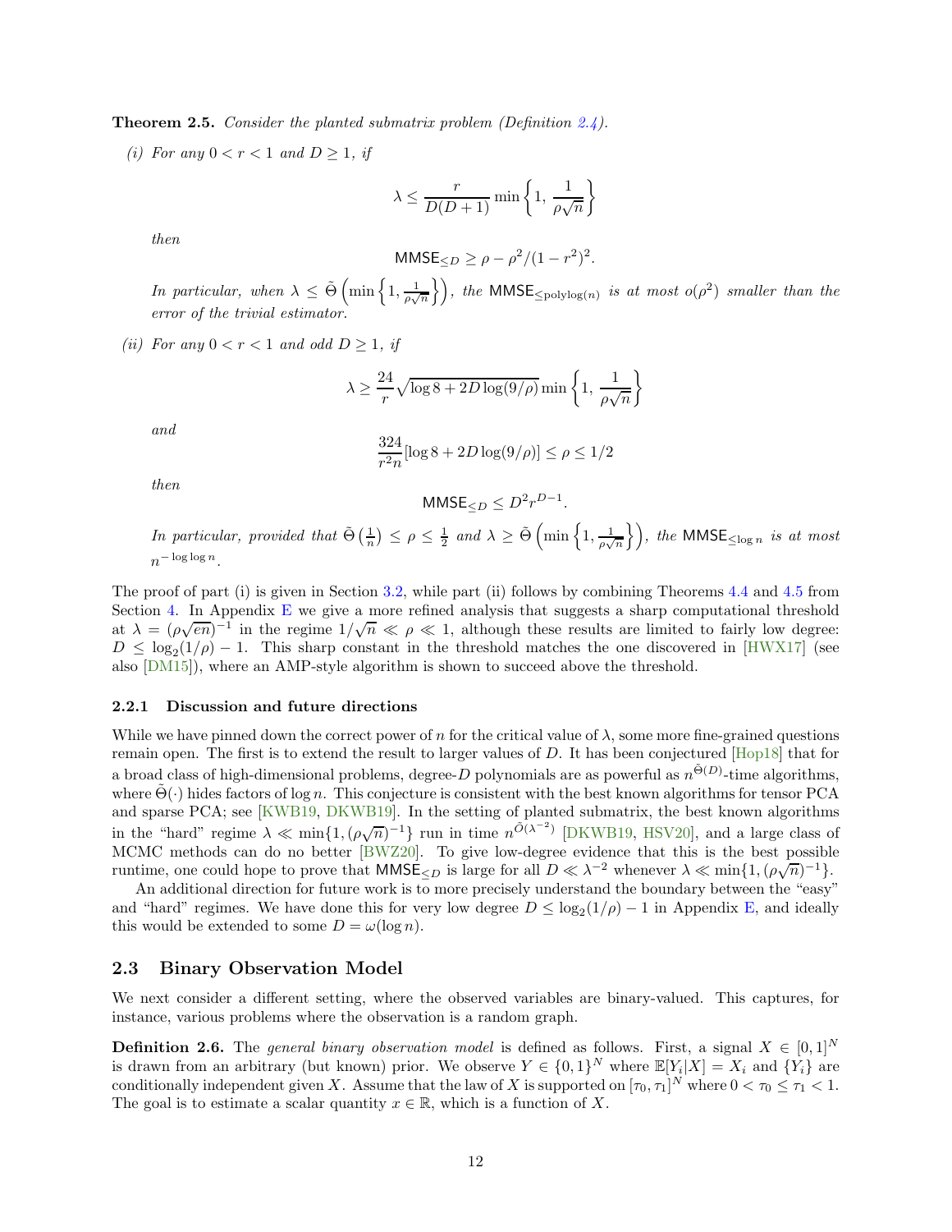**Theorem 2.5.** *Consider the planted submatrix problem (Definition 2.4).*

*(i) For any $0 < r < 1$ and $D \ge 1$, if*

$$\lambda \le \frac{r}{D(D+1)} \min\left\{1,\ \frac{1}{\rho\sqrt{n}}\right\}$$

*then*

$$\mathsf{MMSE}_{\le D} \ge \rho - \rho^2/(1-r^2)^2.$$

*In particular, when $\lambda \le \tilde{\Theta}\left(\min\left\{1, \frac{1}{\rho\sqrt{n}}\right\}\right)$, the $\mathsf{MMSE}_{\le \mathrm{polylog}(n)}$ is at most $o(\rho^2)$ smaller than the error of the trivial estimator.*

*(ii) For any $0 < r < 1$ and odd $D \ge 1$, if*

$$\lambda \ge \frac{24}{r}\sqrt{\log 8 + 2D\log(9/\rho)} \min\left\{1,\ \frac{1}{\rho\sqrt{n}}\right\}$$

*and*

$$\frac{324}{r^2 n}[\log 8 + 2D\log(9/\rho)] \le \rho \le 1/2$$

*then*

$$\mathsf{MMSE}_{\le D} \le D^2 r^{D-1}.$$

*In particular, provided that $\tilde{\Theta}\left(\frac{1}{n}\right) \le \rho \le \frac{1}{2}$ and $\lambda \ge \tilde{\Theta}\left(\min\left\{1, \frac{1}{\rho\sqrt{n}}\right\}\right)$, the $\mathsf{MMSE}_{\le \log n}$ is at most $n^{-\log\log n}$.*

The proof of part (i) is given in Section 3.2, while part (ii) follows by combining Theorems 4.4 and 4.5 from Section 4. In Appendix E we give a more refined analysis that suggests a sharp computational threshold at $\lambda = (\rho\sqrt{en})^{-1}$ in the regime $1/\sqrt{n} \ll \rho \ll 1$, although these results are limited to fairly low degree: $D \le \log_2(1/\rho) - 1$. This sharp constant in the threshold matches the one discovered in [HWX17] (see also [DM15]), where an AMP-style algorithm is shown to succeed above the threshold.

#### 2.2.1 Discussion and future directions

While we have pinned down the correct power of $n$ for the critical value of $\lambda$, some more fine-grained questions remain open. The first is to extend the result to larger values of $D$. It has been conjectured [Hop18] that for a broad class of high-dimensional problems, degree-$D$ polynomials are as powerful as $n^{\tilde{\Theta}(D)}$-time algorithms, where $\tilde{\Theta}(\cdot)$ hides factors of $\log n$. This conjecture is consistent with the best known algorithms for tensor PCA and sparse PCA; see [KWB19, DKWB19]. In the setting of planted submatrix, the best known algorithms in the "hard" regime $\lambda \ll \min\{1, (\rho\sqrt{n})^{-1}\}$ run in time $n^{\tilde{O}(\lambda^{-2})}$ [DKWB19, HSV20], and a large class of MCMC methods can do no better [BWZ20]. To give low-degree evidence that this is the best possible runtime, one could hope to prove that $\mathsf{MMSE}_{\le D}$ is large for all $D \ll \lambda^{-2}$ whenever $\lambda \ll \min\{1, (\rho\sqrt{n})^{-1}\}$.

An additional direction for future work is to more precisely understand the boundary between the "easy" and "hard" regimes. We have done this for very low degree $D \le \log_2(1/\rho) - 1$ in Appendix E, and ideally this would be extended to some $D = \omega(\log n)$.

### 2.3 Binary Observation Model

We next consider a different setting, where the observed variables are binary-valued. This captures, for instance, various problems where the observation is a random graph.

**Definition 2.6.** The *general binary observation model* is defined as follows. First, a signal $X \in [0,1]^N$ is drawn from an arbitrary (but known) prior. We observe $Y \in \{0,1\}^N$ where $\mathbb{E}[Y_i|X] = X_i$ and $\{Y_i\}$ are conditionally independent given $X$. Assume that the law of $X$ is supported on $[\tau_0, \tau_1]^N$ where $0 < \tau_0 \le \tau_1 < 1$. The goal is to estimate a scalar quantity $x \in \mathbb{R}$, which is a function of $X$.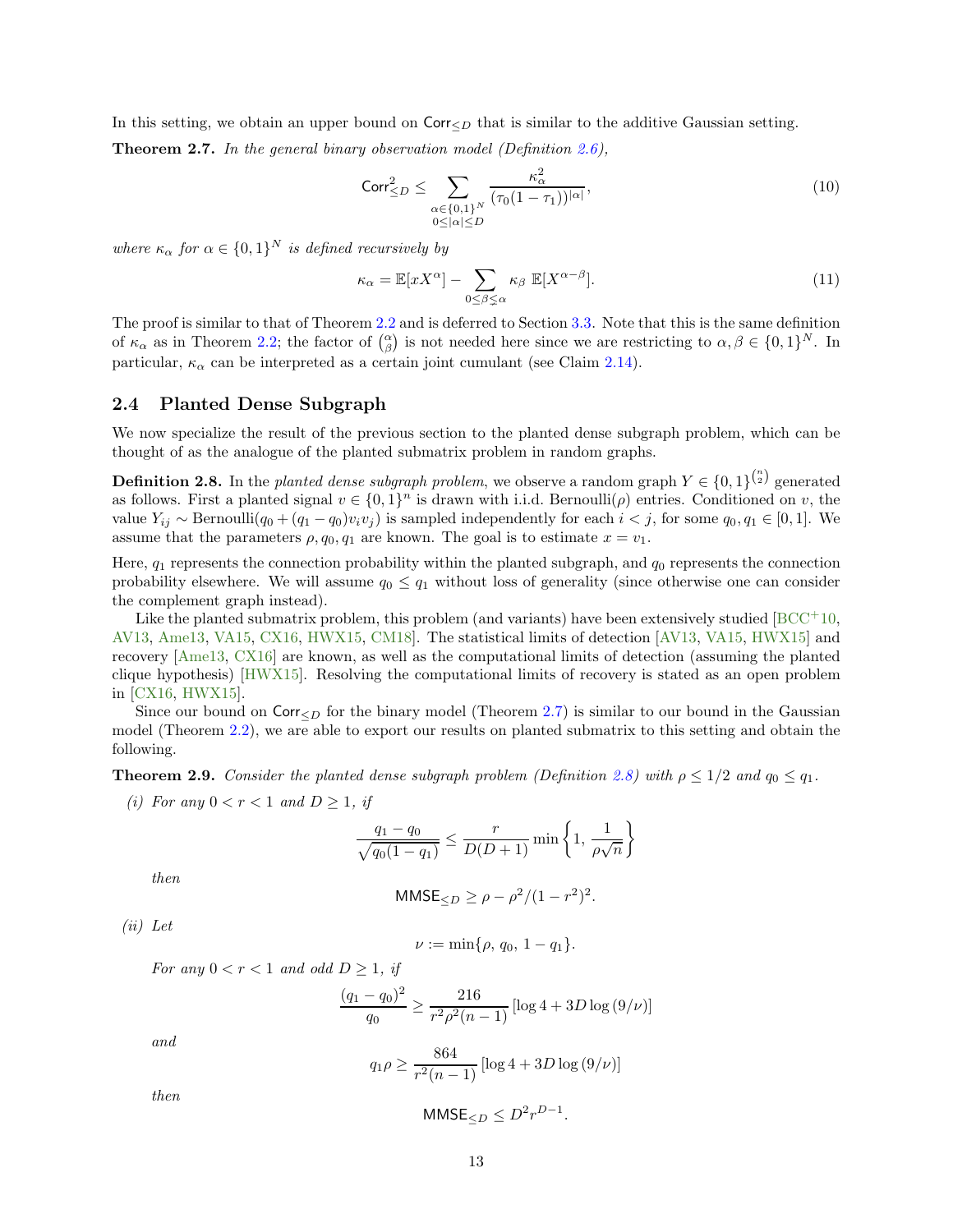In this setting, we obtain an upper bound on $\mathsf{Corr}_{\le D}$ that is similar to the additive Gaussian setting.

**Theorem 2.7.** *In the general binary observation model (Definition 2.6),*

$$\mathsf{Corr}_{\le D}^2 \le \sum_{\substack{\alpha \in \{0,1\}^N \\ 0 \le |\alpha| \le D}} \frac{\kappa_\alpha^2}{(\tau_0(1-\tau_1))^{|\alpha|}}, \tag{10}$$

*where $\kappa_\alpha$ for $\alpha \in \{0,1\}^N$ is defined recursively by*

$$\kappa_\alpha = \mathbb{E}[xX^\alpha] - \sum_{0 \le \beta \lneq \alpha} \kappa_\beta \, \mathbb{E}[X^{\alpha-\beta}]. \tag{11}$$

The proof is similar to that of Theorem 2.2 and is deferred to Section 3.3. Note that this is the same definition of $\kappa_\alpha$ as in Theorem 2.2; the factor of $\binom{\alpha}{\beta}$ is not needed here since we are restricting to $\alpha, \beta \in \{0,1\}^N$. In particular, $\kappa_\alpha$ can be interpreted as a certain joint cumulant (see Claim 2.14).

## 2.4 Planted Dense Subgraph

We now specialize the result of the previous section to the planted dense subgraph problem, which can be thought of as the analogue of the planted submatrix problem in random graphs.

**Definition 2.8.** In the *planted dense subgraph problem*, we observe a random graph $Y \in \{0,1\}^{\binom{n}{2}}$ generated as follows. First a planted signal $v \in \{0,1\}^n$ is drawn with i.i.d. Bernoulli($\rho$) entries. Conditioned on $v$, the value $Y_{ij} \sim \text{Bernoulli}(q_0 + (q_1 - q_0)v_i v_j)$ is sampled independently for each $i < j$, for some $q_0, q_1 \in [0,1]$. We assume that the parameters $\rho, q_0, q_1$ are known. The goal is to estimate $x = v_1$.

Here, $q_1$ represents the connection probability within the planted subgraph, and $q_0$ represents the connection probability elsewhere. We will assume $q_0 \le q_1$ without loss of generality (since otherwise one can consider the complement graph instead).

Like the planted submatrix problem, this problem (and variants) have been extensively studied [BCC+10, AV13, Ame13, VA15, CX16, HWX15, CM18]. The statistical limits of detection [AV13, VA15, HWX15] and recovery [Ame13, CX16] are known, as well as the computational limits of detection (assuming the planted clique hypothesis) [HWX15]. Resolving the computational limits of recovery is stated as an open problem in [CX16, HWX15].

Since our bound on $\mathsf{Corr}_{\le D}$ for the binary model (Theorem 2.7) is similar to our bound in the Gaussian model (Theorem 2.2), we are able to export our results on planted submatrix to this setting and obtain the following.

**Theorem 2.9.** *Consider the planted dense subgraph problem (Definition 2.8) with $\rho \le 1/2$ and $q_0 \le q_1$.*

*(i) For any $0 < r < 1$ and $D \ge 1$, if*

$$\frac{q_1 - q_0}{\sqrt{q_0(1-q_1)}} \le \frac{r}{D(D+1)} \min\left\{1, \frac{1}{\rho\sqrt{n}}\right\}$$

*then*

$$\mathsf{MMSE}_{\le D} \ge \rho - \rho^2/(1-r^2)^2.$$

*(ii) Let*

$$\nu := \min\{\rho,\, q_0,\, 1 - q_1\}.$$

*For any $0 < r < 1$ and odd $D \ge 1$, if*

$$\frac{(q_1 - q_0)^2}{q_0} \ge \frac{216}{r^2\rho^2(n-1)}\left[\log 4 + 3D\log(9/\nu)\right]$$

*and*

$$q_1\rho \ge \frac{864}{r^2(n-1)}\left[\log 4 + 3D\log(9/\nu)\right]$$

*then*

$$\mathsf{MMSE}_{\le D} \le D^2 r^{D-1}.$$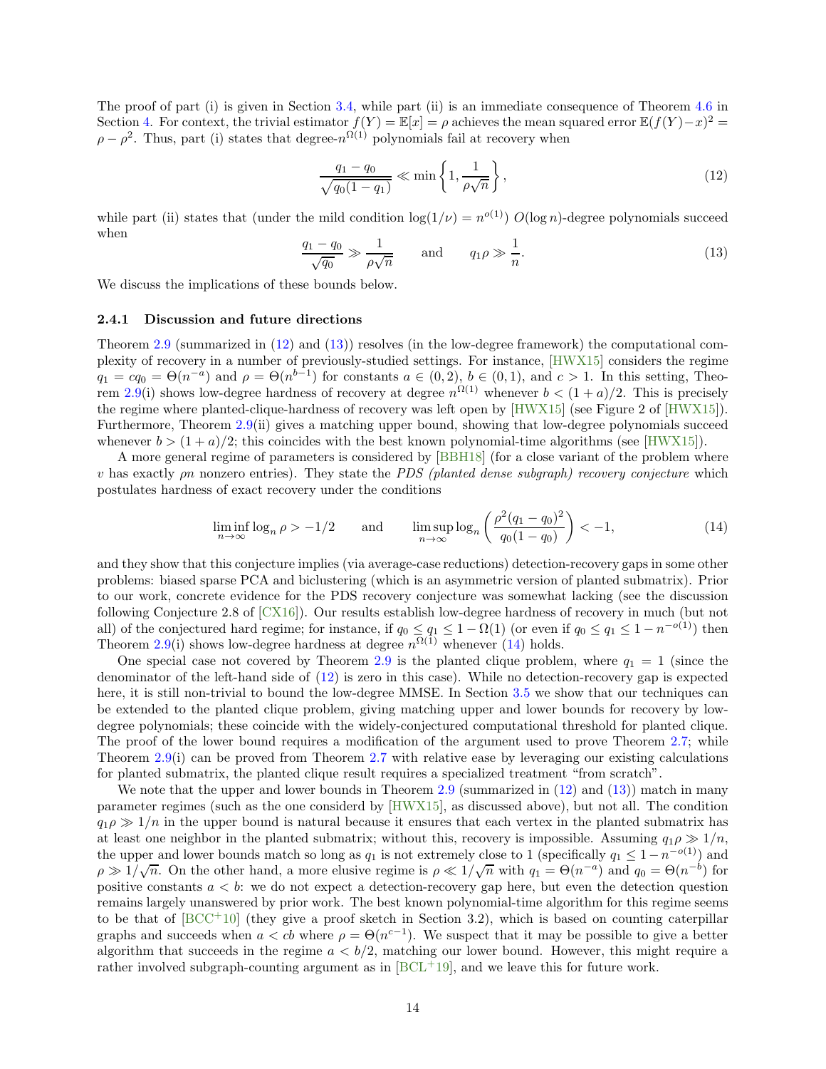The proof of part (i) is given in Section 3.4, while part (ii) is an immediate consequence of Theorem 4.6 in Section 4. For context, the trivial estimator $f(Y) = \mathbb{E}[x] = \rho$ achieves the mean squared error $\mathbb{E}(f(Y)-x)^2 = \rho - \rho^2$. Thus, part (i) states that degree-$n^{\Omega(1)}$ polynomials fail at recovery when

$$\frac{q_1 - q_0}{\sqrt{q_0(1-q_1)}} \ll \min\left\{1, \frac{1}{\rho\sqrt{n}}\right\}, \tag{12}$$

while part (ii) states that (under the mild condition $\log(1/\nu) = n^{o(1)}$) $O(\log n)$-degree polynomials succeed when

$$\frac{q_1 - q_0}{\sqrt{q_0}} \gg \frac{1}{\rho\sqrt{n}} \qquad \text{and} \qquad q_1\rho \gg \frac{1}{n}. \tag{13}$$

We discuss the implications of these bounds below.

### 2.4.1 Discussion and future directions

Theorem 2.9 (summarized in (12) and (13)) resolves (in the low-degree framework) the computational complexity of recovery in a number of previously-studied settings. For instance, [HWX15] considers the regime $q_1 = cq_0 = \Theta(n^{-a})$ and $\rho = \Theta(n^{b-1})$ for constants $a \in (0, 2)$, $b \in (0, 1)$, and $c > 1$. In this setting, Theorem 2.9(i) shows low-degree hardness of recovery at degree $n^{\Omega(1)}$ whenever $b < (1 + a)/2$. This is precisely the regime where planted-clique-hardness of recovery was left open by [HWX15] (see Figure 2 of [HWX15]). Furthermore, Theorem 2.9(ii) gives a matching upper bound, showing that low-degree polynomials succeed whenever $b > (1 + a)/2$; this coincides with the best known polynomial-time algorithms (see [HWX15]).

A more general regime of parameters is considered by [BBH18] (for a close variant of the problem where $v$ has exactly $\rho n$ nonzero entries). They state the *PDS (planted dense subgraph) recovery conjecture* which postulates hardness of exact recovery under the conditions

$$\liminf_{n\to\infty} \log_n \rho > -1/2 \qquad \text{and} \qquad \limsup_{n\to\infty} \log_n \left(\frac{\rho^2(q_1 - q_0)^2}{q_0(1-q_0)}\right) < -1, \tag{14}$$

and they show that this conjecture implies (via average-case reductions) detection-recovery gaps in some other problems: biased sparse PCA and biclustering (which is an asymmetric version of planted submatrix). Prior to our work, concrete evidence for the PDS recovery conjecture was somewhat lacking (see the discussion following Conjecture 2.8 of [CX16]). Our results establish low-degree hardness of recovery in much (but not all) of the conjectured hard regime; for instance, if $q_0 \le q_1 \le 1 - \Omega(1)$ (or even if $q_0 \le q_1 \le 1 - n^{-o(1)}$) then Theorem 2.9(i) shows low-degree hardness at degree $n^{\Omega(1)}$ whenever (14) holds.

One special case not covered by Theorem 2.9 is the planted clique problem, where $q_1 = 1$ (since the denominator of the left-hand side of (12) is zero in this case). While no detection-recovery gap is expected here, it is still non-trivial to bound the low-degree MMSE. In Section 3.5 we show that our techniques can be extended to the planted clique problem, giving matching upper and lower bounds for recovery by low-degree polynomials; these coincide with the widely-conjectured computational threshold for planted clique. The proof of the lower bound requires a modification of the argument used to prove Theorem 2.7; while Theorem 2.9(i) can be proved from Theorem 2.7 with relative ease by leveraging our existing calculations for planted submatrix, the planted clique result requires a specialized treatment "from scratch".

We note that the upper and lower bounds in Theorem 2.9 (summarized in (12) and (13)) match in many parameter regimes (such as the one considerd by [HWX15], as discussed above), but not all. The condition $q_1\rho \gg 1/n$ in the upper bound is natural because it ensures that each vertex in the planted submatrix has at least one neighbor in the planted submatrix; without this, recovery is impossible. Assuming $q_1\rho \gg 1/n$, the upper and lower bounds match so long as $q_1$ is not extremely close to 1 (specifically $q_1 \le 1 - n^{-o(1)}$) and $\rho \gg 1/\sqrt{n}$. On the other hand, a more elusive regime is $\rho \ll 1/\sqrt{n}$ with $q_1 = \Theta(n^{-a})$ and $q_0 = \Theta(n^{-b})$ for positive constants $a < b$: we do not expect a detection-recovery gap here, but even the detection question remains largely unanswered by prior work. The best known polynomial-time algorithm for this regime seems to be that of [BCC+10] (they give a proof sketch in Section 3.2), which is based on counting caterpillar graphs and succeeds when $a < cb$ where $\rho = \Theta(n^{c-1})$. We suspect that it may be possible to give a better algorithm that succeeds in the regime $a < b/2$, matching our lower bound. However, this might require a rather involved subgraph-counting argument as in [BCL+19], and we leave this for future work.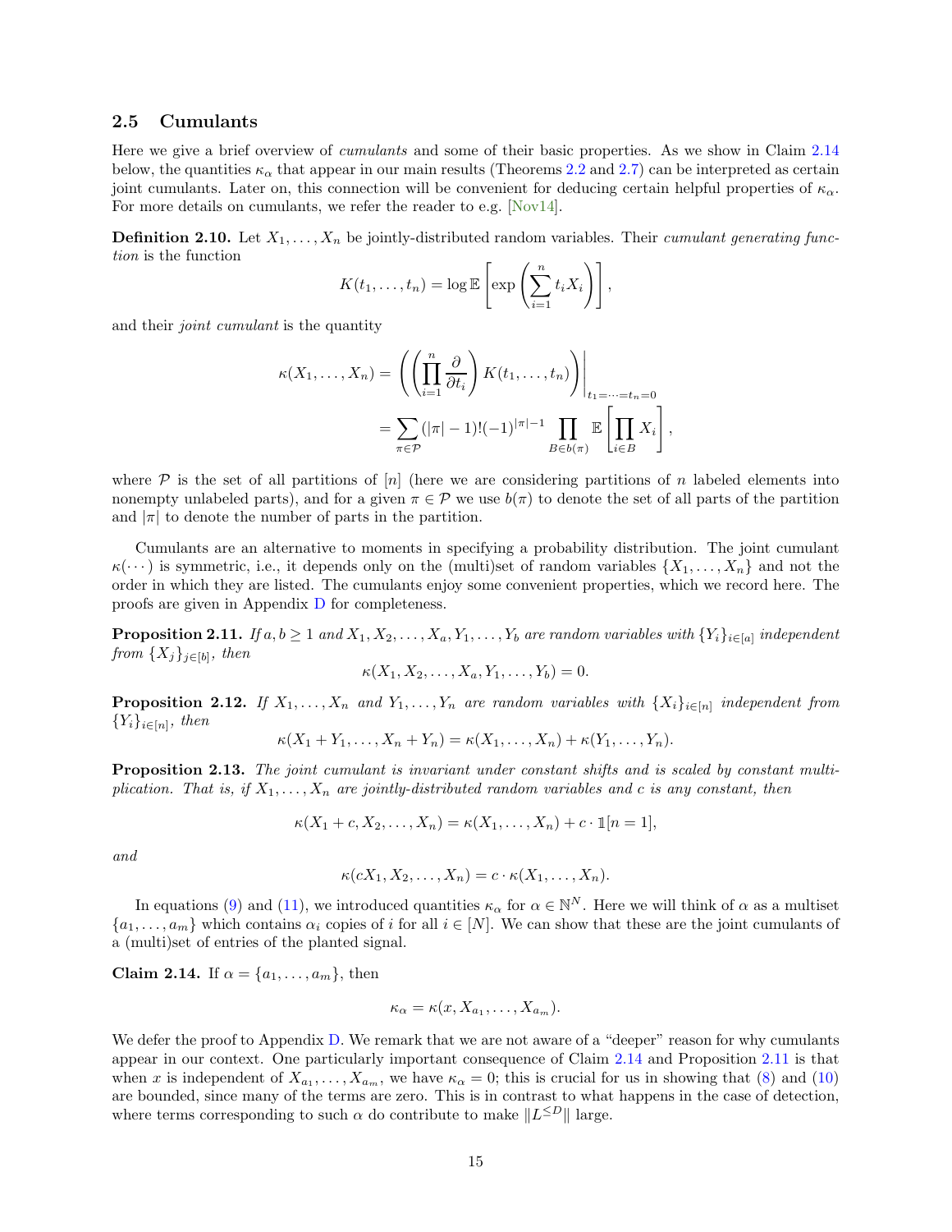## 2.5 Cumulants

Here we give a brief overview of *cumulants* and some of their basic properties. As we show in Claim 2.14 below, the quantities $\kappa_\alpha$ that appear in our main results (Theorems 2.2 and 2.7) can be interpreted as certain joint cumulants. Later on, this connection will be convenient for deducing certain helpful properties of $\kappa_\alpha$. For more details on cumulants, we refer the reader to e.g. [Nov14].

**Definition 2.10.** *Let $X_1, \dots, X_n$ be jointly-distributed random variables. Their cumulant generating function is the function*

$$K(t_1, \dots, t_n) = \log \mathbb{E}\left[\exp\left(\sum_{i=1}^n t_i X_i\right)\right],$$

*and their joint cumulant is the quantity*

$$\begin{aligned}
\kappa(X_1, \dots, X_n) &= \left(\left(\prod_{i=1}^n \frac{\partial}{\partial t_i}\right) K(t_1, \dots, t_n)\right)\Bigg|_{t_1 = \dots = t_n = 0} \\
&= \sum_{\pi \in \mathcal{P}} (|\pi| - 1)!(-1)^{|\pi|-1} \prod_{B \in b(\pi)} \mathbb{E}\left[\prod_{i \in B} X_i\right],
\end{aligned}$$

*where $\mathcal{P}$ is the set of all partitions of $[n]$ (here we are considering partitions of $n$ labeled elements into nonempty unlabeled parts), and for a given $\pi \in \mathcal{P}$ we use $b(\pi)$ to denote the set of all parts of the partition and $|\pi|$ to denote the number of parts in the partition.*

Cumulants are an alternative to moments in specifying a probability distribution. The joint cumulant $\kappa(\cdots)$ is symmetric, i.e., it depends only on the (multi)set of random variables $\{X_1, \dots, X_n\}$ and not the order in which they are listed. The cumulants enjoy some convenient properties, which we record here. The proofs are given in Appendix D for completeness.

**Proposition 2.11.** *If $a, b \ge 1$ and $X_1, X_2, \dots, X_a, Y_1, \dots, Y_b$ are random variables with $\{Y_i\}_{i \in [a]}$ independent from $\{X_j\}_{j \in [b]}$, then*

$$\kappa(X_1, X_2, \dots, X_a, Y_1, \dots, Y_b) = 0.$$

**Proposition 2.12.** *If $X_1, \dots, X_n$ and $Y_1, \dots, Y_n$ are random variables with $\{X_i\}_{i \in [n]}$ independent from $\{Y_i\}_{i \in [n]}$, then*

$$\kappa(X_1 + Y_1, \dots, X_n + Y_n) = \kappa(X_1, \dots, X_n) + \kappa(Y_1, \dots, Y_n).$$

**Proposition 2.13.** *The joint cumulant is invariant under constant shifts and is scaled by constant multiplication. That is, if $X_1, \dots, X_n$ are jointly-distributed random variables and $c$ is any constant, then*

$$\kappa(X_1 + c, X_2, \dots, X_n) = \kappa(X_1, \dots, X_n) + c \cdot \mathbb{1}[n = 1],$$

*and*

$$\kappa(cX_1, X_2, \dots, X_n) = c \cdot \kappa(X_1, \dots, X_n).$$

In equations (9) and (11), we introduced quantities $\kappa_\alpha$ for $\alpha \in \mathbb{N}^N$. Here we will think of $\alpha$ as a multiset $\{a_1, \dots, a_m\}$ which contains $\alpha_i$ copies of $i$ for all $i \in [N]$. We can show that these are the joint cumulants of a (multi)set of entries of the planted signal.

**Claim 2.14.** If $\alpha = \{a_1, \dots, a_m\}$, then

$$\kappa_\alpha = \kappa(x, X_{a_1}, \dots, X_{a_m}).$$

We defer the proof to Appendix D. We remark that we are not aware of a "deeper" reason for why cumulants appear in our context. One particularly important consequence of Claim 2.14 and Proposition 2.11 is that when $x$ is independent of $X_{a_1}, \dots, X_{a_m}$, we have $\kappa_\alpha = 0$; this is crucial for us in showing that (8) and (10) are bounded, since many of the terms are zero. This is in contrast to what happens in the case of detection, where terms corresponding to such $\alpha$ do contribute to make $\|L^{\le D}\|$ large.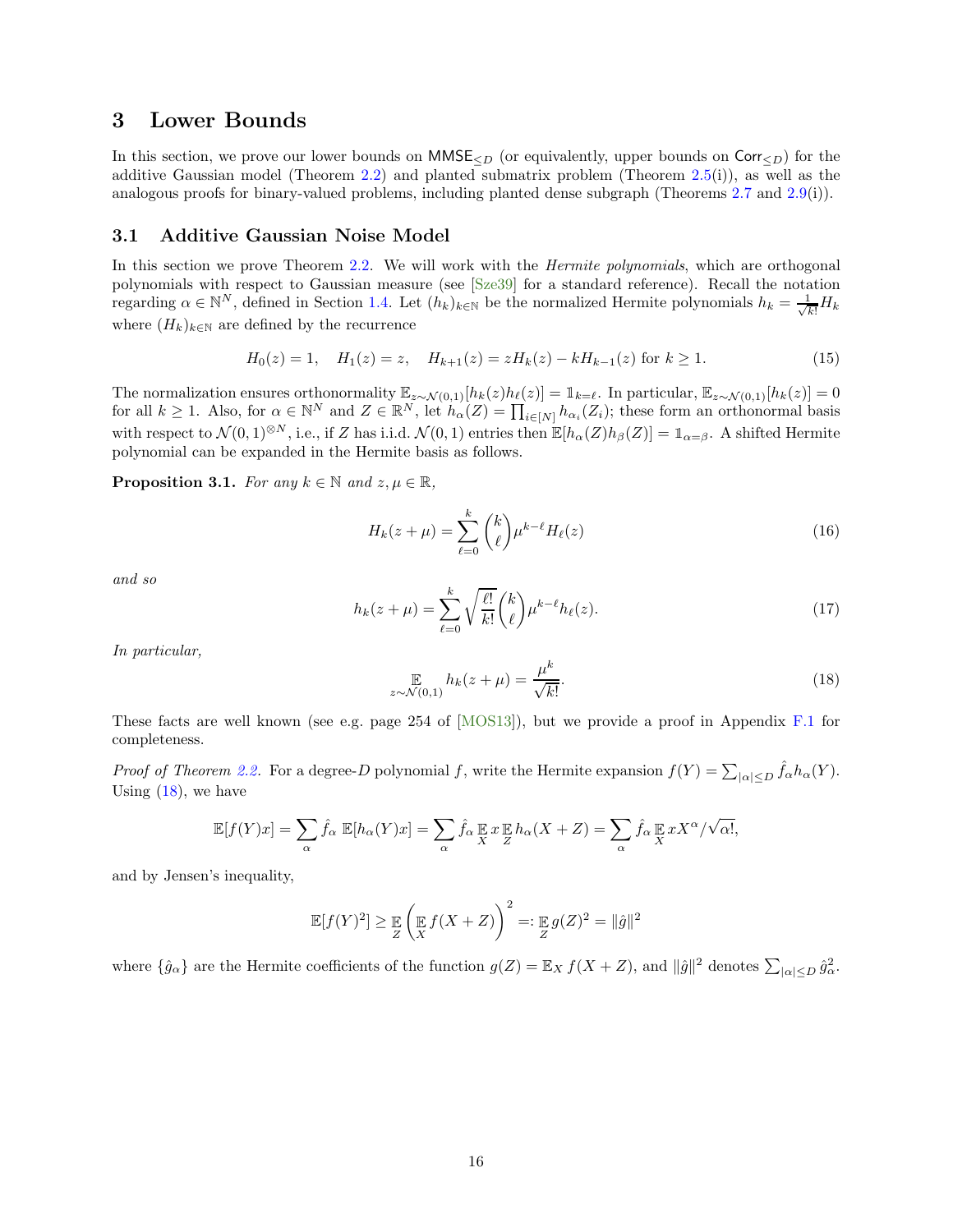# 3 Lower Bounds

In this section, we prove our lower bounds on $\mathsf{MMSE}_{\leq D}$ (or equivalently, upper bounds on $\mathsf{Corr}_{\leq D}$) for the additive Gaussian model (Theorem 2.2) and planted submatrix problem (Theorem 2.5(i)), as well as the analogous proofs for binary-valued problems, including planted dense subgraph (Theorems 2.7 and 2.9(i)).

## 3.1 Additive Gaussian Noise Model

In this section we prove Theorem 2.2. We will work with the *Hermite polynomials*, which are orthogonal polynomials with respect to Gaussian measure (see [Sze39] for a standard reference). Recall the notation regarding $\alpha \in \mathbb{N}^N$, defined in Section 1.4. Let $(h_k)_{k\in\mathbb{N}}$ be the normalized Hermite polynomials $h_k = \frac{1}{\sqrt{k!}} H_k$ where $(H_k)_{k\in\mathbb{N}}$ are defined by the recurrence

$$H_0(z) = 1, \quad H_1(z) = z, \quad H_{k+1}(z) = zH_k(z) - kH_{k-1}(z) \text{ for } k \geq 1. \tag{15}$$

The normalization ensures orthonormality $\mathbb{E}_{z\sim\mathcal{N}(0,1)}[h_k(z)h_\ell(z)] = \mathbb{1}_{k=\ell}$. In particular, $\mathbb{E}_{z\sim\mathcal{N}(0,1)}[h_k(z)] = 0$ for all $k \geq 1$. Also, for $\alpha \in \mathbb{N}^N$ and $Z \in \mathbb{R}^N$, let $h_\alpha(Z) = \prod_{i\in[N]} h_{\alpha_i}(Z_i)$; these form an orthonormal basis with respect to $\mathcal{N}(0,1)^{\otimes N}$, i.e., if $Z$ has i.i.d. $\mathcal{N}(0,1)$ entries then $\mathbb{E}[h_\alpha(Z)h_\beta(Z)] = \mathbb{1}_{\alpha=\beta}$. A shifted Hermite polynomial can be expanded in the Hermite basis as follows.

**Proposition 3.1.** *For any $k \in \mathbb{N}$ and $z, \mu \in \mathbb{R}$,*

$$H_k(z + \mu) = \sum_{\ell=0}^{k} \binom{k}{\ell} \mu^{k-\ell} H_\ell(z) \tag{16}$$

*and so*

$$h_k(z + \mu) = \sum_{\ell=0}^{k} \sqrt{\frac{\ell!}{k!}} \binom{k}{\ell} \mu^{k-\ell} h_\ell(z). \tag{17}$$

*In particular,*

$$\mathop{\mathbb{E}}_{z\sim\mathcal{N}(0,1)} h_k(z + \mu) = \frac{\mu^k}{\sqrt{k!}}. \tag{18}$$

These facts are well known (see e.g. page 254 of [MOS13]), but we provide a proof in Appendix F.1 for completeness.

*Proof of Theorem 2.2.* For a degree-$D$ polynomial $f$, write the Hermite expansion $f(Y) = \sum_{|\alpha|\leq D} \hat{f}_\alpha h_\alpha(Y)$. Using (18), we have

$$\mathbb{E}[f(Y)x] = \sum_\alpha \hat{f}_\alpha \, \mathbb{E}[h_\alpha(Y)x] = \sum_\alpha \hat{f}_\alpha \mathop{\mathbb{E}}_X x \mathop{\mathbb{E}}_Z h_\alpha(X + Z) = \sum_\alpha \hat{f}_\alpha \mathop{\mathbb{E}}_X x X^\alpha / \sqrt{\alpha!},$$

and by Jensen's inequality,

$$\mathbb{E}[f(Y)^2] \geq \mathop{\mathbb{E}}_Z \left( \mathop{\mathbb{E}}_X f(X + Z) \right)^2 =: \mathop{\mathbb{E}}_Z g(Z)^2 = \|\hat{g}\|^2$$

where $\{\hat{g}_\alpha\}$ are the Hermite coefficients of the function $g(Z) = \mathbb{E}_X f(X + Z)$, and $\|\hat{g}\|^2$ denotes $\sum_{|\alpha|\leq D} \hat{g}_\alpha^2$.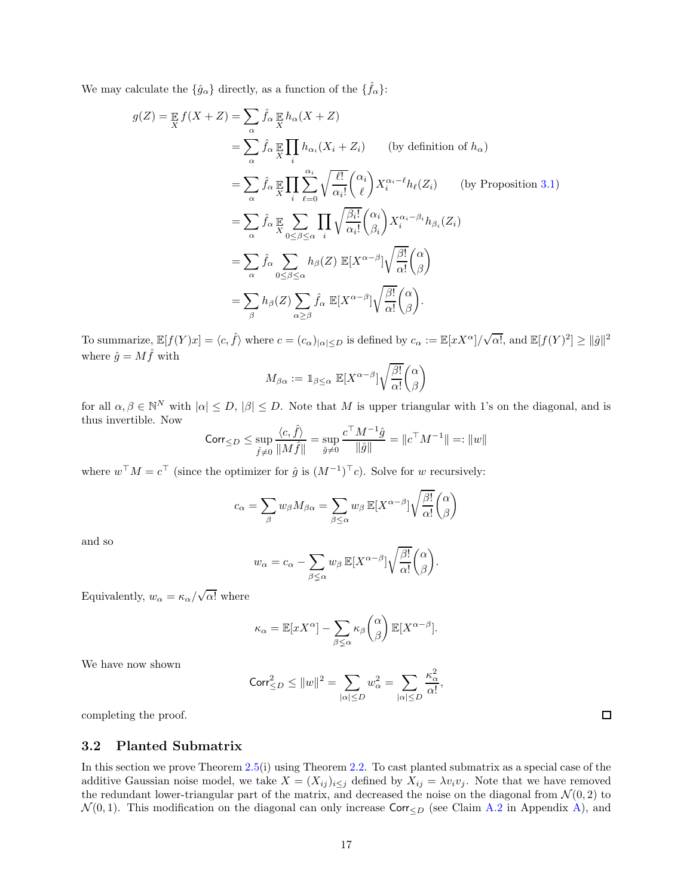We may calculate the $\{\hat{g}_\alpha\}$ directly, as a function of the $\{\hat{f}_\alpha\}$:

$$
\begin{aligned}
g(Z) = \mathop{\mathbb{E}}_X f(X+Z) &= \sum_\alpha \hat{f}_\alpha \mathop{\mathbb{E}}_X h_\alpha(X+Z) \\
&= \sum_\alpha \hat{f}_\alpha \mathop{\mathbb{E}}_X \prod_i h_{\alpha_i}(X_i + Z_i) \qquad \text{(by definition of } h_\alpha) \\
&= \sum_\alpha \hat{f}_\alpha \mathop{\mathbb{E}}_X \prod_i \sum_{\ell=0}^{\alpha_i} \sqrt{\frac{\ell!}{\alpha_i!}} \binom{\alpha_i}{\ell} X_i^{\alpha_i - \ell} h_\ell(Z_i) \qquad \text{(by Proposition 3.1)} \\
&= \sum_\alpha \hat{f}_\alpha \mathop{\mathbb{E}}_X \sum_{0 \le \beta \le \alpha} \prod_i \sqrt{\frac{\beta_i!}{\alpha_i!}} \binom{\alpha_i}{\beta_i} X_i^{\alpha_i - \beta_i} h_{\beta_i}(Z_i) \\
&= \sum_\alpha \hat{f}_\alpha \sum_{0 \le \beta \le \alpha} h_\beta(Z)\, \mathbb{E}[X^{\alpha-\beta}] \sqrt{\frac{\beta!}{\alpha!}} \binom{\alpha}{\beta} \\
&= \sum_\beta h_\beta(Z) \sum_{\alpha \ge \beta} \hat{f}_\alpha \, \mathbb{E}[X^{\alpha-\beta}] \sqrt{\frac{\beta!}{\alpha!}} \binom{\alpha}{\beta}.
\end{aligned}
$$

To summarize, $\mathbb{E}[f(Y)x] = \langle c, \hat{f} \rangle$ where $c = (c_\alpha)_{|\alpha| \le D}$ is defined by $c_\alpha := \mathbb{E}[xX^\alpha]/\sqrt{\alpha!}$, and $\mathbb{E}[f(Y)^2] \ge \|\hat{g}\|^2$ where $\hat{g} = M\hat{f}$ with

$$
M_{\beta\alpha} := \mathbb{1}_{\beta \le \alpha} \, \mathbb{E}[X^{\alpha-\beta}] \sqrt{\frac{\beta!}{\alpha!}} \binom{\alpha}{\beta}
$$

for all $\alpha, \beta \in \mathbb{N}^N$ with $|\alpha| \le D$, $|\beta| \le D$. Note that $M$ is upper triangular with 1's on the diagonal, and is thus invertible. Now

$$
\mathsf{Corr}_{\le D} \le \sup_{\hat{f} \ne 0} \frac{\langle c, \hat{f} \rangle}{\|M\hat{f}\|} = \sup_{\hat{g} \ne 0} \frac{c^\top M^{-1} \hat{g}}{\|\hat{g}\|} = \|c^\top M^{-1}\| =: \|w\|
$$

where $w^\top M = c^\top$ (since the optimizer for $\hat{g}$ is $(M^{-1})^\top c$). Solve for $w$ recursively:

$$
c_\alpha = \sum_\beta w_\beta M_{\beta\alpha} = \sum_{\beta \le \alpha} w_\beta \, \mathbb{E}[X^{\alpha-\beta}] \sqrt{\frac{\beta!}{\alpha!}} \binom{\alpha}{\beta}
$$

and so

$$
w_\alpha = c_\alpha - \sum_{\beta \lneq \alpha} w_\beta \, \mathbb{E}[X^{\alpha-\beta}] \sqrt{\frac{\beta!}{\alpha!}} \binom{\alpha}{\beta}.
$$

Equivalently, $w_\alpha = \kappa_\alpha / \sqrt{\alpha!}$ where

$$
\kappa_\alpha = \mathbb{E}[xX^\alpha] - \sum_{\beta \lneq \alpha} \kappa_\beta \binom{\alpha}{\beta} \mathbb{E}[X^{\alpha-\beta}].
$$

We have now shown

$$
\mathsf{Corr}_{\le D}^2 \le \|w\|^2 = \sum_{|\alpha| \le D} w_\alpha^2 = \sum_{|\alpha| \le D} \frac{\kappa_\alpha^2}{\alpha!},
$$

completing the proof. □

## 3.2 Planted Submatrix

In this section we prove Theorem 2.5(i) using Theorem 2.2. To cast planted submatrix as a special case of the additive Gaussian noise model, we take $X = (X_{ij})_{i \le j}$ defined by $X_{ij} = \lambda v_i v_j$. Note that we have removed the redundant lower-triangular part of the matrix, and decreased the noise on the diagonal from $\mathcal{N}(0, 2)$ to $\mathcal{N}(0, 1)$. This modification on the diagonal can only increase $\mathsf{Corr}_{\le D}$ (see Claim A.2 in Appendix A), and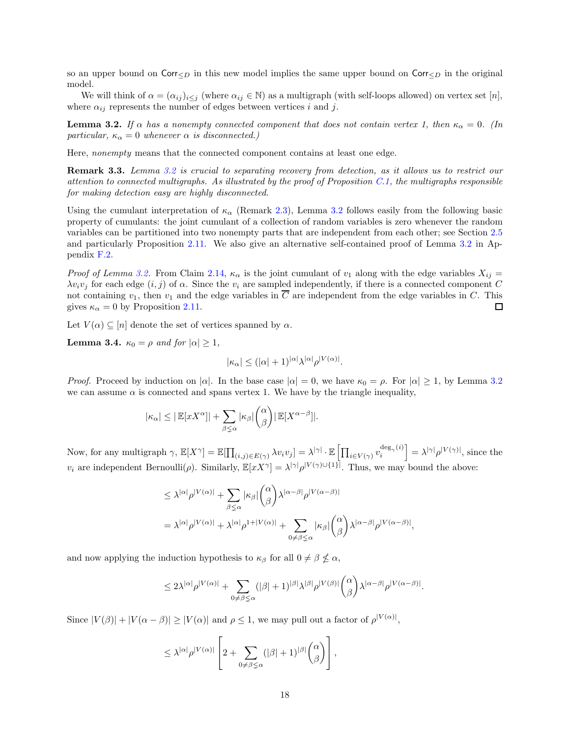so an upper bound on $\mathsf{Corr}_{\le D}$ in this new model implies the same upper bound on $\mathsf{Corr}_{\le D}$ in the original model.

We will think of $\alpha = (\alpha_{ij})_{i \le j}$ (where $\alpha_{ij} \in \mathbb{N}$) as a multigraph (with self-loops allowed) on vertex set $[n]$, where $\alpha_{ij}$ represents the number of edges between vertices $i$ and $j$.

**Lemma 3.2.** *If $\alpha$ has a nonempty connected component that does not contain vertex 1, then $\kappa_\alpha = 0$. (In particular, $\kappa_\alpha = 0$ whenever $\alpha$ is disconnected.)*

Here, *nonempty* means that the connected component contains at least one edge.

**Remark 3.3.** *Lemma 3.2 is crucial to separating recovery from detection, as it allows us to restrict our attention to connected multigraphs. As illustrated by the proof of Proposition C.1, the multigraphs responsible for making detection easy are highly disconnected.*

Using the cumulant interpretation of $\kappa_\alpha$ (Remark 2.3), Lemma 3.2 follows easily from the following basic property of cumulants: the joint cumulant of a collection of random variables is zero whenever the random variables can be partitioned into two nonempty parts that are independent from each other; see Section 2.5 and particularly Proposition 2.11. We also give an alternative self-contained proof of Lemma 3.2 in Appendix F.2.

*Proof of Lemma 3.2.* From Claim 2.14, $\kappa_\alpha$ is the joint cumulant of $v_1$ along with the edge variables $X_{ij} = \lambda v_i v_j$ for each edge $(i,j)$ of $\alpha$. Since the $v_i$ are sampled independently, if there is a connected component $C$ not containing $v_1$, then $v_1$ and the edge variables in $\overline{C}$ are independent from the edge variables in $C$. This gives $\kappa_\alpha = 0$ by Proposition 2.11. ◻

Let $V(\alpha) \subseteq [n]$ denote the set of vertices spanned by $\alpha$.

**Lemma 3.4.** *$\kappa_0 = \rho$ and for $|\alpha| \ge 1$,*

$$|\kappa_\alpha| \le (|\alpha|+1)^{|\alpha|} \lambda^{|\alpha|} \rho^{|V(\alpha)|}.$$

*Proof.* Proceed by induction on $|\alpha|$. In the base case $|\alpha| = 0$, we have $\kappa_0 = \rho$. For $|\alpha| \ge 1$, by Lemma 3.2 we can assume $\alpha$ is connected and spans vertex 1. We have by the triangle inequality,

$$|\kappa_\alpha| \le |\mathbb{E}[x X^\alpha]| + \sum_{\beta \lneq \alpha} |\kappa_\beta| \binom{\alpha}{\beta} |\mathbb{E}[X^{\alpha - \beta}]|.$$

Now, for any multigraph $\gamma$, $\mathbb{E}[X^\gamma] = \mathbb{E}[\prod_{(i,j)\in E(\gamma)} \lambda v_i v_j] = \lambda^{|\gamma|} \cdot \mathbb{E}\left[\prod_{i \in V(\gamma)} v_i^{\deg_\gamma(i)}\right] = \lambda^{|\gamma|} \rho^{|V(\gamma)|}$, since the $v_i$ are independent Bernoulli($\rho$). Similarly, $\mathbb{E}[x X^\gamma] = \lambda^{|\gamma|} \rho^{|V(\gamma) \cup \{1\}|}$. Thus, we may bound the above:

$$
\begin{aligned}
&\le \lambda^{|\alpha|} \rho^{|V(\alpha)|} + \sum_{\beta \lneq \alpha} |\kappa_\beta| \binom{\alpha}{\beta} \lambda^{|\alpha - \beta|} \rho^{|V(\alpha-\beta)|} \\
&= \lambda^{|\alpha|} \rho^{|V(\alpha)|} + \lambda^{|\alpha|} \rho^{1 + |V(\alpha)|} + \sum_{0 \ne \beta \lneq \alpha} |\kappa_\beta| \binom{\alpha}{\beta} \lambda^{|\alpha - \beta|} \rho^{|V(\alpha-\beta)|},
\end{aligned}
$$

and now applying the induction hypothesis to $\kappa_\beta$ for all $0 \ne \beta \lneq \alpha$,

$$\le 2\lambda^{|\alpha|} \rho^{|V(\alpha)|} + \sum_{0 \ne \beta \lneq \alpha} (|\beta|+1)^{|\beta|} \lambda^{|\beta|} \rho^{|V(\beta)|} \binom{\alpha}{\beta} \lambda^{|\alpha-\beta|} \rho^{|V(\alpha-\beta)|}.$$

Since $|V(\beta)| + |V(\alpha - \beta)| \ge |V(\alpha)|$ and $\rho \le 1$, we may pull out a factor of $\rho^{|V(\alpha)|}$,

$$\le \lambda^{|\alpha|} \rho^{|V(\alpha)|} \left[ 2 + \sum_{0 \ne \beta \lneq \alpha} (|\beta|+1)^{|\beta|} \binom{\alpha}{\beta} \right],$$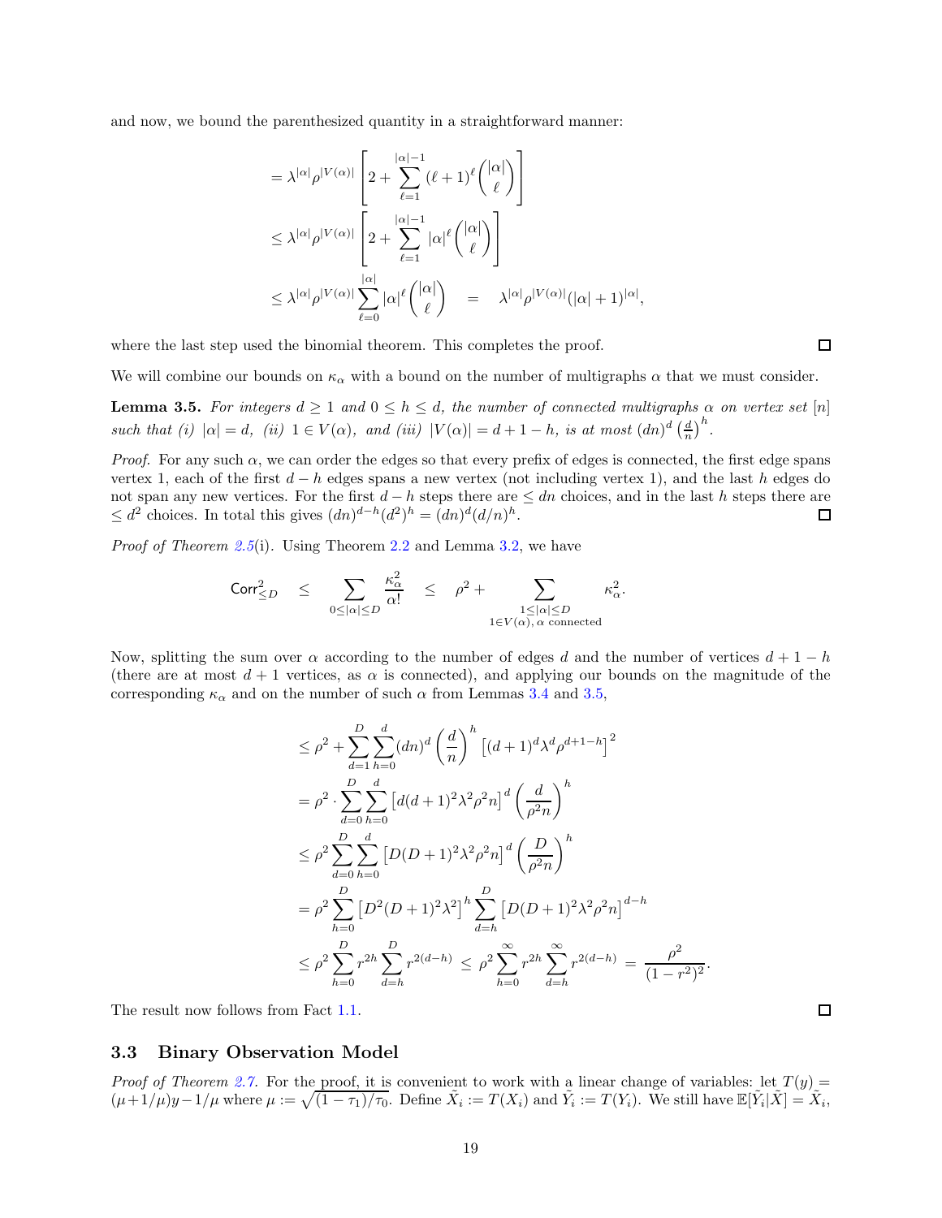and now, we bound the parenthesized quantity in a straightforward manner:

$$
\begin{aligned}
&= \lambda^{|\alpha|}\rho^{|V(\alpha)|}\left[2 + \sum_{\ell=1}^{|\alpha|-1}(\ell+1)^{\ell}\binom{|\alpha|}{\ell}\right] \\
&\le \lambda^{|\alpha|}\rho^{|V(\alpha)|}\left[2 + \sum_{\ell=1}^{|\alpha|-1}|\alpha|^{\ell}\binom{|\alpha|}{\ell}\right] \\
&\le \lambda^{|\alpha|}\rho^{|V(\alpha)|}\sum_{\ell=0}^{|\alpha|}|\alpha|^{\ell}\binom{|\alpha|}{\ell} \quad = \quad \lambda^{|\alpha|}\rho^{|V(\alpha)|}(|\alpha|+1)^{|\alpha|},
\end{aligned}
$$

where the last step used the binomial theorem. This completes the proof. ☐

We will combine our bounds on $\kappa_\alpha$ with a bound on the number of multigraphs $\alpha$ that we must consider.

**Lemma 3.5.** *For integers $d \ge 1$ and $0 \le h \le d$, the number of connected multigraphs $\alpha$ on vertex set $[n]$ such that (i) $|\alpha| = d$, (ii) $1 \in V(\alpha)$, and (iii) $|V(\alpha)| = d + 1 - h$, is at most $(dn)^d \left(\frac{d}{n}\right)^h$.*

*Proof.* For any such $\alpha$, we can order the edges so that every prefix of edges is connected, the first edge spans vertex 1, each of the first $d - h$ edges spans a new vertex (not including vertex 1), and the last $h$ edges do not span any new vertices. For the first $d - h$ steps there are $\le dn$ choices, and in the last $h$ steps there are $\le d^2$ choices. In total this gives $(dn)^{d-h}(d^2)^h = (dn)^d(d/n)^h$. ☐

*Proof of Theorem 2.5*(i). Using Theorem 2.2 and Lemma 3.2, we have

$$
\mathsf{Corr}^2_{\le D} \quad \le \quad \sum_{0\le|\alpha|\le D}\frac{\kappa_\alpha^2}{\alpha!} \quad \le \quad \rho^2 + \sum_{\substack{1\le|\alpha|\le D \\ 1\in V(\alpha),\, \alpha \text{ connected}}}\kappa_\alpha^2.
$$

Now, splitting the sum over $\alpha$ according to the number of edges $d$ and the number of vertices $d + 1 - h$ (there are at most $d + 1$ vertices, as $\alpha$ is connected), and applying our bounds on the magnitude of the corresponding $\kappa_\alpha$ and on the number of such $\alpha$ from Lemmas 3.4 and 3.5,

$$
\begin{aligned}
&\le \rho^2 + \sum_{d=1}^{D}\sum_{h=0}^{d}(dn)^d\left(\frac{d}{n}\right)^h\left[(d+1)^d\lambda^d\rho^{d+1-h}\right]^2 \\
&= \rho^2 \cdot \sum_{d=0}^{D}\sum_{h=0}^{d}\left[d(d+1)^2\lambda^2\rho^2 n\right]^d\left(\frac{d}{\rho^2 n}\right)^h \\
&\le \rho^2\sum_{d=0}^{D}\sum_{h=0}^{d}\left[D(D+1)^2\lambda^2\rho^2 n\right]^d\left(\frac{D}{\rho^2 n}\right)^h \\
&= \rho^2\sum_{h=0}^{D}\left[D^2(D+1)^2\lambda^2\right]^h\sum_{d=h}^{D}\left[D(D+1)^2\lambda^2\rho^2 n\right]^{d-h} \\
&\le \rho^2\sum_{h=0}^{D}r^{2h}\sum_{d=h}^{D}r^{2(d-h)} \;\le\; \rho^2\sum_{h=0}^{\infty}r^{2h}\sum_{d=h}^{\infty}r^{2(d-h)} \;=\; \frac{\rho^2}{(1-r^2)^2}.
\end{aligned}
$$

The result now follows from Fact 1.1. ☐

### 3.3 Binary Observation Model

*Proof of Theorem 2.7.* For the proof, it is convenient to work with a linear change of variables: let $T(y) = (\mu + 1/\mu)y - 1/\mu$ where $\mu := \sqrt{(1-\tau_1)/\tau_0}$. Define $\tilde{X}_i := T(X_i)$ and $\tilde{Y}_i := T(Y_i)$. We still have $\mathbb{E}[\tilde{Y}_i|\tilde{X}] = \tilde{X}_i$,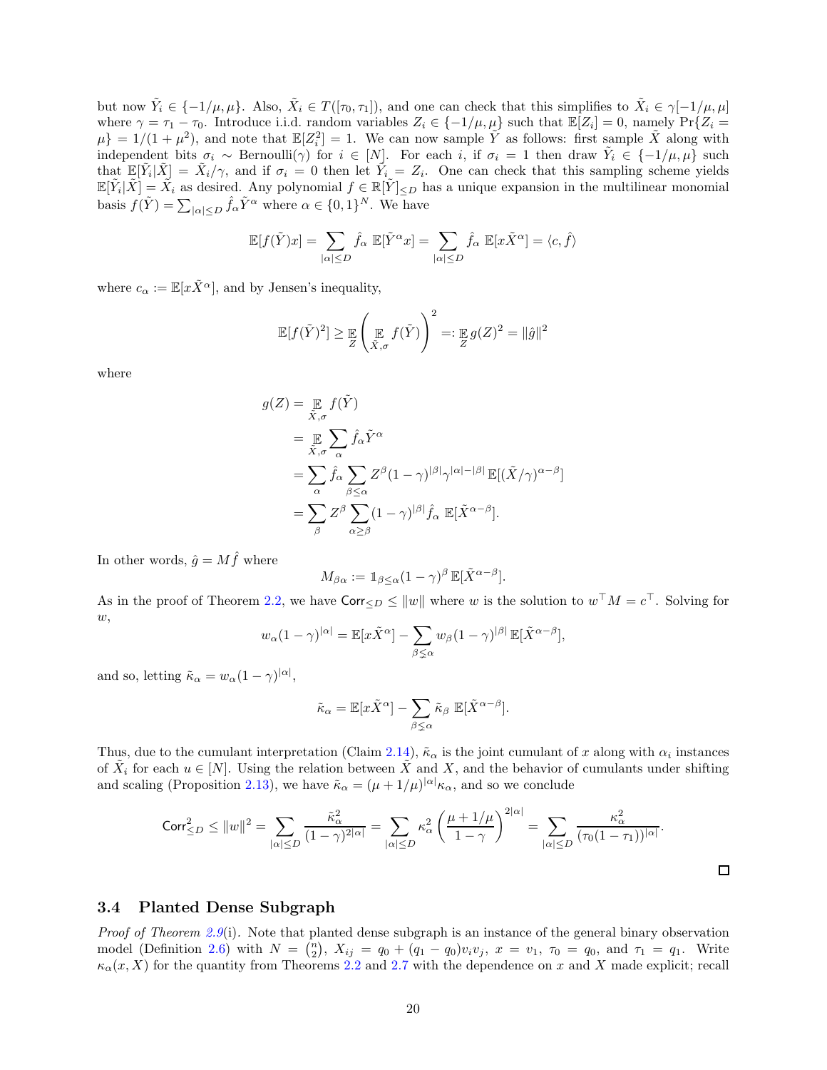but now $\tilde{Y}_i \in \{-1/\mu, \mu\}$. Also, $\tilde{X}_i \in T([\tau_0, \tau_1])$, and one can check that this simplifies to $\tilde{X}_i \in \gamma[-1/\mu, \mu]$ where $\gamma = \tau_1 - \tau_0$. Introduce i.i.d. random variables $Z_i \in \{-1/\mu, \mu\}$ such that $\mathbb{E}[Z_i] = 0$, namely $\Pr\{Z_i = \mu\} = 1/(1+\mu^2)$, and note that $\mathbb{E}[Z_i^2] = 1$. We can now sample $\tilde{Y}$ as follows: first sample $\tilde{X}$ along with independent bits $\sigma_i \sim \text{Bernoulli}(\gamma)$ for $i \in [N]$. For each $i$, if $\sigma_i = 1$ then draw $\tilde{Y}_i \in \{-1/\mu, \mu\}$ such that $\mathbb{E}[\tilde{Y}_i|\tilde{X}] = \tilde{X}_i/\gamma$, and if $\sigma_i = 0$ then let $\tilde{Y}_i = Z_i$. One can check that this sampling scheme yields $\mathbb{E}[\tilde{Y}_i|\tilde{X}] = \tilde{X}_i$ as desired. Any polynomial $f \in \mathbb{R}[\tilde{Y}]_{\le D}$ has a unique expansion in the multilinear monomial basis $f(\tilde{Y}) = \sum_{|\alpha| \le D} \hat{f}_\alpha \tilde{Y}^\alpha$ where $\alpha \in \{0,1\}^N$. We have

$$\mathbb{E}[f(\tilde{Y})x] = \sum_{|\alpha|\le D} \hat{f}_\alpha \, \mathbb{E}[\tilde{Y}^\alpha x] = \sum_{|\alpha|\le D} \hat{f}_\alpha \, \mathbb{E}[x\tilde{X}^\alpha] = \langle c, \hat{f}\rangle$$

where $c_\alpha := \mathbb{E}[x\tilde{X}^\alpha]$, and by Jensen's inequality,

$$\mathbb{E}[f(\tilde{Y})^2] \ge \mathop{\mathbb{E}}_{Z}\left(\mathop{\mathbb{E}}_{\tilde{X},\sigma} f(\tilde{Y})\right)^2 =: \mathop{\mathbb{E}}_{Z} g(Z)^2 = \|\hat{g}\|^2$$

where

$$\begin{aligned}
g(Z) &= \mathop{\mathbb{E}}_{\tilde{X},\sigma} f(\tilde{Y}) \\
&= \mathop{\mathbb{E}}_{\tilde{X},\sigma} \sum_\alpha \hat{f}_\alpha \tilde{Y}^\alpha \\
&= \sum_\alpha \hat{f}_\alpha \sum_{\beta \le \alpha} Z^\beta (1-\gamma)^{|\beta|} \gamma^{|\alpha|-|\beta|}\, \mathbb{E}[(\tilde{X}/\gamma)^{\alpha-\beta}] \\
&= \sum_\beta Z^\beta \sum_{\alpha \ge \beta} (1-\gamma)^{|\beta|} \hat{f}_\alpha \, \mathbb{E}[\tilde{X}^{\alpha-\beta}].
\end{aligned}$$

In other words, $\hat{g} = M\hat{f}$ where

$$M_{\beta\alpha} := \mathbb{1}_{\beta \le \alpha} (1-\gamma)^\beta \, \mathbb{E}[\tilde{X}^{\alpha-\beta}].$$

As in the proof of Theorem 2.2, we have $\mathsf{Corr}_{\le D} \le \|w\|$ where $w$ is the solution to $w^\top M = c^\top$. Solving for $w$,

$$w_\alpha (1-\gamma)^{|\alpha|} = \mathbb{E}[x\tilde{X}^\alpha] - \sum_{\beta \lneq \alpha} w_\beta (1-\gamma)^{|\beta|}\, \mathbb{E}[\tilde{X}^{\alpha-\beta}],$$

and so, letting $\tilde{\kappa}_\alpha = w_\alpha(1-\gamma)^{|\alpha|}$,

$$\tilde{\kappa}_\alpha = \mathbb{E}[x\tilde{X}^\alpha] - \sum_{\beta \lneq \alpha} \tilde{\kappa}_\beta \, \mathbb{E}[\tilde{X}^{\alpha-\beta}].$$

Thus, due to the cumulant interpretation (Claim 2.14), $\tilde{\kappa}_\alpha$ is the joint cumulant of $x$ along with $\alpha_i$ instances of $\tilde{X}_i$ for each $u \in [N]$. Using the relation between $\tilde{X}$ and $X$, and the behavior of cumulants under shifting and scaling (Proposition 2.13), we have $\tilde{\kappa}_\alpha = (\mu + 1/\mu)^{|\alpha|}\kappa_\alpha$, and so we conclude

$$\mathsf{Corr}_{\le D}^2 \le \|w\|^2 = \sum_{|\alpha|\le D} \frac{\tilde{\kappa}_\alpha^2}{(1-\gamma)^{2|\alpha|}} = \sum_{|\alpha|\le D} \kappa_\alpha^2 \left(\frac{\mu + 1/\mu}{1-\gamma}\right)^{2|\alpha|} = \sum_{|\alpha|\le D} \frac{\kappa_\alpha^2}{(\tau_0(1-\tau_1))^{|\alpha|}}.$$

□

### 3.4 Planted Dense Subgraph

*Proof of Theorem 2.9*(i). Note that planted dense subgraph is an instance of the general binary observation model (Definition 2.6) with $N = \binom{n}{2}$, $X_{ij} = q_0 + (q_1 - q_0)v_i v_j$, $x = v_1$, $\tau_0 = q_0$, and $\tau_1 = q_1$. Write $\kappa_\alpha(x, X)$ for the quantity from Theorems 2.2 and 2.7 with the dependence on $x$ and $X$ made explicit; recall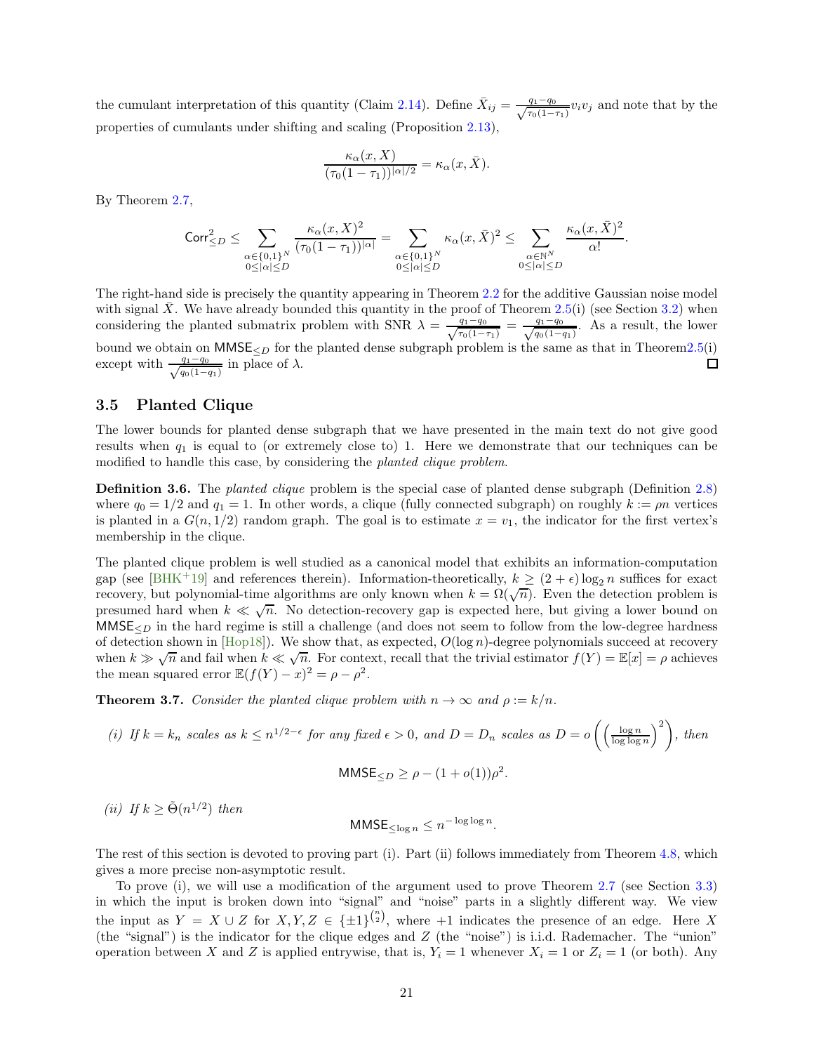the cumulant interpretation of this quantity (Claim 2.14). Define $\bar{X}_{ij} = \frac{q_1 - q_0}{\sqrt{\tau_0(1-\tau_1)}} v_i v_j$ and note that by the properties of cumulants under shifting and scaling (Proposition 2.13),

$$\frac{\kappa_\alpha(x, X)}{(\tau_0(1-\tau_1))^{|\alpha|/2}} = \kappa_\alpha(x, \bar{X}).$$

By Theorem 2.7,

$$\mathsf{Corr}_{\le D}^2 \le \sum_{\substack{\alpha \in \{0,1\}^N \\ 0 \le |\alpha| \le D}} \frac{\kappa_\alpha(x, X)^2}{(\tau_0(1-\tau_1))^{|\alpha|}} = \sum_{\substack{\alpha \in \{0,1\}^N \\ 0 \le |\alpha| \le D}} \kappa_\alpha(x, \bar{X})^2 \le \sum_{\substack{\alpha \in \mathbb{N}^N \\ 0 \le |\alpha| \le D}} \frac{\kappa_\alpha(x, \bar{X})^2}{\alpha!}.$$

The right-hand side is precisely the quantity appearing in Theorem 2.2 for the additive Gaussian noise model with signal $\bar{X}$. We have already bounded this quantity in the proof of Theorem 2.5(i) (see Section 3.2) when considering the planted submatrix problem with SNR $\lambda = \frac{q_1 - q_0}{\sqrt{\tau_0(1-\tau_1)}} = \frac{q_1 - q_0}{\sqrt{q_0(1-q_1)}}$. As a result, the lower bound we obtain on $\mathsf{MMSE}_{\le D}$ for the planted dense subgraph problem is the same as that in Theorem2.5(i) except with $\frac{q_1 - q_0}{\sqrt{q_0(1-q_1)}}$ in place of $\lambda$. □

### 3.5 Planted Clique

The lower bounds for planted dense subgraph that we have presented in the main text do not give good results when $q_1$ is equal to (or extremely close to) 1. Here we demonstrate that our techniques can be modified to handle this case, by considering the *planted clique problem*.

**Definition 3.6.** The *planted clique* problem is the special case of planted dense subgraph (Definition 2.8) where $q_0 = 1/2$ and $q_1 = 1$. In other words, a clique (fully connected subgraph) on roughly $k := \rho n$ vertices is planted in a $G(n, 1/2)$ random graph. The goal is to estimate $x = v_1$, the indicator for the first vertex's membership in the clique.

The planted clique problem is well studied as a canonical model that exhibits an information-computation gap (see [BHK+19] and references therein). Information-theoretically, $k \ge (2+\epsilon)\log_2 n$ suffices for exact recovery, but polynomial-time algorithms are only known when $k = \Omega(\sqrt{n})$. Even the detection problem is presumed hard when $k \ll \sqrt{n}$. No detection-recovery gap is expected here, but giving a lower bound on $\mathsf{MMSE}_{\le D}$ in the hard regime is still a challenge (and does not seem to follow from the low-degree hardness of detection shown in [Hop18]). We show that, as expected, $O(\log n)$-degree polynomials succeed at recovery when $k \gg \sqrt{n}$ and fail when $k \ll \sqrt{n}$. For context, recall that the trivial estimator $f(Y) = \mathbb{E}[x] = \rho$ achieves the mean squared error $\mathbb{E}(f(Y) - x)^2 = \rho - \rho^2$.

**Theorem 3.7.** *Consider the planted clique problem with $n \to \infty$ and $\rho := k/n$.*

*(i) If $k = k_n$ scales as $k \le n^{1/2-\epsilon}$ for any fixed $\epsilon > 0$, and $D = D_n$ scales as $D = o\left(\left(\frac{\log n}{\log\log n}\right)^2\right)$, then*

$$\mathsf{MMSE}_{\le D} \ge \rho - (1+o(1))\rho^2.$$

*(ii) If $k \ge \tilde{\Theta}(n^{1/2})$ then*

$$\mathsf{MMSE}_{\le \log n} \le n^{-\log\log n}.$$

The rest of this section is devoted to proving part (i). Part (ii) follows immediately from Theorem 4.8, which gives a more precise non-asymptotic result.

To prove (i), we will use a modification of the argument used to prove Theorem 2.7 (see Section 3.3) in which the input is broken down into "signal" and "noise" parts in a slightly different way. We view the input as $Y = X \cup Z$ for $X, Y, Z \in \{\pm 1\}^{\binom{n}{2}}$, where $+1$ indicates the presence of an edge. Here $X$ (the "signal") is the indicator for the clique edges and $Z$ (the "noise") is i.i.d. Rademacher. The "union" operation between $X$ and $Z$ is applied entrywise, that is, $Y_i = 1$ whenever $X_i = 1$ or $Z_i = 1$ (or both). Any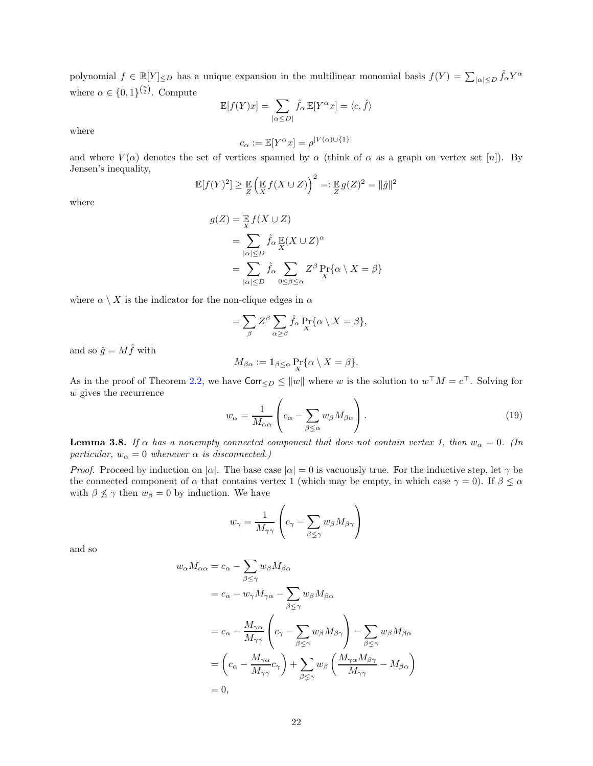polynomial $f \in \mathbb{R}[Y]_{\le D}$ has a unique expansion in the multilinear monomial basis $f(Y) = \sum_{|\alpha| \le D} \hat{f}_\alpha Y^\alpha$ where $\alpha \in \{0,1\}^{\binom{n}{2}}$. Compute

$$\mathbb{E}[f(Y)x] = \sum_{|\alpha \le D|} \hat{f}_\alpha \mathbb{E}[Y^\alpha x] = \langle c, \hat{f} \rangle$$

where

$$c_\alpha := \mathbb{E}[Y^\alpha x] = \rho^{|V(\alpha) \cup \{1\}|}$$

and where $V(\alpha)$ denotes the set of vertices spanned by $\alpha$ (think of $\alpha$ as a graph on vertex set $[n]$). By Jensen's inequality,

$$\mathbb{E}[f(Y)^2] \ge \mathop{\mathbb{E}}_Z \left( \mathop{\mathbb{E}}_X f(X \cup Z) \right)^2 =: \mathop{\mathbb{E}}_Z g(Z)^2 = \|\hat{g}\|^2$$

where

$$\begin{aligned}
g(Z) &= \mathop{\mathbb{E}}_X f(X \cup Z) \\
&= \sum_{|\alpha| \le D} \hat{f}_\alpha \mathop{\mathbb{E}}_X (X \cup Z)^\alpha \\
&= \sum_{|\alpha| \le D} \hat{f}_\alpha \sum_{0 \le \beta \le \alpha} Z^\beta \Pr_X\{\alpha \setminus X = \beta\}
\end{aligned}$$

where $\alpha \setminus X$ is the indicator for the non-clique edges in $\alpha$

$$= \sum_\beta Z^\beta \sum_{\alpha \ge \beta} \hat{f}_\alpha \Pr_X\{\alpha \setminus X = \beta\},$$

and so $\hat{g} = M\hat{f}$ with

$$M_{\beta\alpha} := \mathbb{1}_{\beta \le \alpha} \Pr_X\{\alpha \setminus X = \beta\}.$$

As in the proof of Theorem 2.2, we have $\mathsf{Corr}_{\le D} \le \|w\|$ where $w$ is the solution to $w^\top M = c^\top$. Solving for $w$ gives the recurrence

$$w_\alpha = \frac{1}{M_{\alpha\alpha}} \left( c_\alpha - \sum_{\beta \lneq \alpha} w_\beta M_{\beta\alpha} \right). \tag{19}$$

**Lemma 3.8.** *If $\alpha$ has a nonempty connected component that does not contain vertex 1, then $w_\alpha = 0$. (In particular, $w_\alpha = 0$ whenever $\alpha$ is disconnected.)*

*Proof.* Proceed by induction on $|\alpha|$. The base case $|\alpha| = 0$ is vacuously true. For the inductive step, let $\gamma$ be the connected component of $\alpha$ that contains vertex 1 (which may be empty, in which case $\gamma = 0$). If $\beta \lneq \alpha$ with $\beta \not\le \gamma$ then $w_\beta = 0$ by induction. We have

$$w_\gamma = \frac{1}{M_{\gamma\gamma}} \left( c_\gamma - \sum_{\beta \lneq \gamma} w_\beta M_{\beta\gamma} \right)$$

and so

$$\begin{aligned}
w_\alpha M_{\alpha\alpha} &= c_\alpha - \sum_{\beta \le \gamma} w_\beta M_{\beta\alpha} \\
&= c_\alpha - w_\gamma M_{\gamma\alpha} - \sum_{\beta \lneq \gamma} w_\beta M_{\beta\alpha} \\
&= c_\alpha - \frac{M_{\gamma\alpha}}{M_{\gamma\gamma}} \left( c_\gamma - \sum_{\beta \lneq \gamma} w_\beta M_{\beta\gamma} \right) - \sum_{\beta \lneq \gamma} w_\beta M_{\beta\alpha} \\
&= \left( c_\alpha - \frac{M_{\gamma\alpha}}{M_{\gamma\gamma}} c_\gamma \right) + \sum_{\beta \lneq \gamma} w_\beta \left( \frac{M_{\gamma\alpha} M_{\beta\gamma}}{M_{\gamma\gamma}} - M_{\beta\alpha} \right) \\
&= 0,
\end{aligned}$$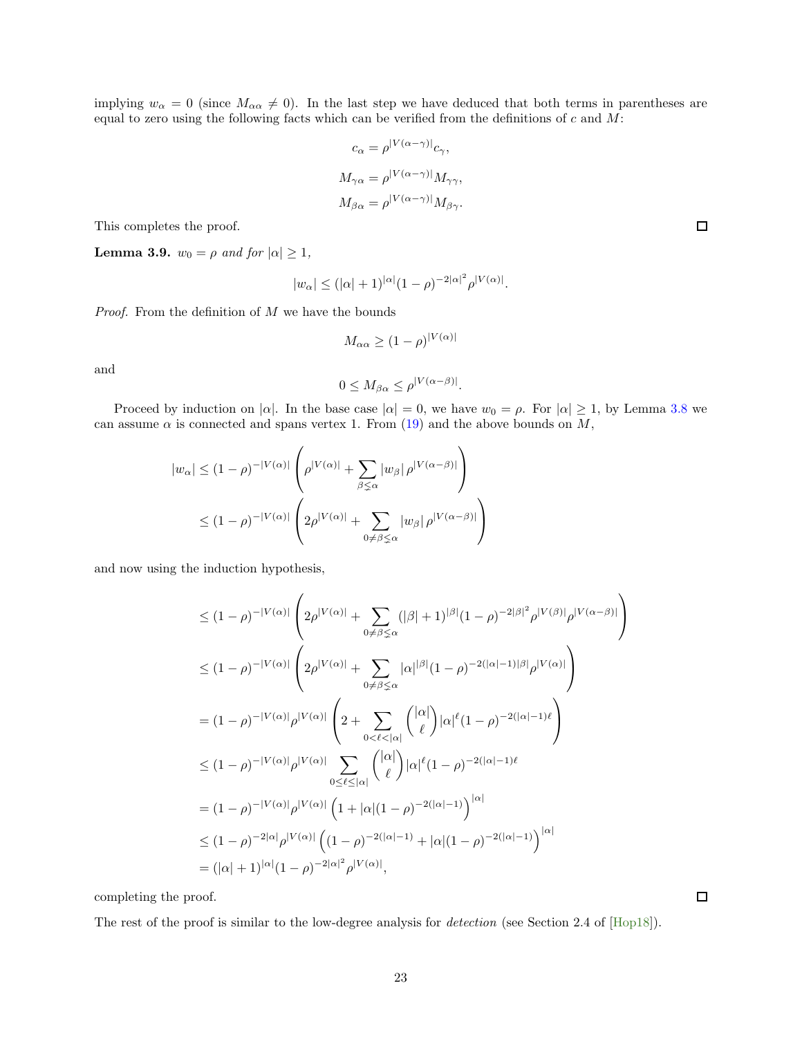implying $w_\alpha = 0$ (since $M_{\alpha\alpha} \neq 0$). In the last step we have deduced that both terms in parentheses are equal to zero using the following facts which can be verified from the definitions of $c$ and $M$:

$$c_\alpha = \rho^{|V(\alpha-\gamma)|} c_\gamma,$$

$$M_{\gamma\alpha} = \rho^{|V(\alpha-\gamma)|} M_{\gamma\gamma},$$

$$M_{\beta\alpha} = \rho^{|V(\alpha-\gamma)|} M_{\beta\gamma}.$$

This completes the proof. □

**Lemma 3.9.** *$w_0 = \rho$ and for $|\alpha| \geq 1$,*

$$|w_\alpha| \leq (|\alpha|+1)^{|\alpha|}(1-\rho)^{-2|\alpha|^2}\rho^{|V(\alpha)|}.$$

*Proof.* From the definition of $M$ we have the bounds

$$M_{\alpha\alpha} \geq (1-\rho)^{|V(\alpha)|}$$

and

$$0 \leq M_{\beta\alpha} \leq \rho^{|V(\alpha-\beta)|}.$$

Proceed by induction on $|\alpha|$. In the base case $|\alpha| = 0$, we have $w_0 = \rho$. For $|\alpha| \geq 1$, by Lemma 3.8 we can assume $\alpha$ is connected and spans vertex 1. From (19) and the above bounds on $M$,

$$\begin{aligned}
|w_\alpha| &\leq (1-\rho)^{-|V(\alpha)|}\left(\rho^{|V(\alpha)|} + \sum_{\beta \subsetneq \alpha} |w_\beta|\,\rho^{|V(\alpha-\beta)|}\right) \\
&\leq (1-\rho)^{-|V(\alpha)|}\left(2\rho^{|V(\alpha)|} + \sum_{0 \neq \beta \subsetneq \alpha} |w_\beta|\,\rho^{|V(\alpha-\beta)|}\right)
\end{aligned}$$

and now using the induction hypothesis,

$$\begin{aligned}
&\leq (1-\rho)^{-|V(\alpha)|}\left(2\rho^{|V(\alpha)|} + \sum_{0 \neq \beta \subsetneq \alpha} (|\beta|+1)^{|\beta|}(1-\rho)^{-2|\beta|^2}\rho^{|V(\beta)|}\rho^{|V(\alpha-\beta)|}\right) \\
&\leq (1-\rho)^{-|V(\alpha)|}\left(2\rho^{|V(\alpha)|} + \sum_{0 \neq \beta \subsetneq \alpha} |\alpha|^{|\beta|}(1-\rho)^{-2(|\alpha|-1)|\beta|}\rho^{|V(\alpha)|}\right) \\
&= (1-\rho)^{-|V(\alpha)|}\rho^{|V(\alpha)|}\left(2 + \sum_{0<\ell<|\alpha|}\binom{|\alpha|}{\ell}|\alpha|^{\ell}(1-\rho)^{-2(|\alpha|-1)\ell}\right) \\
&\leq (1-\rho)^{-|V(\alpha)|}\rho^{|V(\alpha)|}\sum_{0\leq\ell\leq|\alpha|}\binom{|\alpha|}{\ell}|\alpha|^{\ell}(1-\rho)^{-2(|\alpha|-1)\ell} \\
&= (1-\rho)^{-|V(\alpha)|}\rho^{|V(\alpha)|}\left(1 + |\alpha|(1-\rho)^{-2(|\alpha|-1)}\right)^{|\alpha|} \\
&\leq (1-\rho)^{-2|\alpha|}\rho^{|V(\alpha)|}\left((1-\rho)^{-2(|\alpha|-1)} + |\alpha|(1-\rho)^{-2(|\alpha|-1)}\right)^{|\alpha|} \\
&= (|\alpha|+1)^{|\alpha|}(1-\rho)^{-2|\alpha|^2}\rho^{|V(\alpha)|},
\end{aligned}$$

completing the proof. □

The rest of the proof is similar to the low-degree analysis for *detection* (see Section 2.4 of [Hop18]).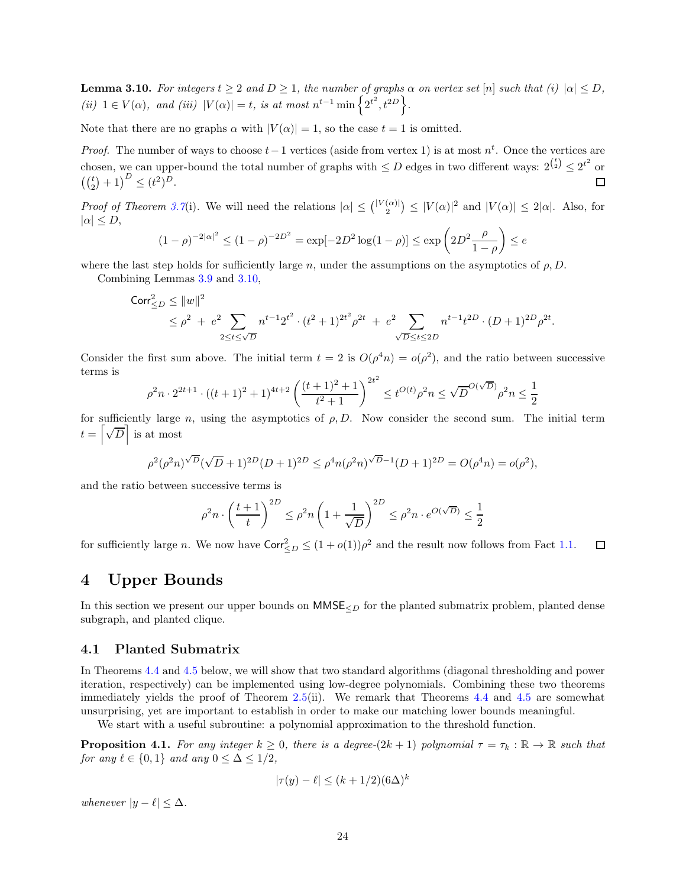**Lemma 3.10.** *For integers $t \geq 2$ and $D \geq 1$, the number of graphs $\alpha$ on vertex set $[n]$ such that (i) $|\alpha| \leq D$, (ii) $1 \in V(\alpha)$, and (iii) $|V(\alpha)| = t$, is at most $n^{t-1} \min\left\{2^{t^2}, t^{2D}\right\}$.*

Note that there are no graphs $\alpha$ with $|V(\alpha)| = 1$, so the case $t = 1$ is omitted.

*Proof.* The number of ways to choose $t-1$ vertices (aside from vertex 1) is at most $n^t$. Once the vertices are chosen, we can upper-bound the total number of graphs with $\leq D$ edges in two different ways: $2^{\binom{t}{2}} \leq 2^{t^2}$ or $\left(\binom{t}{2}+1\right)^D \leq (t^2)^D$. $\square$

*Proof of Theorem 3.7*(i). We will need the relations $|\alpha| \leq \binom{|V(\alpha)|}{2} \leq |V(\alpha)|^2$ and $|V(\alpha)| \leq 2|\alpha|$. Also, for $|\alpha| \leq D$,

$$(1-\rho)^{-2|\alpha|^2} \leq (1-\rho)^{-2D^2} = \exp[-2D^2 \log(1-\rho)] \leq \exp\left(2D^2 \frac{\rho}{1-\rho}\right) \leq e$$

where the last step holds for sufficiently large $n$, under the assumptions on the asymptotics of $\rho, D$.

Combining Lemmas 3.9 and 3.10,

$$\begin{aligned}
\mathsf{Corr}_{\leq D}^2 &\leq \|w\|^2 \\
&\leq \rho^2 + e^2 \sum_{2 \leq t \leq \sqrt{D}} n^{t-1} 2^{t^2} \cdot (t^2+1)^{2t^2} \rho^{2t} + e^2 \sum_{\sqrt{D} \leq t \leq 2D} n^{t-1} t^{2D} \cdot (D+1)^{2D} \rho^{2t}.
\end{aligned}$$

Consider the first sum above. The initial term $t = 2$ is $O(\rho^4 n) = o(\rho^2)$, and the ratio between successive terms is

$$\rho^2 n \cdot 2^{2t+1} \cdot ((t+1)^2+1)^{4t+2} \left(\frac{(t+1)^2+1}{t^2+1}\right)^{2t^2} \leq t^{O(t)} \rho^2 n \leq \sqrt{D}^{O(\sqrt{D})} \rho^2 n \leq \frac{1}{2}$$

for sufficiently large $n$, using the asymptotics of $\rho, D$. Now consider the second sum. The initial term $t = \left\lceil \sqrt{D} \right\rceil$ is at most

$$\rho^2 (\rho^2 n)^{\sqrt{D}} (\sqrt{D}+1)^{2D} (D+1)^{2D} \leq \rho^4 n (\rho^2 n)^{\sqrt{D}-1} (D+1)^{2D} = O(\rho^4 n) = o(\rho^2),$$

and the ratio between successive terms is

$$\rho^2 n \cdot \left(\frac{t+1}{t}\right)^{2D} \leq \rho^2 n \left(1 + \frac{1}{\sqrt{D}}\right)^{2D} \leq \rho^2 n \cdot e^{O(\sqrt{D})} \leq \frac{1}{2}$$

for sufficiently large $n$. We now have $\mathsf{Corr}_{\leq D}^2 \leq (1+o(1))\rho^2$ and the result now follows from Fact 1.1. $\square$

# 4 Upper Bounds

In this section we present our upper bounds on $\mathsf{MMSE}_{\leq D}$ for the planted submatrix problem, planted dense subgraph, and planted clique.

## 4.1 Planted Submatrix

In Theorems 4.4 and 4.5 below, we will show that two standard algorithms (diagonal thresholding and power iteration, respectively) can be implemented using low-degree polynomials. Combining these two theorems immediately yields the proof of Theorem 2.5(ii). We remark that Theorems 4.4 and 4.5 are somewhat unsurprising, yet are important to establish in order to make our matching lower bounds meaningful.

We start with a useful subroutine: a polynomial approximation to the threshold function.

**Proposition 4.1.** *For any integer $k \geq 0$, there is a degree-$(2k+1)$ polynomial $\tau = \tau_k : \mathbb{R} \to \mathbb{R}$ such that for any $\ell \in \{0, 1\}$ and any $0 \leq \Delta \leq 1/2$,*

$$|\tau(y) - \ell| \leq (k + 1/2)(6\Delta)^k$$

*whenever $|y - \ell| \leq \Delta$.*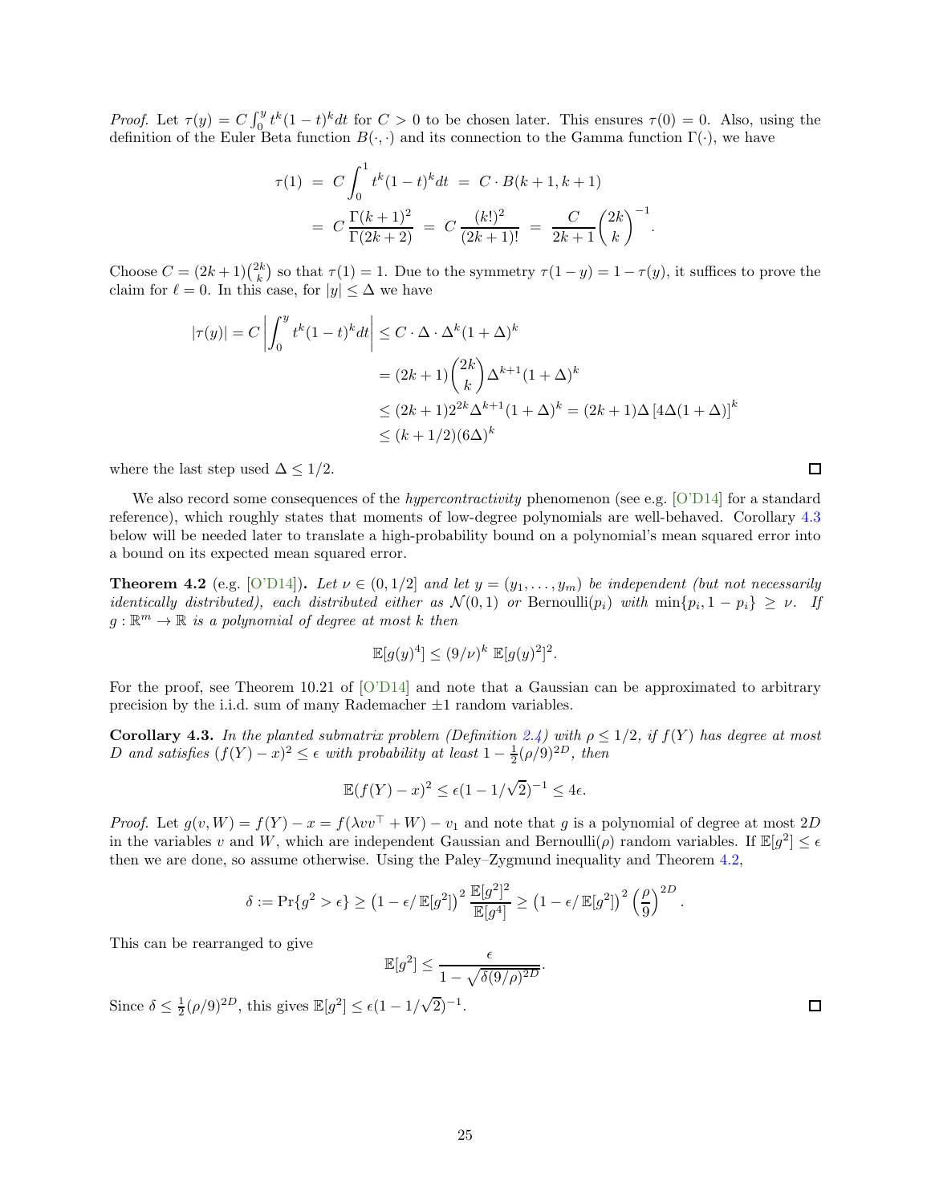*Proof.* Let $\tau(y) = C\int_0^y t^k(1-t)^k dt$ for $C > 0$ to be chosen later. This ensures $\tau(0) = 0$. Also, using the definition of the Euler Beta function $B(\cdot,\cdot)$ and its connection to the Gamma function $\Gamma(\cdot)$, we have

$$\begin{aligned}\tau(1) &= C\int_0^1 t^k(1-t)^k dt = C\cdot B(k+1,k+1) \\ &= C\,\frac{\Gamma(k+1)^2}{\Gamma(2k+2)} = C\,\frac{(k!)^2}{(2k+1)!} = \frac{C}{2k+1}\binom{2k}{k}^{-1}.\end{aligned}$$

Choose $C = (2k+1)\binom{2k}{k}$ so that $\tau(1) = 1$. Due to the symmetry $\tau(1-y) = 1-\tau(y)$, it suffices to prove the claim for $\ell = 0$. In this case, for $|y| \le \Delta$ we have

$$\begin{aligned}|\tau(y)| = C\left|\int_0^y t^k(1-t)^k dt\right| &\le C\cdot\Delta\cdot\Delta^k(1+\Delta)^k \\ &= (2k+1)\binom{2k}{k}\Delta^{k+1}(1+\Delta)^k \\ &\le (2k+1)2^{2k}\Delta^{k+1}(1+\Delta)^k = (2k+1)\Delta\left[4\Delta(1+\Delta)\right]^k \\ &\le (k+1/2)(6\Delta)^k\end{aligned}$$

where the last step used $\Delta \le 1/2$. □

We also record some consequences of the *hypercontractivity* phenomenon (see e.g. [O'D14] for a standard reference), which roughly states that moments of low-degree polynomials are well-behaved. Corollary 4.3 below will be needed later to translate a high-probability bound on a polynomial's mean squared error into a bound on its expected mean squared error.

**Theorem 4.2** (e.g. [O'D14])**.** *Let $\nu \in (0, 1/2]$ and let $y = (y_1,\ldots,y_m)$ be independent (but not necessarily identically distributed), each distributed either as $\mathcal{N}(0,1)$ or* Bernoulli$(p_i)$ *with $\min\{p_i, 1-p_i\} \ge \nu$. If $g : \mathbb{R}^m \to \mathbb{R}$ is a polynomial of degree at most $k$ then*

$$\mathbb{E}[g(y)^4] \le (9/\nu)^k\ \mathbb{E}[g(y)^2]^2.$$

For the proof, see Theorem 10.21 of [O'D14] and note that a Gaussian can be approximated to arbitrary precision by the i.i.d. sum of many Rademacher $\pm 1$ random variables.

**Corollary 4.3.** *In the planted submatrix problem (Definition 2.4) with $\rho \le 1/2$, if $f(Y)$ has degree at most $D$ and satisfies $(f(Y) - x)^2 \le \epsilon$ with probability at least $1 - \frac{1}{2}(\rho/9)^{2D}$, then*

$$\mathbb{E}(f(Y) - x)^2 \le \epsilon(1 - 1/\sqrt{2})^{-1} \le 4\epsilon.$$

*Proof.* Let $g(v, W) = f(Y) - x = f(\lambda vv^\top + W) - v_1$ and note that $g$ is a polynomial of degree at most $2D$ in the variables $v$ and $W$, which are independent Gaussian and Bernoulli$(\rho)$ random variables. If $\mathbb{E}[g^2] \le \epsilon$ then we are done, so assume otherwise. Using the Paley–Zygmund inequality and Theorem 4.2,

$$\delta := \Pr\{g^2 > \epsilon\} \ge \left(1 - \epsilon/\,\mathbb{E}[g^2]\right)^2 \frac{\mathbb{E}[g^2]^2}{\mathbb{E}[g^4]} \ge \left(1 - \epsilon/\,\mathbb{E}[g^2]\right)^2 \left(\frac{\rho}{9}\right)^{2D}.$$

This can be rearranged to give

$$\mathbb{E}[g^2] \le \frac{\epsilon}{1 - \sqrt{\delta(9/\rho)^{2D}}}.$$

Since $\delta \le \frac{1}{2}(\rho/9)^{2D}$, this gives $\mathbb{E}[g^2] \le \epsilon(1 - 1/\sqrt{2})^{-1}$. □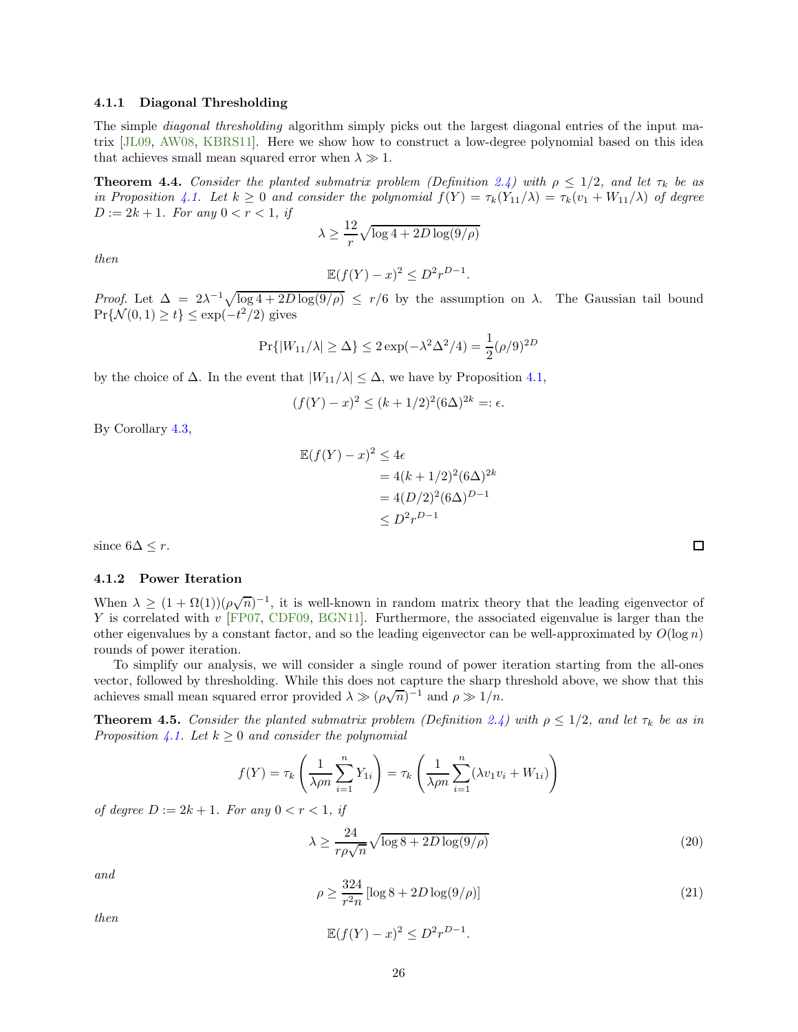### 4.1.1 Diagonal Thresholding

The simple *diagonal thresholding* algorithm simply picks out the largest diagonal entries of the input matrix [JL09, AW08, KBRS11]. Here we show how to construct a low-degree polynomial based on this idea that achieves small mean squared error when $\lambda \gg 1$.

**Theorem 4.4.** *Consider the planted submatrix problem (Definition 2.4) with $\rho \le 1/2$, and let $\tau_k$ be as in Proposition 4.1. Let $k \ge 0$ and consider the polynomial $f(Y) = \tau_k(Y_{11}/\lambda) = \tau_k(v_1 + W_{11}/\lambda)$ of degree $D := 2k+1$. For any $0 < r < 1$, if*

$$\lambda \ge \frac{12}{r}\sqrt{\log 4 + 2D \log(9/\rho)}$$

*then*

$$\mathbb{E}(f(Y) - x)^2 \le D^2 r^{D-1}.$$

*Proof.* Let $\Delta = 2\lambda^{-1}\sqrt{\log 4 + 2D\log(9/\rho)} \le r/6$ by the assumption on $\lambda$. The Gaussian tail bound $\Pr\{\mathcal{N}(0,1) \ge t\} \le \exp(-t^2/2)$ gives

$$\Pr\{|W_{11}/\lambda| \ge \Delta\} \le 2\exp(-\lambda^2\Delta^2/4) = \frac{1}{2}(\rho/9)^{2D}$$

by the choice of $\Delta$. In the event that $|W_{11}/\lambda| \le \Delta$, we have by Proposition 4.1,

$$(f(Y) - x)^2 \le (k+1/2)^2(6\Delta)^{2k} =: \epsilon.$$

By Corollary 4.3,

$$\begin{aligned}
\mathbb{E}(f(Y) - x)^2 &\le 4\epsilon \\
&= 4(k+1/2)^2(6\Delta)^{2k} \\
&= 4(D/2)^2(6\Delta)^{D-1} \\
&\le D^2 r^{D-1}
\end{aligned}$$

since $6\Delta \le r$. ◻

### 4.1.2 Power Iteration

When $\lambda \ge (1+\Omega(1))(\rho\sqrt{n})^{-1}$, it is well-known in random matrix theory that the leading eigenvector of $Y$ is correlated with $v$ [FP07, CDF09, BGN11]. Furthermore, the associated eigenvalue is larger than the other eigenvalues by a constant factor, and so the leading eigenvector can be well-approximated by $O(\log n)$ rounds of power iteration.

To simplify our analysis, we will consider a single round of power iteration starting from the all-ones vector, followed by thresholding. While this does not capture the sharp threshold above, we show that this achieves small mean squared error provided $\lambda \gg (\rho\sqrt{n})^{-1}$ and $\rho \gg 1/n$.

**Theorem 4.5.** *Consider the planted submatrix problem (Definition 2.4) with $\rho \le 1/2$, and let $\tau_k$ be as in Proposition 4.1. Let $k \ge 0$ and consider the polynomial*

$$f(Y) = \tau_k\left(\frac{1}{\lambda\rho n}\sum_{i=1}^n Y_{1i}\right) = \tau_k\left(\frac{1}{\lambda\rho n}\sum_{i=1}^n (\lambda v_1 v_i + W_{1i})\right)$$

*of degree $D := 2k+1$. For any $0 < r < 1$, if*

$$\lambda \ge \frac{24}{r\rho\sqrt{n}}\sqrt{\log 8 + 2D\log(9/\rho)} \tag{20}$$

*and*

$$\rho \ge \frac{324}{r^2 n}\left[\log 8 + 2D\log(9/\rho)\right] \tag{21}$$

*then*

$$\mathbb{E}(f(Y) - x)^2 \le D^2 r^{D-1}.$$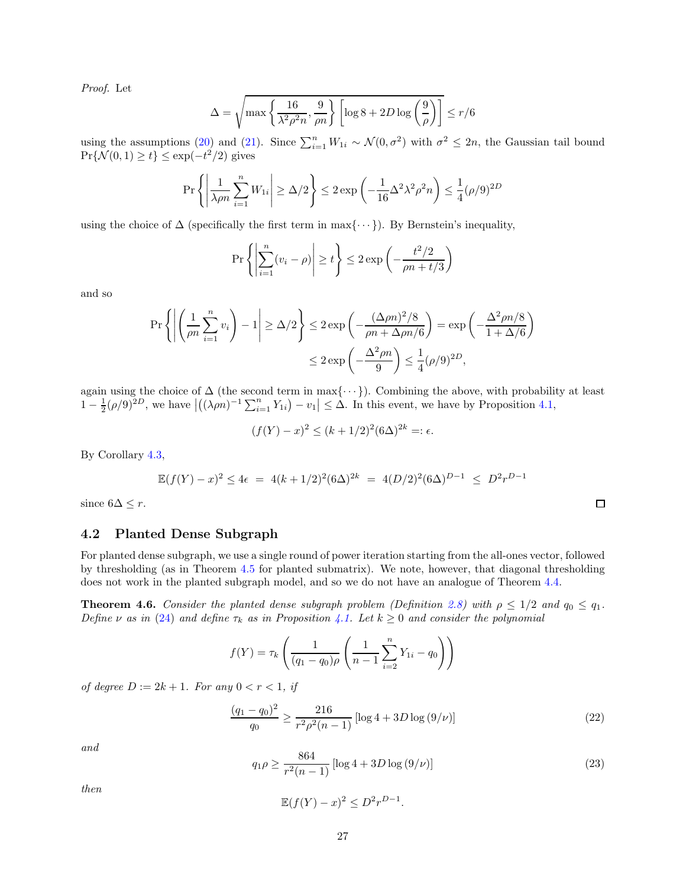*Proof.* Let

$$\Delta = \sqrt{\max\left\{\frac{16}{\lambda^2\rho^2 n}, \frac{9}{\rho n}\right\}\left[\log 8 + 2D\log\left(\frac{9}{\rho}\right)\right]} \le r/6$$

using the assumptions (20) and (21). Since $\sum_{i=1}^n W_{1i} \sim \mathcal{N}(0,\sigma^2)$ with $\sigma^2 \le 2n$, the Gaussian tail bound $\Pr\{\mathcal{N}(0,1) \ge t\} \le \exp(-t^2/2)$ gives

$$\Pr\left\{\left|\frac{1}{\lambda\rho n}\sum_{i=1}^n W_{1i}\right| \ge \Delta/2\right\} \le 2\exp\left(-\frac{1}{16}\Delta^2\lambda^2\rho^2 n\right) \le \frac{1}{4}(\rho/9)^{2D}$$

using the choice of $\Delta$ (specifically the first term in $\max\{\cdots\}$). By Bernstein's inequality,

$$\Pr\left\{\left|\sum_{i=1}^n (v_i - \rho)\right| \ge t\right\} \le 2\exp\left(-\frac{t^2/2}{\rho n + t/3}\right)$$

and so

$$\Pr\left\{\left|\left(\frac{1}{\rho n}\sum_{i=1}^n v_i\right) - 1\right| \ge \Delta/2\right\} \le 2\exp\left(-\frac{(\Delta\rho n)^2/8}{\rho n + \Delta\rho n/6}\right) = \exp\left(-\frac{\Delta^2\rho n/8}{1+\Delta/6}\right)$$
$$\le 2\exp\left(-\frac{\Delta^2\rho n}{9}\right) \le \frac{1}{4}(\rho/9)^{2D},$$

again using the choice of $\Delta$ (the second term in $\max\{\cdots\}$). Combining the above, with probability at least $1 - \frac{1}{2}(\rho/9)^{2D}$, we have $\left|\left((\lambda\rho n)^{-1}\sum_{i=1}^n Y_{1i}\right) - v_1\right| \le \Delta$. In this event, we have by Proposition 4.1,

$$(f(Y) - x)^2 \le (k+1/2)^2(6\Delta)^{2k} =: \epsilon.$$

By Corollary 4.3,

$$\mathbb{E}(f(Y)-x)^2 \le 4\epsilon \;=\; 4(k+1/2)^2(6\Delta)^{2k} \;=\; 4(D/2)^2(6\Delta)^{D-1} \;\le\; D^2 r^{D-1}$$

since $6\Delta \le r$. ◻

## 4.2 Planted Dense Subgraph

For planted dense subgraph, we use a single round of power iteration starting from the all-ones vector, followed by thresholding (as in Theorem 4.5 for planted submatrix). We note, however, that diagonal thresholding does not work in the planted subgraph model, and so we do not have an analogue of Theorem 4.4.

**Theorem 4.6.** *Consider the planted dense subgraph problem (Definition 2.8) with $\rho \le 1/2$ and $q_0 \le q_1$. Define $\nu$ as in (24) and define $\tau_k$ as in Proposition 4.1. Let $k \ge 0$ and consider the polynomial*

$$f(Y) = \tau_k\left(\frac{1}{(q_1-q_0)\rho}\left(\frac{1}{n-1}\sum_{i=2}^n Y_{1i} - q_0\right)\right)$$

*of degree $D := 2k+1$. For any $0 < r < 1$, if*

$$\frac{(q_1-q_0)^2}{q_0} \ge \frac{216}{r^2\rho^2(n-1)}\left[\log 4 + 3D\log(9/\nu)\right] \tag{22}$$

*and*

$$q_1\rho \ge \frac{864}{r^2(n-1)}\left[\log 4 + 3D\log(9/\nu)\right] \tag{23}$$

*then*

$$\mathbb{E}(f(Y)-x)^2 \le D^2 r^{D-1}.$$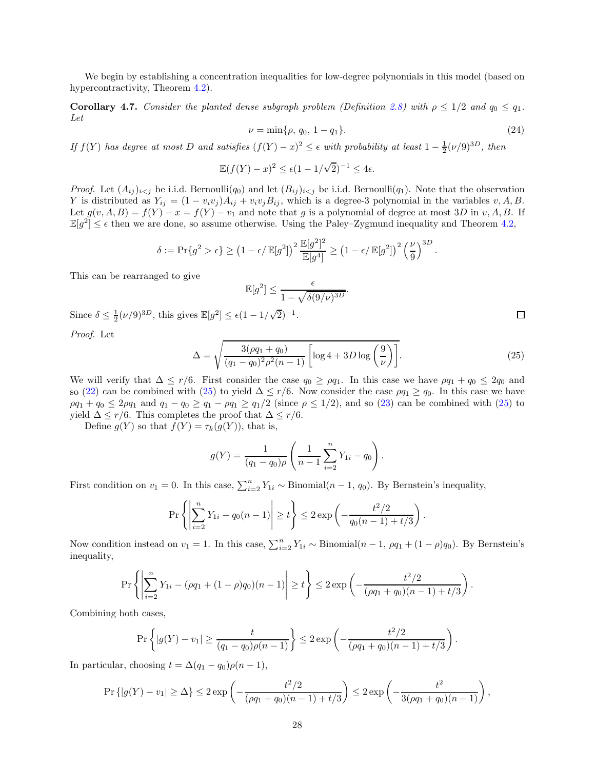We begin by establishing a concentration inequalities for low-degree polynomials in this model (based on hypercontractivity, Theorem 4.2).

**Corollary 4.7.** *Consider the planted dense subgraph problem (Definition 2.8) with $\rho \le 1/2$ and $q_0 \le q_1$. Let*

$$\nu = \min\{\rho,\, q_0,\, 1 - q_1\}. \tag{24}$$

*If $f(Y)$ has degree at most $D$ and satisfies $(f(Y) - x)^2 \le \epsilon$ with probability at least $1 - \frac{1}{2}(\nu/9)^{3D}$, then*

$$\mathbb{E}(f(Y) - x)^2 \le \epsilon(1 - 1/\sqrt{2})^{-1} \le 4\epsilon.$$

*Proof.* Let $(A_{ij})_{i<j}$ be i.i.d. Bernoulli($q_0$) and let $(B_{ij})_{i<j}$ be i.i.d. Bernoulli($q_1$). Note that the observation $Y$ is distributed as $Y_{ij} = (1 - v_i v_j)A_{ij} + v_i v_j B_{ij}$, which is a degree-3 polynomial in the variables $v, A, B$. Let $g(v, A, B) = f(Y) - x = f(Y) - v_1$ and note that $g$ is a polynomial of degree at most $3D$ in $v, A, B$. If $\mathbb{E}[g^2] \le \epsilon$ then we are done, so assume otherwise. Using the Paley–Zygmund inequality and Theorem 4.2,

$$\delta := \Pr\{g^2 > \epsilon\} \ge \left(1 - \epsilon/\,\mathbb{E}[g^2]\right)^2 \frac{\mathbb{E}[g^2]^2}{\mathbb{E}[g^4]} \ge \left(1 - \epsilon/\,\mathbb{E}[g^2]\right)^2 \left(\frac{\nu}{9}\right)^{3D}.$$

This can be rearranged to give

$$\mathbb{E}[g^2] \le \frac{\epsilon}{1 - \sqrt{\delta(9/\nu)^{3D}}}.$$

Since $\delta \le \frac{1}{2}(\nu/9)^{3D}$, this gives $\mathbb{E}[g^2] \le \epsilon(1 - 1/\sqrt{2})^{-1}$. $\square$

*Proof.* Let

$$\Delta = \sqrt{\frac{3(\rho q_1 + q_0)}{(q_1 - q_0)^2 \rho^2 (n-1)} \left[\log 4 + 3D \log\left(\frac{9}{\nu}\right)\right]}. \tag{25}$$

We will verify that $\Delta \le r/6$. First consider the case $q_0 \ge \rho q_1$. In this case we have $\rho q_1 + q_0 \le 2q_0$ and so (22) can be combined with (25) to yield $\Delta \le r/6$. Now consider the case $\rho q_1 \ge q_0$. In this case we have $\rho q_1 + q_0 \le 2\rho q_1$ and $q_1 - q_0 \ge q_1 - \rho q_1 \ge q_1/2$ (since $\rho \le 1/2$), and so (23) can be combined with (25) to yield $\Delta \le r/6$. This completes the proof that $\Delta \le r/6$.

Define $g(Y)$ so that $f(Y) = \tau_k(g(Y))$, that is,

$$g(Y) = \frac{1}{(q_1 - q_0)\rho}\left(\frac{1}{n-1}\sum_{i=2}^n Y_{1i} - q_0\right).$$

First condition on $v_1 = 0$. In this case, $\sum_{i=2}^n Y_{1i} \sim \text{Binomial}(n-1,\, q_0)$. By Bernstein's inequality,

$$\Pr\left\{\left|\sum_{i=2}^n Y_{1i} - q_0(n-1)\right| \ge t\right\} \le 2\exp\left(-\frac{t^2/2}{q_0(n-1) + t/3}\right).$$

Now condition instead on $v_1 = 1$. In this case, $\sum_{i=2}^n Y_{1i} \sim \text{Binomial}(n-1,\, \rho q_1 + (1-\rho)q_0)$. By Bernstein's inequality,

$$\Pr\left\{\left|\sum_{i=2}^n Y_{1i} - (\rho q_1 + (1-\rho)q_0)(n-1)\right| \ge t\right\} \le 2\exp\left(-\frac{t^2/2}{(\rho q_1 + q_0)(n-1) + t/3}\right).$$

Combining both cases,

$$\Pr\left\{|g(Y) - v_1| \ge \frac{t}{(q_1 - q_0)\rho(n-1)}\right\} \le 2\exp\left(-\frac{t^2/2}{(\rho q_1 + q_0)(n-1) + t/3}\right).$$

In particular, choosing $t = \Delta(q_1 - q_0)\rho(n-1)$,

$$\Pr\left\{|g(Y) - v_1| \ge \Delta\right\} \le 2\exp\left(-\frac{t^2/2}{(\rho q_1 + q_0)(n-1) + t/3}\right) \le 2\exp\left(-\frac{t^2}{3(\rho q_1 + q_0)(n-1)}\right),$$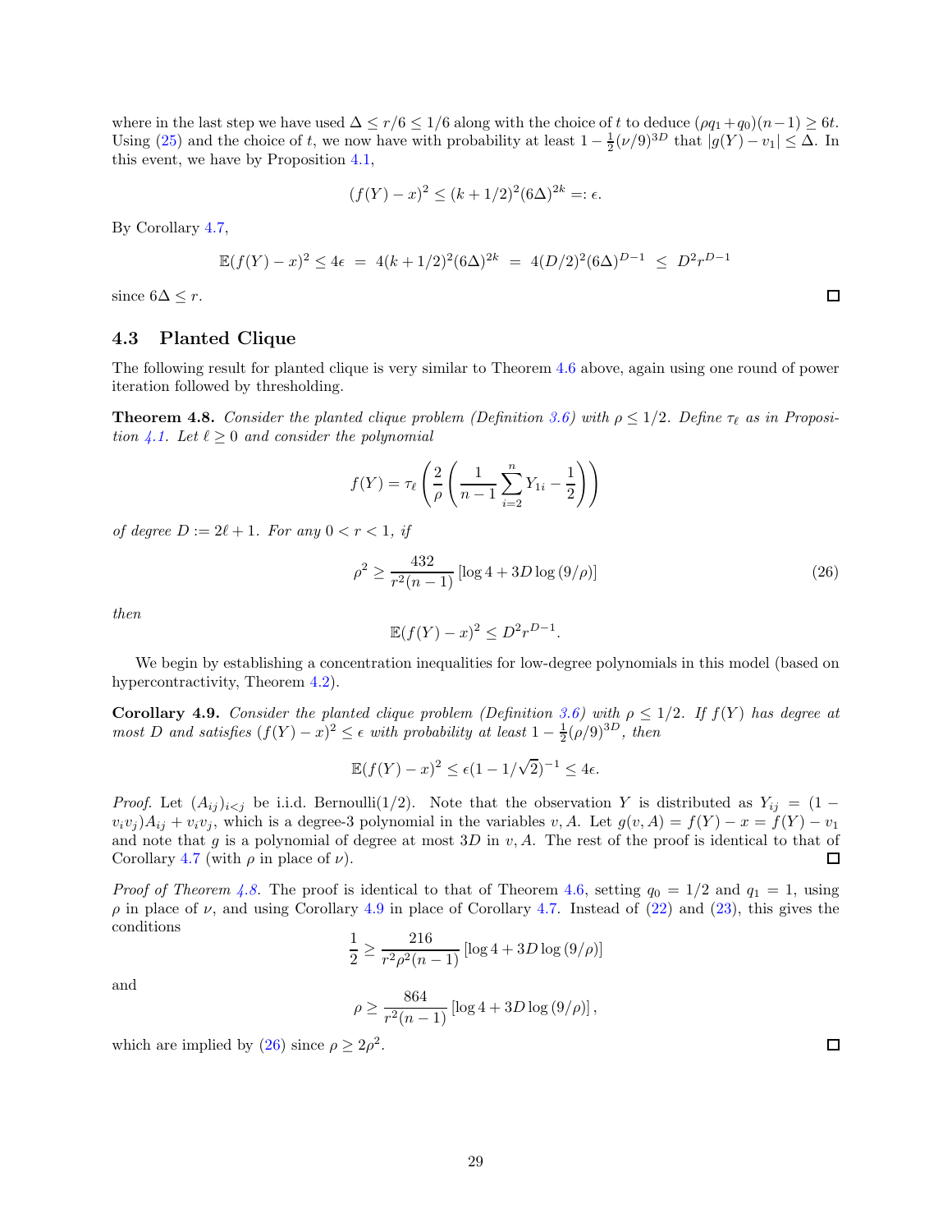where in the last step we have used $\Delta \le r/6 \le 1/6$ along with the choice of $t$ to deduce $(\rho q_1 + q_0)(n-1) \ge 6t$. Using (25) and the choice of $t$, we now have with probability at least $1 - \frac{1}{2}(\nu/9)^{3D}$ that $|g(Y) - v_1| \le \Delta$. In this event, we have by Proposition 4.1,

$$(f(Y) - x)^2 \le (k+1/2)^2(6\Delta)^{2k} =: \epsilon.$$

By Corollary 4.7,

$$\mathbb{E}(f(Y) - x)^2 \le 4\epsilon \;=\; 4(k+1/2)^2(6\Delta)^{2k} \;=\; 4(D/2)^2(6\Delta)^{D-1} \;\le\; D^2 r^{D-1}$$

since $6\Delta \le r$. ◻

### 4.3 Planted Clique

The following result for planted clique is very similar to Theorem 4.6 above, again using one round of power iteration followed by thresholding.

**Theorem 4.8.** *Consider the planted clique problem (Definition 3.6) with $\rho \le 1/2$. Define $\tau_\ell$ as in Proposition 4.1. Let $\ell \ge 0$ and consider the polynomial*

$$f(Y) = \tau_\ell\left(\frac{2}{\rho}\left(\frac{1}{n-1}\sum_{i=2}^{n} Y_{1i} - \frac{1}{2}\right)\right)$$

*of degree $D := 2\ell + 1$. For any $0 < r < 1$, if*

$$\rho^2 \ge \frac{432}{r^2(n-1)}\left[\log 4 + 3D\log(9/\rho)\right] \tag{26}$$

*then*

$$\mathbb{E}(f(Y) - x)^2 \le D^2 r^{D-1}.$$

We begin by establishing a concentration inequalities for low-degree polynomials in this model (based on hypercontractivity, Theorem 4.2).

**Corollary 4.9.** *Consider the planted clique problem (Definition 3.6) with $\rho \le 1/2$. If $f(Y)$ has degree at most $D$ and satisfies $(f(Y) - x)^2 \le \epsilon$ with probability at least $1 - \frac{1}{2}(\rho/9)^{3D}$, then*

$$\mathbb{E}(f(Y) - x)^2 \le \epsilon(1 - 1/\sqrt{2})^{-1} \le 4\epsilon.$$

*Proof.* Let $(A_{ij})_{i<j}$ be i.i.d. Bernoulli(1/2). Note that the observation $Y$ is distributed as $Y_{ij} = (1 - v_i v_j)A_{ij} + v_i v_j$, which is a degree-3 polynomial in the variables $v, A$. Let $g(v, A) = f(Y) - x = f(Y) - v_1$ and note that $g$ is a polynomial of degree at most $3D$ in $v, A$. The rest of the proof is identical to that of Corollary 4.7 (with $\rho$ in place of $\nu$). ◻

*Proof of Theorem 4.8.* The proof is identical to that of Theorem 4.6, setting $q_0 = 1/2$ and $q_1 = 1$, using $\rho$ in place of $\nu$, and using Corollary 4.9 in place of Corollary 4.7. Instead of (22) and (23), this gives the conditions

$$\frac{1}{2} \ge \frac{216}{r^2\rho^2(n-1)}\left[\log 4 + 3D\log(9/\rho)\right]$$

and

$$\rho \ge \frac{864}{r^2(n-1)}\left[\log 4 + 3D\log(9/\rho)\right],$$

which are implied by (26) since $\rho \ge 2\rho^2$. ◻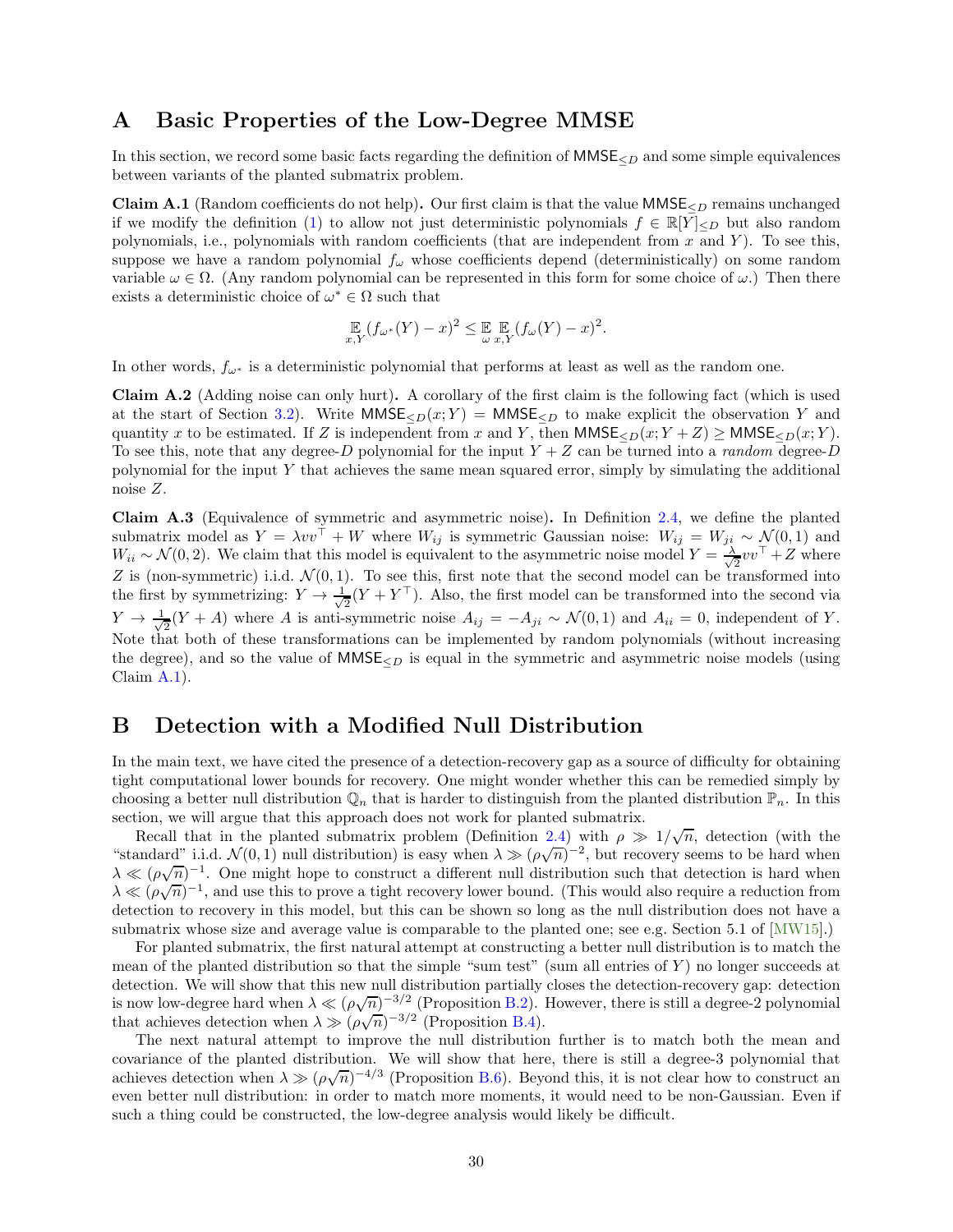# A Basic Properties of the Low-Degree MMSE

In this section, we record some basic facts regarding the definition of $\mathsf{MMSE}_{\le D}$ and some simple equivalences between variants of the planted submatrix problem.

**Claim A.1** (Random coefficients do not help)**.** Our first claim is that the value $\mathsf{MMSE}_{\le D}$ remains unchanged if we modify the definition (1) to allow not just deterministic polynomials $f \in \mathbb{R}[Y]_{\le D}$ but also random polynomials, i.e., polynomials with random coefficients (that are independent from $x$ and $Y$). To see this, suppose we have a random polynomial $f_\omega$ whose coefficients depend (deterministically) on some random variable $\omega \in \Omega$. (Any random polynomial can be represented in this form for some choice of $\omega$.) Then there exists a deterministic choice of $\omega^* \in \Omega$ such that

$$\mathop{\mathbb{E}}_{x,Y}(f_{\omega^*}(Y) - x)^2 \le \mathop{\mathbb{E}}_{\omega} \mathop{\mathbb{E}}_{x,Y}(f_\omega(Y) - x)^2.$$

In other words, $f_{\omega^*}$ is a deterministic polynomial that performs at least as well as the random one.

**Claim A.2** (Adding noise can only hurt)**.** A corollary of the first claim is the following fact (which is used at the start of Section 3.2). Write $\mathsf{MMSE}_{\le D}(x;Y) = \mathsf{MMSE}_{\le D}$ to make explicit the observation $Y$ and quantity $x$ to be estimated. If $Z$ is independent from $x$ and $Y$, then $\mathsf{MMSE}_{\le D}(x; Y+Z) \ge \mathsf{MMSE}_{\le D}(x;Y)$. To see this, note that any degree-$D$ polynomial for the input $Y+Z$ can be turned into a *random* degree-$D$ polynomial for the input $Y$ that achieves the same mean squared error, simply by simulating the additional noise $Z$.

**Claim A.3** (Equivalence of symmetric and asymmetric noise)**.** In Definition 2.4, we define the planted submatrix model as $Y = \lambda vv^\top + W$ where $W_{ij}$ is symmetric Gaussian noise: $W_{ij} = W_{ji} \sim \mathcal{N}(0,1)$ and $W_{ii} \sim \mathcal{N}(0,2)$. We claim that this model is equivalent to the asymmetric noise model $Y = \frac{\lambda}{\sqrt{2}} vv^\top + Z$ where $Z$ is (non-symmetric) i.i.d. $\mathcal{N}(0,1)$. To see this, first note that the second model can be transformed into the first by symmetrizing: $Y \to \frac{1}{\sqrt{2}}(Y + Y^\top)$. Also, the first model can be transformed into the second via $Y \to \frac{1}{\sqrt{2}}(Y + A)$ where $A$ is anti-symmetric noise $A_{ij} = -A_{ji} \sim \mathcal{N}(0,1)$ and $A_{ii} = 0$, independent of $Y$. Note that both of these transformations can be implemented by random polynomials (without increasing the degree), and so the value of $\mathsf{MMSE}_{\le D}$ is equal in the symmetric and asymmetric noise models (using Claim A.1).

# B Detection with a Modified Null Distribution

In the main text, we have cited the presence of a detection-recovery gap as a source of difficulty for obtaining tight computational lower bounds for recovery. One might wonder whether this can be remedied simply by choosing a better null distribution $\mathbb{Q}_n$ that is harder to distinguish from the planted distribution $\mathbb{P}_n$. In this section, we will argue that this approach does not work for planted submatrix.

Recall that in the planted submatrix problem (Definition 2.4) with $\rho \gg 1/\sqrt{n}$, detection (with the "standard" i.i.d. $\mathcal{N}(0,1)$ null distribution) is easy when $\lambda \gg (\rho\sqrt{n})^{-2}$, but recovery seems to be hard when $\lambda \ll (\rho\sqrt{n})^{-1}$. One might hope to construct a different null distribution such that detection is hard when $\lambda \ll (\rho\sqrt{n})^{-1}$, and use this to prove a tight recovery lower bound. (This would also require a reduction from detection to recovery in this model, but this can be shown so long as the null distribution does not have a submatrix whose size and average value is comparable to the planted one; see e.g. Section 5.1 of [MW15].)

For planted submatrix, the first natural attempt at constructing a better null distribution is to match the mean of the planted distribution so that the simple "sum test" (sum all entries of $Y$) no longer succeeds at detection. We will show that this new null distribution partially closes the detection-recovery gap: detection is now low-degree hard when $\lambda \ll (\rho\sqrt{n})^{-3/2}$ (Proposition B.2). However, there is still a degree-2 polynomial that achieves detection when $\lambda \gg (\rho\sqrt{n})^{-3/2}$ (Proposition B.4).

The next natural attempt to improve the null distribution further is to match both the mean and covariance of the planted distribution. We will show that here, there is still a degree-3 polynomial that achieves detection when $\lambda \gg (\rho\sqrt{n})^{-4/3}$ (Proposition B.6). Beyond this, it is not clear how to construct an even better null distribution: in order to match more moments, it would need to be non-Gaussian. Even if such a thing could be constructed, the low-degree analysis would likely be difficult.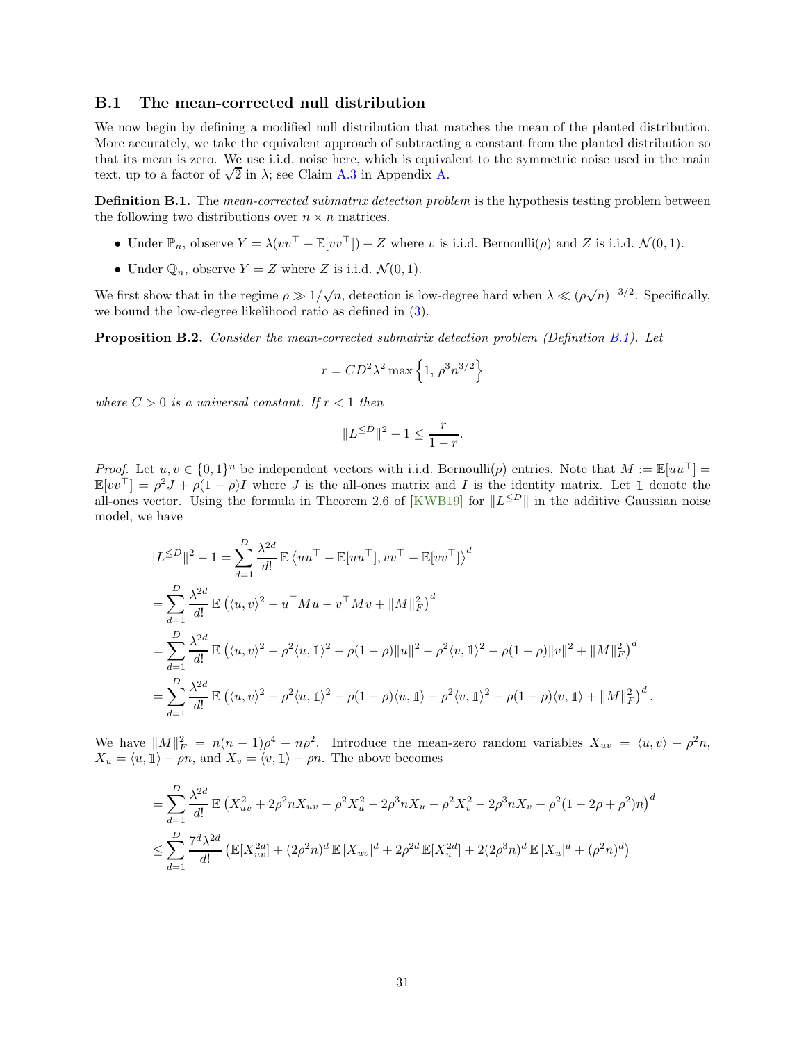## B.1 The mean-corrected null distribution

We now begin by defining a modified null distribution that matches the mean of the planted distribution. More accurately, we take the equivalent approach of subtracting a constant from the planted distribution so that its mean is zero. We use i.i.d. noise here, which is equivalent to the symmetric noise used in the main text, up to a factor of $\sqrt{2}$ in $\lambda$; see Claim A.3 in Appendix A.

**Definition B.1.** The *mean-corrected submatrix detection problem* is the hypothesis testing problem between the following two distributions over $n \times n$ matrices.

- Under $\mathbb{P}_n$, observe $Y = \lambda(vv^\top - \mathbb{E}[vv^\top]) + Z$ where $v$ is i.i.d. Bernoulli($\rho$) and $Z$ is i.i.d. $\mathcal{N}(0,1)$.
- Under $\mathbb{Q}_n$, observe $Y = Z$ where $Z$ is i.i.d. $\mathcal{N}(0,1)$.

We first show that in the regime $\rho \gg 1/\sqrt{n}$, detection is low-degree hard when $\lambda \ll (\rho\sqrt{n})^{-3/2}$. Specifically, we bound the low-degree likelihood ratio as defined in (3).

**Proposition B.2.** *Consider the mean-corrected submatrix detection problem (Definition B.1). Let*

$$r = CD^2\lambda^2 \max\left\{1,\, \rho^3 n^{3/2}\right\}$$

*where $C > 0$ is a universal constant. If $r < 1$ then*

$$\|L^{\leq D}\|^2 - 1 \leq \frac{r}{1-r}.$$

*Proof.* Let $u, v \in \{0,1\}^n$ be independent vectors with i.i.d. Bernoulli($\rho$) entries. Note that $M := \mathbb{E}[uu^\top] = \mathbb{E}[vv^\top] = \rho^2 J + \rho(1-\rho)I$ where $J$ is the all-ones matrix and $I$ is the identity matrix. Let $\mathbb{1}$ denote the all-ones vector. Using the formula in Theorem 2.6 of [KWB19] for $\|L^{\leq D}\|$ in the additive Gaussian noise model, we have

$$\begin{aligned}
\|L^{\leq D}\|^2 - 1 &= \sum_{d=1}^{D} \frac{\lambda^{2d}}{d!}\, \mathbb{E}\left\langle uu^\top - \mathbb{E}[uu^\top], vv^\top - \mathbb{E}[vv^\top]\right\rangle^d \\
&= \sum_{d=1}^{D} \frac{\lambda^{2d}}{d!}\, \mathbb{E}\left(\langle u, v\rangle^2 - u^\top M u - v^\top M v + \|M\|_F^2\right)^d \\
&= \sum_{d=1}^{D} \frac{\lambda^{2d}}{d!}\, \mathbb{E}\left(\langle u, v\rangle^2 - \rho^2\langle u, \mathbb{1}\rangle^2 - \rho(1-\rho)\|u\|^2 - \rho^2\langle v, \mathbb{1}\rangle^2 - \rho(1-\rho)\|v\|^2 + \|M\|_F^2\right)^d \\
&= \sum_{d=1}^{D} \frac{\lambda^{2d}}{d!}\, \mathbb{E}\left(\langle u, v\rangle^2 - \rho^2\langle u, \mathbb{1}\rangle^2 - \rho(1-\rho)\langle u, \mathbb{1}\rangle - \rho^2\langle v, \mathbb{1}\rangle^2 - \rho(1-\rho)\langle v, \mathbb{1}\rangle + \|M\|_F^2\right)^d.
\end{aligned}$$

We have $\|M\|_F^2 = n(n-1)\rho^4 + n\rho^2$. Introduce the mean-zero random variables $X_{uv} = \langle u, v\rangle - \rho^2 n$, $X_u = \langle u, \mathbb{1}\rangle - \rho n$, and $X_v = \langle v, \mathbb{1}\rangle - \rho n$. The above becomes

$$\begin{aligned}
&= \sum_{d=1}^{D} \frac{\lambda^{2d}}{d!}\, \mathbb{E}\left(X_{uv}^2 + 2\rho^2 n X_{uv} - \rho^2 X_u^2 - 2\rho^3 n X_u - \rho^2 X_v^2 - 2\rho^3 n X_v - \rho^2(1 - 2\rho + \rho^2)n\right)^d \\
&\leq \sum_{d=1}^{D} \frac{7^d \lambda^{2d}}{d!}\left(\mathbb{E}[X_{uv}^{2d}] + (2\rho^2 n)^d\, \mathbb{E}\,|X_{uv}|^d + 2\rho^{2d}\, \mathbb{E}[X_u^{2d}] + 2(2\rho^3 n)^d\, \mathbb{E}\,|X_u|^d + (\rho^2 n)^d\right)
\end{aligned}$$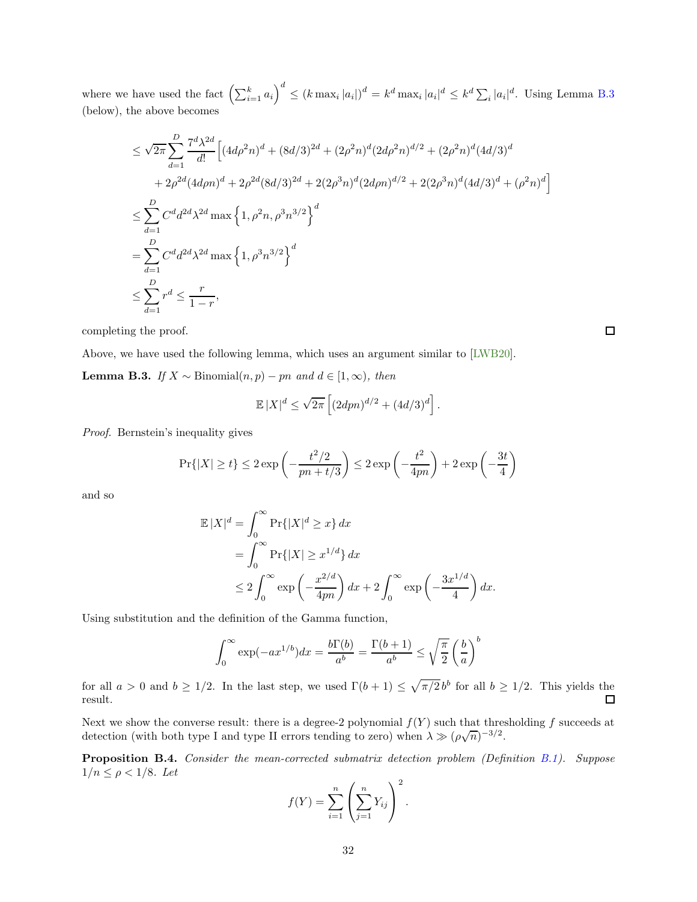where we have used the fact $\left(\sum_{i=1}^k a_i\right)^d \le (k \max_i |a_i|)^d = k^d \max_i |a_i|^d \le k^d \sum_i |a_i|^d$. Using Lemma B.3 (below), the above becomes

$$
\begin{aligned}
&\le \sqrt{2\pi} \sum_{d=1}^{D} \frac{7^d \lambda^{2d}}{d!} \Big[ (4d\rho^2 n)^d + (8d/3)^{2d} + (2\rho^2 n)^d (2d\rho^2 n)^{d/2} + (2\rho^2 n)^d (4d/3)^d \\
&\qquad + 2\rho^{2d}(4d\rho n)^d + 2\rho^{2d}(8d/3)^{2d} + 2(2\rho^3 n)^d (2d\rho n)^{d/2} + 2(2\rho^3 n)^d (4d/3)^d + (\rho^2 n)^d \Big] \\
&\le \sum_{d=1}^{D} C^d d^{2d} \lambda^{2d} \max\left\{1, \rho^2 n, \rho^3 n^{3/2}\right\}^d \\
&= \sum_{d=1}^{D} C^d d^{2d} \lambda^{2d} \max\left\{1, \rho^3 n^{3/2}\right\}^d \\
&\le \sum_{d=1}^{D} r^d \le \frac{r}{1-r},
\end{aligned}
$$

completing the proof. ◻

Above, we have used the following lemma, which uses an argument similar to [LWB20].

**Lemma B.3.** *If $X \sim \mathrm{Binomial}(n,p) - pn$ and $d \in [1,\infty)$, then*

$$
\mathbb{E}\,|X|^d \le \sqrt{2\pi}\left[(2dpn)^{d/2} + (4d/3)^d\right].
$$

*Proof.* Bernstein's inequality gives

$$
\Pr\{|X| \ge t\} \le 2\exp\left(-\frac{t^2/2}{pn + t/3}\right) \le 2\exp\left(-\frac{t^2}{4pn}\right) + 2\exp\left(-\frac{3t}{4}\right)
$$

and so

$$
\begin{aligned}
\mathbb{E}\,|X|^d &= \int_0^\infty \Pr\{|X|^d \ge x\}\, dx \\
&= \int_0^\infty \Pr\{|X| \ge x^{1/d}\}\, dx \\
&\le 2\int_0^\infty \exp\left(-\frac{x^{2/d}}{4pn}\right) dx + 2\int_0^\infty \exp\left(-\frac{3x^{1/d}}{4}\right) dx.
\end{aligned}
$$

Using substitution and the definition of the Gamma function,

$$
\int_0^\infty \exp(-a x^{1/b}) dx = \frac{b\Gamma(b)}{a^b} = \frac{\Gamma(b+1)}{a^b} \le \sqrt{\frac{\pi}{2}}\left(\frac{b}{a}\right)^b
$$

for all $a > 0$ and $b \ge 1/2$. In the last step, we used $\Gamma(b+1) \le \sqrt{\pi/2}\, b^b$ for all $b \ge 1/2$. This yields the result. ◻

Next we show the converse result: there is a degree-2 polynomial $f(Y)$ such that thresholding $f$ succeeds at detection (with both type I and type II errors tending to zero) when $\lambda \gg (\rho\sqrt{n})^{-3/2}$.

**Proposition B.4.** *Consider the mean-corrected submatrix detection problem (Definition B.1). Suppose $1/n \le \rho < 1/8$. Let*

$$
f(Y) = \sum_{i=1}^n \left(\sum_{j=1}^n Y_{ij}\right)^2.
$$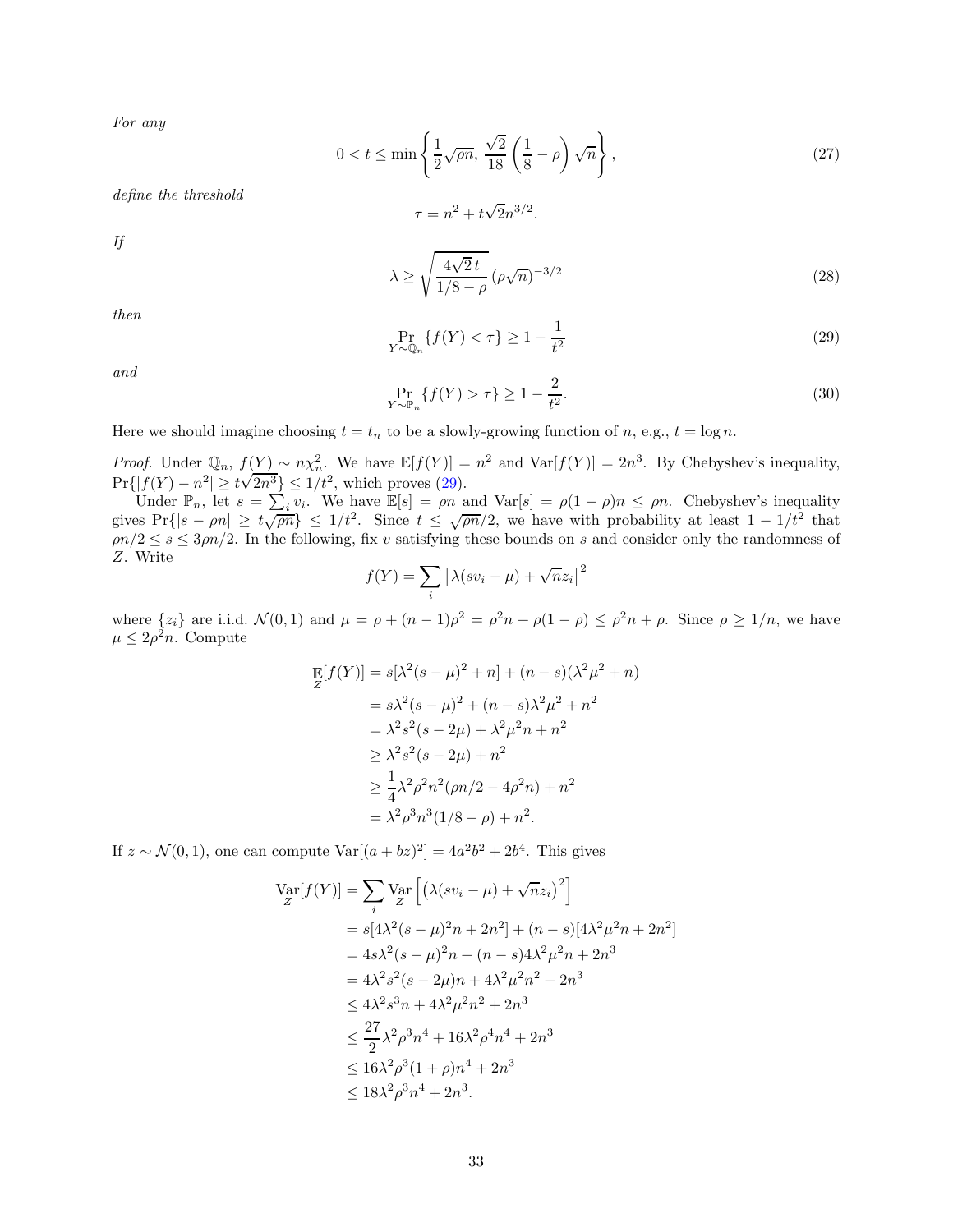*For any*

$$0 < t \leq \min\left\{\frac{1}{2}\sqrt{\rho n},\, \frac{\sqrt{2}}{18}\left(\frac{1}{8} - \rho\right)\sqrt{n}\right\}, \tag{27}$$

*define the threshold*

$$\tau = n^2 + t\sqrt{2}n^{3/2}.$$

*If*

$$\lambda \geq \sqrt{\frac{4\sqrt{2}\,t}{1/8 - \rho}}\,(\rho\sqrt{n})^{-3/2} \tag{28}$$

*then*

$$\Pr_{Y \sim \mathbb{Q}_n}\{f(Y) < \tau\} \geq 1 - \frac{1}{t^2} \tag{29}$$

*and*

$$\Pr_{Y \sim \mathbb{P}_n}\{f(Y) > \tau\} \geq 1 - \frac{2}{t^2}. \tag{30}$$

Here we should imagine choosing $t = t_n$ to be a slowly-growing function of $n$, e.g., $t = \log n$.

*Proof.* Under $\mathbb{Q}_n$, $f(Y) \sim n\chi_n^2$. We have $\mathbb{E}[f(Y)] = n^2$ and $\mathrm{Var}[f(Y)] = 2n^3$. By Chebyshev's inequality, $\Pr\{|f(Y) - n^2| \geq t\sqrt{2n^3}\} \leq 1/t^2$, which proves (29).

Under $\mathbb{P}_n$, let $s = \sum_i v_i$. We have $\mathbb{E}[s] = \rho n$ and $\mathrm{Var}[s] = \rho(1-\rho)n \leq \rho n$. Chebyshev's inequality gives $\Pr\{|s - \rho n| \geq t\sqrt{\rho n}\} \leq 1/t^2$. Since $t \leq \sqrt{\rho n}/2$, we have with probability at least $1 - 1/t^2$ that $\rho n/2 \leq s \leq 3\rho n/2$. In the following, fix $v$ satisfying these bounds on $s$ and consider only the randomness of $Z$. Write

$$f(Y) = \sum_i \left[\lambda(sv_i - \mu) + \sqrt{n}z_i\right]^2$$

where $\{z_i\}$ are i.i.d. $\mathcal{N}(0,1)$ and $\mu = \rho + (n-1)\rho^2 = \rho^2 n + \rho(1-\rho) \leq \rho^2 n + \rho$. Since $\rho \geq 1/n$, we have $\mu \leq 2\rho^2 n$. Compute

$$\begin{aligned}
\mathop{\mathbb{E}}_Z[f(Y)] &= s[\lambda^2(s-\mu)^2 + n] + (n-s)(\lambda^2\mu^2 + n) \\
&= s\lambda^2(s-\mu)^2 + (n-s)\lambda^2\mu^2 + n^2 \\
&= \lambda^2 s^2(s - 2\mu) + \lambda^2\mu^2 n + n^2 \\
&\geq \lambda^2 s^2(s - 2\mu) + n^2 \\
&\geq \frac{1}{4}\lambda^2\rho^2 n^2(\rho n/2 - 4\rho^2 n) + n^2 \\
&= \lambda^2\rho^3 n^3(1/8 - \rho) + n^2.
\end{aligned}$$

If $z \sim \mathcal{N}(0,1)$, one can compute $\mathrm{Var}[(a+bz)^2] = 4a^2b^2 + 2b^4$. This gives

$$\begin{aligned}
\mathop{\mathrm{Var}}_Z[f(Y)] &= \sum_i \mathop{\mathrm{Var}}_Z\left[\left(\lambda(sv_i - \mu) + \sqrt{n}z_i\right)^2\right] \\
&= s[4\lambda^2(s-\mu)^2 n + 2n^2] + (n-s)[4\lambda^2\mu^2 n + 2n^2] \\
&= 4s\lambda^2(s-\mu)^2 n + (n-s)4\lambda^2\mu^2 n + 2n^3 \\
&= 4\lambda^2 s^2(s-2\mu)n + 4\lambda^2\mu^2 n^2 + 2n^3 \\
&\leq 4\lambda^2 s^3 n + 4\lambda^2\mu^2 n^2 + 2n^3 \\
&\leq \frac{27}{2}\lambda^2\rho^3 n^4 + 16\lambda^2\rho^4 n^4 + 2n^3 \\
&\leq 16\lambda^2\rho^3(1+\rho)n^4 + 2n^3 \\
&\leq 18\lambda^2\rho^3 n^4 + 2n^3.
\end{aligned}$$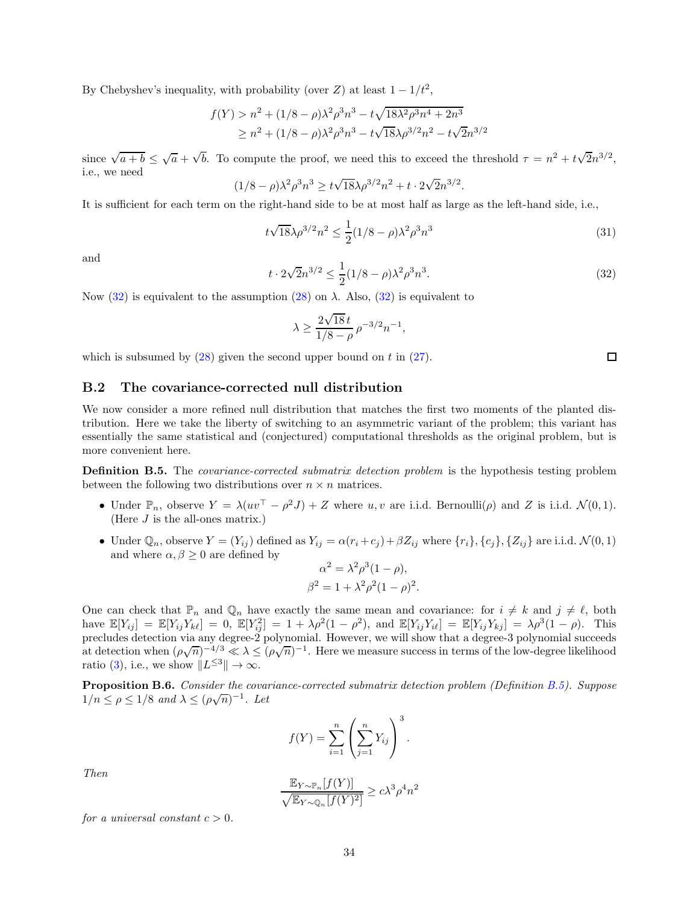By Chebyshev's inequality, with probability (over $Z$) at least $1 - 1/t^2$,

$$
\begin{aligned}
f(Y) &> n^2 + (1/8 - \rho)\lambda^2\rho^3 n^3 - t\sqrt{18\lambda^2\rho^3 n^4 + 2n^3} \\
&\geq n^2 + (1/8 - \rho)\lambda^2\rho^3 n^3 - t\sqrt{18}\lambda\rho^{3/2} n^2 - t\sqrt{2} n^{3/2}
\end{aligned}
$$

since $\sqrt{a+b} \leq \sqrt{a} + \sqrt{b}$. To compute the proof, we need this to exceed the threshold $\tau = n^2 + t\sqrt{2}n^{3/2}$, i.e., we need

$$
(1/8 - \rho)\lambda^2\rho^3 n^3 \geq t\sqrt{18}\lambda\rho^{3/2} n^2 + t \cdot 2\sqrt{2} n^{3/2}.
$$

It is sufficient for each term on the right-hand side to be at most half as large as the left-hand side, i.e.,

$$
t\sqrt{18}\lambda\rho^{3/2} n^2 \leq \frac{1}{2}(1/8 - \rho)\lambda^2\rho^3 n^3 \tag{31}
$$

and

$$
t \cdot 2\sqrt{2} n^{3/2} \leq \frac{1}{2}(1/8 - \rho)\lambda^2\rho^3 n^3. \tag{32}
$$

Now (32) is equivalent to the assumption (28) on $\lambda$. Also, (32) is equivalent to

$$
\lambda \geq \frac{2\sqrt{18}\, t}{1/8 - \rho}\, \rho^{-3/2} n^{-1},
$$

which is subsumed by (28) given the second upper bound on $t$ in (27). □

## B.2 The covariance-corrected null distribution

We now consider a more refined null distribution that matches the first two moments of the planted distribution. Here we take the liberty of switching to an asymmetric variant of the problem; this variant has essentially the same statistical and (conjectured) computational thresholds as the original problem, but is more convenient here.

**Definition B.5.** The *covariance-corrected submatrix detection problem* is the hypothesis testing problem between the following two distributions over $n \times n$ matrices.

- Under $\mathbb{P}_n$, observe $Y = \lambda(uv^\top - \rho^2 J) + Z$ where $u, v$ are i.i.d. Bernoulli($\rho$) and $Z$ is i.i.d. $\mathcal{N}(0,1)$. (Here $J$ is the all-ones matrix.)
- Under $\mathbb{Q}_n$, observe $Y = (Y_{ij})$ defined as $Y_{ij} = \alpha(r_i + c_j) + \beta Z_{ij}$ where $\{r_i\}, \{c_j\}, \{Z_{ij}\}$ are i.i.d. $\mathcal{N}(0,1)$ and where $\alpha, \beta \geq 0$ are defined by
$$
\begin{aligned}
\alpha^2 &= \lambda^2\rho^3(1-\rho), \\
\beta^2 &= 1 + \lambda^2\rho^2(1-\rho)^2.
\end{aligned}
$$

One can check that $\mathbb{P}_n$ and $\mathbb{Q}_n$ have exactly the same mean and covariance: for $i \neq k$ and $j \neq \ell$, both have $\mathbb{E}[Y_{ij}] = \mathbb{E}[Y_{ij}Y_{k\ell}] = 0$, $\mathbb{E}[Y_{ij}^2] = 1 + \lambda\rho^2(1-\rho^2)$, and $\mathbb{E}[Y_{ij}Y_{i\ell}] = \mathbb{E}[Y_{ij}Y_{kj}] = \lambda\rho^3(1-\rho)$. This precludes detection via any degree-2 polynomial. However, we will show that a degree-3 polynomial succeeds at detection when $(\rho\sqrt{n})^{-4/3} \ll \lambda \leq (\rho\sqrt{n})^{-1}$. Here we measure success in terms of the low-degree likelihood ratio (3), i.e., we show $\|L^{\leq 3}\| \to \infty$.

**Proposition B.6.** *Consider the covariance-corrected submatrix detection problem (Definition B.5). Suppose $1/n \leq \rho \leq 1/8$ and $\lambda \leq (\rho\sqrt{n})^{-1}$. Let*

$$
f(Y) = \sum_{i=1}^{n} \left( \sum_{j=1}^{n} Y_{ij} \right)^3.
$$

*Then*

$$
\frac{\mathbb{E}_{Y \sim \mathbb{P}_n}[f(Y)]}{\sqrt{\mathbb{E}_{Y \sim \mathbb{Q}_n}[f(Y)^2]}} \geq c\lambda^3\rho^4 n^2
$$

*for a universal constant $c > 0$.*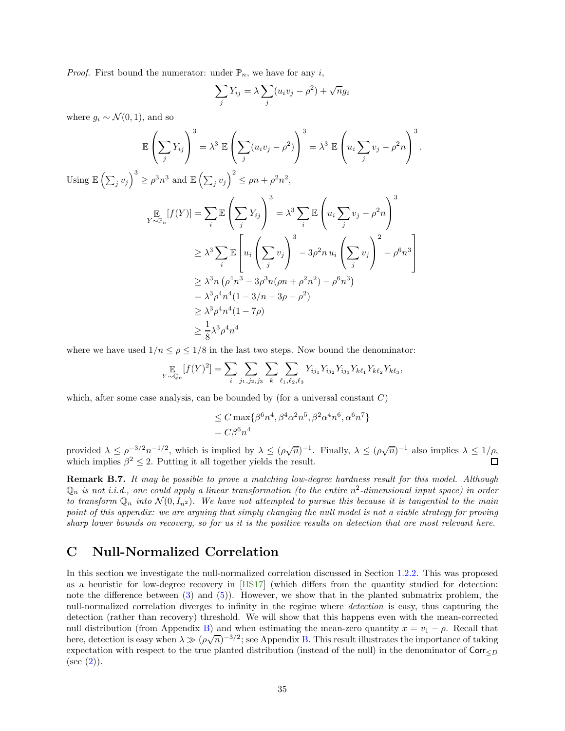*Proof.* First bound the numerator: under $\mathbb{P}_n$, we have for any $i$,

$$\sum_j Y_{ij} = \lambda \sum_j (u_i v_j - \rho^2) + \sqrt{n} g_i$$

where $g_i \sim \mathcal{N}(0,1)$, and so

$$\mathbb{E}\left(\sum_j Y_{ij}\right)^3 = \lambda^3 \, \mathbb{E}\left(\sum_j (u_i v_j - \rho^2)\right)^3 = \lambda^3 \, \mathbb{E}\left(u_i \sum_j v_j - \rho^2 n\right)^3.$$

Using $\mathbb{E}\left(\sum_j v_j\right)^3 \geq \rho^3 n^3$ and $\mathbb{E}\left(\sum_j v_j\right)^2 \leq \rho n + \rho^2 n^2$,

$$\begin{aligned}
\mathop{\mathbb{E}}_{Y \sim \mathbb{P}_n}[f(Y)] &= \sum_i \mathbb{E}\left(\sum_j Y_{ij}\right)^3 = \lambda^3 \sum_i \mathbb{E}\left(u_i \sum_j v_j - \rho^2 n\right)^3 \\
&\geq \lambda^3 \sum_i \mathbb{E}\left[u_i \left(\sum_j v_j\right)^3 - 3\rho^2 n \, u_i \left(\sum_j v_j\right)^2 - \rho^6 n^3\right] \\
&\geq \lambda^3 n \left(\rho^4 n^3 - 3\rho^3 n(\rho n + \rho^2 n^2) - \rho^6 n^3\right) \\
&= \lambda^3 \rho^4 n^4 (1 - 3/n - 3\rho - \rho^2) \\
&\geq \lambda^3 \rho^4 n^4 (1 - 7\rho) \\
&\geq \frac{1}{8} \lambda^3 \rho^4 n^4
\end{aligned}$$

where we have used $1/n \leq \rho \leq 1/8$ in the last two steps. Now bound the denominator:

$$\mathop{\mathbb{E}}_{Y \sim \mathbb{Q}_n}[f(Y)^2] = \sum_i \sum_{j_1, j_2, j_3} \sum_k \sum_{\ell_1, \ell_2, \ell_3} Y_{ij_1} Y_{ij_2} Y_{ij_3} Y_{k\ell_1} Y_{k\ell_2} Y_{k\ell_3},$$

which, after some case analysis, can be bounded by (for a universal constant $C$)

$$\begin{aligned}
&\leq C \max\{\beta^6 n^4, \beta^4 \alpha^2 n^5, \beta^2 \alpha^4 n^6, \alpha^6 n^7\} \\
&= C \beta^6 n^4
\end{aligned}$$

provided $\lambda \leq \rho^{-3/2} n^{-1/2}$, which is implied by $\lambda \leq (\rho\sqrt{n})^{-1}$. Finally, $\lambda \leq (\rho\sqrt{n})^{-1}$ also implies $\lambda \leq 1/\rho$, which implies $\beta^2 \leq 2$. Putting it all together yields the result. ∎

**Remark B.7.** *It may be possible to prove a matching low-degree hardness result for this model. Although $\mathbb{Q}_n$ is not i.i.d., one could apply a linear transformation (to the entire $n^2$-dimensional input space) in order to transform $\mathbb{Q}_n$ into $\mathcal{N}(0, I_{n^2})$. We have not attempted to pursue this because it is tangential to the main point of this appendix: we are arguing that simply changing the null model is not a viable strategy for proving sharp lower bounds on recovery, so for us it is the positive results on detection that are most relevant here.*

# C Null-Normalized Correlation

In this section we investigate the null-normalized correlation discussed in Section 1.2.2. This was proposed as a heuristic for low-degree recovery in [HS17] (which differs from the quantity studied for detection: note the difference between (3) and (5)). However, we show that in the planted submatrix problem, the null-normalized correlation diverges to infinity in the regime where *detection* is easy, thus capturing the detection (rather than recovery) threshold. We will show that this happens even with the mean-corrected null distribution (from Appendix B) and when estimating the mean-zero quantity $x = v_1 - \rho$. Recall that here, detection is easy when $\lambda \gg (\rho\sqrt{n})^{-3/2}$; see Appendix B. This result illustrates the importance of taking expectation with respect to the true planted distribution (instead of the null) in the denominator of $\mathsf{Corr}_{\leq D}$ (see (2)).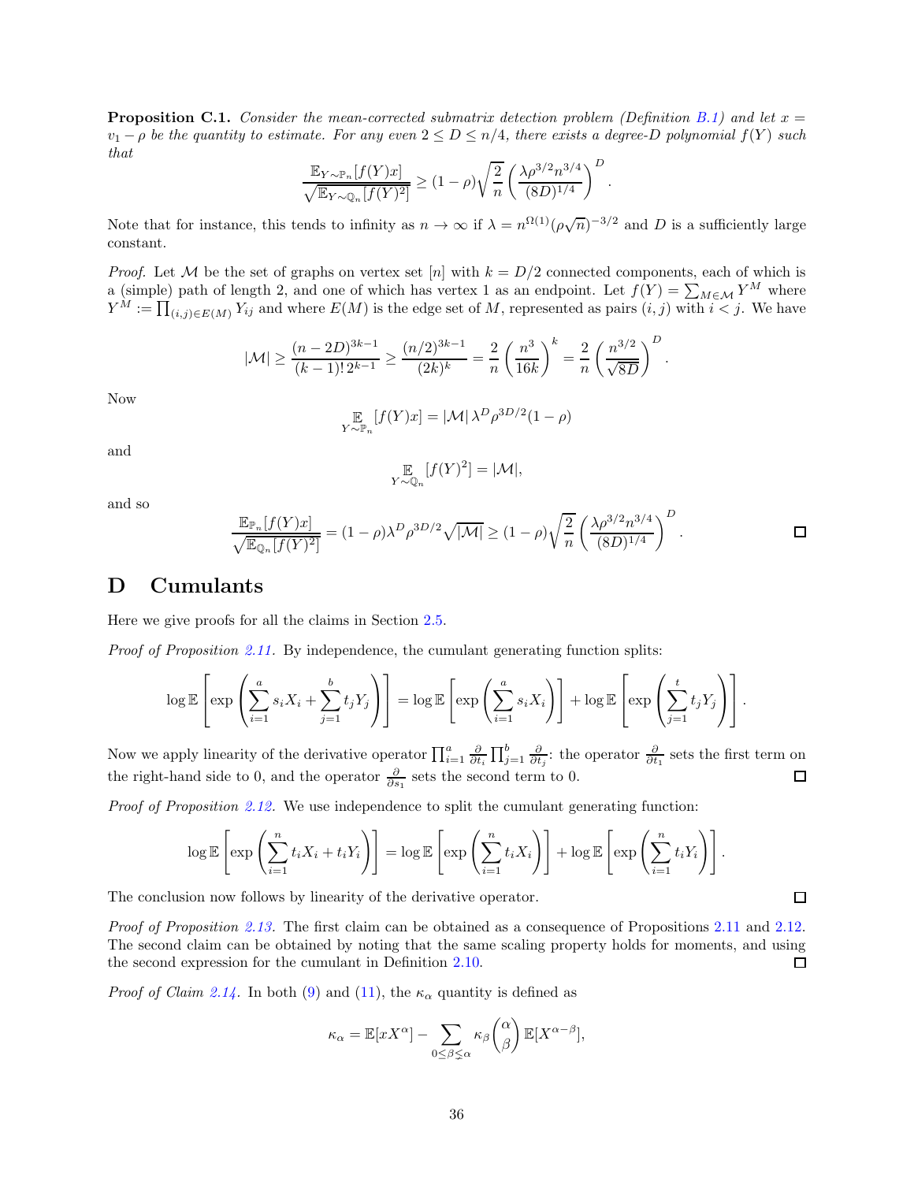**Proposition C.1.** *Consider the mean-corrected submatrix detection problem (Definition B.1) and let $x = v_1 - \rho$ be the quantity to estimate. For any even $2 \le D \le n/4$, there exists a degree-$D$ polynomial $f(Y)$ such that*

$$\frac{\mathbb{E}_{Y\sim\mathbb{P}_n}[f(Y)x]}{\sqrt{\mathbb{E}_{Y\sim\mathbb{Q}_n}[f(Y)^2]}} \ge (1-\rho)\sqrt{\frac{2}{n}}\left(\frac{\lambda\rho^{3/2}n^{3/4}}{(8D)^{1/4}}\right)^D.$$

Note that for instance, this tends to infinity as $n \to \infty$ if $\lambda = n^{\Omega(1)}(\rho\sqrt{n})^{-3/2}$ and $D$ is a sufficiently large constant.

*Proof.* Let $\mathcal{M}$ be the set of graphs on vertex set $[n]$ with $k = D/2$ connected components, each of which is a (simple) path of length 2, and one of which has vertex 1 as an endpoint. Let $f(Y) = \sum_{M\in\mathcal{M}} Y^M$ where $Y^M := \prod_{(i,j)\in E(M)} Y_{ij}$ and where $E(M)$ is the edge set of $M$, represented as pairs $(i,j)$ with $i<j$. We have

$$|\mathcal{M}| \ge \frac{(n-2D)^{3k-1}}{(k-1)!\,2^{k-1}} \ge \frac{(n/2)^{3k-1}}{(2k)^k} = \frac{2}{n}\left(\frac{n^3}{16k}\right)^k = \frac{2}{n}\left(\frac{n^{3/2}}{\sqrt{8D}}\right)^D.$$

Now

$$\mathop{\mathbb{E}}_{Y\sim\mathbb{P}_n}[f(Y)x] = |\mathcal{M}|\,\lambda^D\rho^{3D/2}(1-\rho)$$

and

$$\mathop{\mathbb{E}}_{Y\sim\mathbb{Q}_n}[f(Y)^2] = |\mathcal{M}|,$$

and so

$$\frac{\mathbb{E}_{\mathbb{P}_n}[f(Y)x]}{\sqrt{\mathbb{E}_{\mathbb{Q}_n}[f(Y)^2]}} = (1-\rho)\lambda^D\rho^{3D/2}\sqrt{|\mathcal{M}|} \ge (1-\rho)\sqrt{\frac{2}{n}}\left(\frac{\lambda\rho^{3/2}n^{3/4}}{(8D)^{1/4}}\right)^D.$$

□

# D Cumulants

Here we give proofs for all the claims in Section 2.5.

*Proof of Proposition 2.11.* By independence, the cumulant generating function splits:

$$\log\mathbb{E}\left[\exp\left(\sum_{i=1}^a s_iX_i + \sum_{j=1}^b t_jY_j\right)\right] = \log\mathbb{E}\left[\exp\left(\sum_{i=1}^a s_iX_i\right)\right] + \log\mathbb{E}\left[\exp\left(\sum_{j=1}^t t_jY_j\right)\right].$$

Now we apply linearity of the derivative operator $\prod_{i=1}^a \frac{\partial}{\partial t_i}\prod_{j=1}^b \frac{\partial}{\partial t_j}$: the operator $\frac{\partial}{\partial t_1}$ sets the first term on the right-hand side to 0, and the operator $\frac{\partial}{\partial s_1}$ sets the second term to 0. □

*Proof of Proposition 2.12.* We use independence to split the cumulant generating function:

$$\log\mathbb{E}\left[\exp\left(\sum_{i=1}^n t_iX_i + t_iY_i\right)\right] = \log\mathbb{E}\left[\exp\left(\sum_{i=1}^n t_iX_i\right)\right] + \log\mathbb{E}\left[\exp\left(\sum_{i=1}^n t_iY_i\right)\right].$$

The conclusion now follows by linearity of the derivative operator. □

*Proof of Proposition 2.13.* The first claim can be obtained as a consequence of Propositions 2.11 and 2.12. The second claim can be obtained by noting that the same scaling property holds for moments, and using the second expression for the cumulant in Definition 2.10. □

*Proof of Claim 2.14.* In both (9) and (11), the $\kappa_\alpha$ quantity is defined as

$$\kappa_\alpha = \mathbb{E}[xX^\alpha] - \sum_{0\le\beta\lneq\alpha}\kappa_\beta\binom{\alpha}{\beta}\mathbb{E}[X^{\alpha-\beta}],$$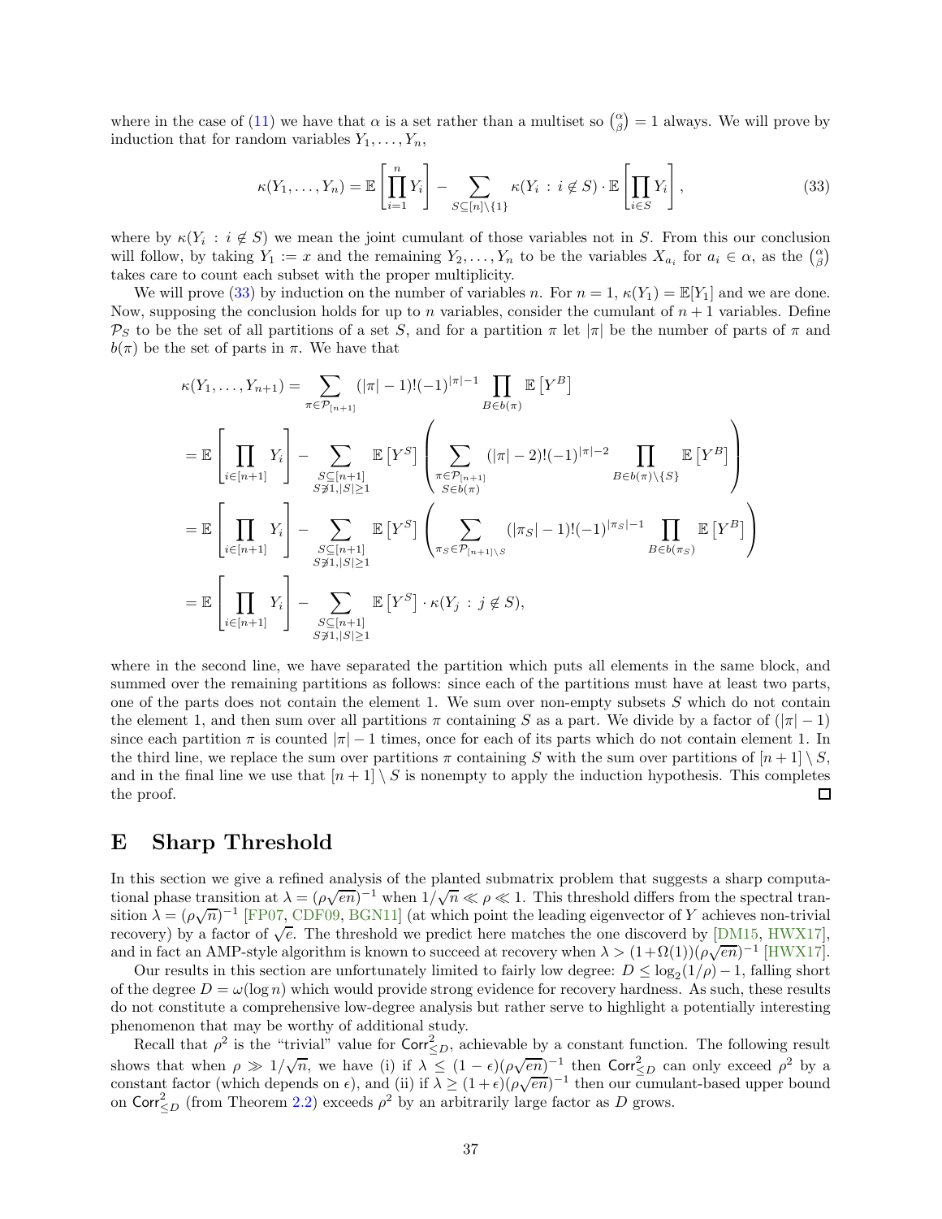where in the case of (11) we have that $\alpha$ is a set rather than a multiset so $\binom{\alpha}{\beta} = 1$ always. We will prove by induction that for random variables $Y_1, \ldots, Y_n$,

$$\kappa(Y_1, \ldots, Y_n) = \mathbb{E}\left[\prod_{i=1}^{n} Y_i\right] - \sum_{S \subseteq [n] \setminus \{1\}} \kappa(Y_i \,:\, i \notin S) \cdot \mathbb{E}\left[\prod_{i \in S} Y_i\right], \tag{33}$$

where by $\kappa(Y_i \,:\, i \notin S)$ we mean the joint cumulant of those variables not in $S$. From this our conclusion will follow, by taking $Y_1 := x$ and the remaining $Y_2, \ldots, Y_n$ to be the variables $X_{a_i}$ for $a_i \in \alpha$, as the $\binom{\alpha}{\beta}$ takes care to count each subset with the proper multiplicity.

We will prove (33) by induction on the number of variables $n$. For $n = 1$, $\kappa(Y_1) = \mathbb{E}[Y_1]$ and we are done. Now, supposing the conclusion holds for up to $n$ variables, consider the cumulant of $n + 1$ variables. Define $\mathcal{P}_S$ to be the set of all partitions of a set $S$, and for a partition $\pi$ let $|\pi|$ be the number of parts of $\pi$ and $b(\pi)$ be the set of parts in $\pi$. We have that

$$\begin{aligned}
\kappa(Y_1, \ldots, Y_{n+1}) &= \sum_{\pi \in \mathcal{P}_{[n+1]}} (|\pi| - 1)!(-1)^{|\pi|-1} \prod_{B \in b(\pi)} \mathbb{E}\left[Y^B\right] \\
&= \mathbb{E}\left[\prod_{i \in [n+1]} Y_i\right] - \sum_{\substack{S \subseteq [n+1] \\ S \not\ni 1, |S| \geq 1}} \mathbb{E}\left[Y^S\right] \left( \sum_{\substack{\pi \in \mathcal{P}_{[n+1]} \\ S \in b(\pi)}} (|\pi| - 2)!(-1)^{|\pi|-2} \prod_{B \in b(\pi) \setminus \{S\}} \mathbb{E}\left[Y^B\right] \right) \\
&= \mathbb{E}\left[\prod_{i \in [n+1]} Y_i\right] - \sum_{\substack{S \subseteq [n+1] \\ S \not\ni 1, |S| \geq 1}} \mathbb{E}\left[Y^S\right] \left( \sum_{\pi_S \in \mathcal{P}_{[n+1] \setminus S}} (|\pi_S| - 1)!(-1)^{|\pi_S|-1} \prod_{B \in b(\pi_S)} \mathbb{E}\left[Y^B\right] \right) \\
&= \mathbb{E}\left[\prod_{i \in [n+1]} Y_i\right] - \sum_{\substack{S \subseteq [n+1] \\ S \not\ni 1, |S| \geq 1}} \mathbb{E}\left[Y^S\right] \cdot \kappa(Y_j \,:\, j \notin S),
\end{aligned}$$

where in the second line, we have separated the partition which puts all elements in the same block, and summed over the remaining partitions as follows: since each of the partitions must have at least two parts, one of the parts does not contain the element 1. We sum over non-empty subsets $S$ which do not contain the element 1, and then sum over all partitions $\pi$ containing $S$ as a part. We divide by a factor of $(|\pi| - 1)$ since each partition $\pi$ is counted $|\pi| - 1$ times, once for each of its parts which do not contain element 1. In the third line, we replace the sum over partitions $\pi$ containing $S$ with the sum over partitions of $[n + 1] \setminus S$, and in the final line we use that $[n + 1] \setminus S$ is nonempty to apply the induction hypothesis. This completes the proof. ☐

# E Sharp Threshold

In this section we give a refined analysis of the planted submatrix problem that suggests a sharp computational phase transition at $\lambda = (\rho\sqrt{en})^{-1}$ when $1/\sqrt{n} \ll \rho \ll 1$. This threshold differs from the spectral transition $\lambda = (\rho\sqrt{n})^{-1}$ [FP07, CDF09, BGN11] (at which point the leading eigenvector of $Y$ achieves non-trivial recovery) by a factor of $\sqrt{e}$. The threshold we predict here matches the one discoverd by [DM15, HWX17], and in fact an AMP-style algorithm is known to succeed at recovery when $\lambda > (1+\Omega(1))(\rho\sqrt{en})^{-1}$ [HWX17].

Our results in this section are unfortunately limited to fairly low degree: $D \leq \log_2(1/\rho) - 1$, falling short of the degree $D = \omega(\log n)$ which would provide strong evidence for recovery hardness. As such, these results do not constitute a comprehensive low-degree analysis but rather serve to highlight a potentially interesting phenomenon that may be worthy of additional study.

Recall that $\rho^2$ is the "trivial" value for $\mathsf{Corr}^2_{\leq D}$, achievable by a constant function. The following result shows that when $\rho \gg 1/\sqrt{n}$, we have (i) if $\lambda \leq (1 - \epsilon)(\rho\sqrt{en})^{-1}$ then $\mathsf{Corr}^2_{\leq D}$ can only exceed $\rho^2$ by a constant factor (which depends on $\epsilon$), and (ii) if $\lambda \geq (1 + \epsilon)(\rho\sqrt{en})^{-1}$ then our cumulant-based upper bound on $\mathsf{Corr}^2_{\leq D}$ (from Theorem 2.2) exceeds $\rho^2$ by an arbitrarily large factor as $D$ grows.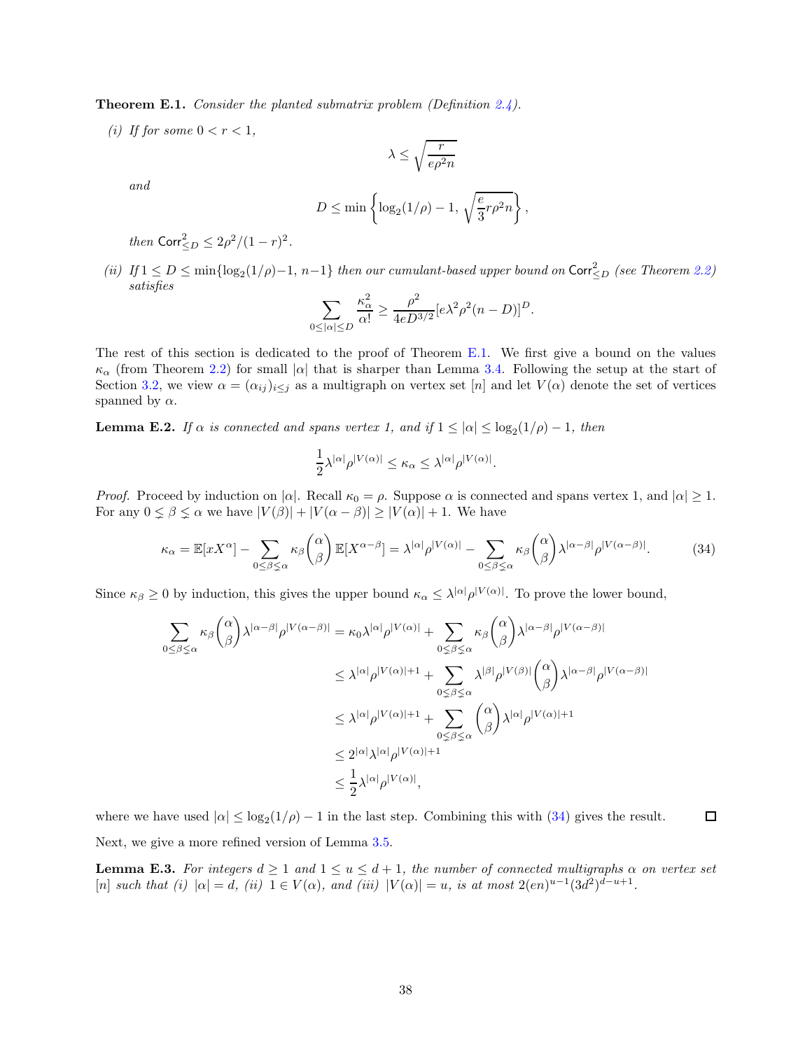**Theorem E.1.** *Consider the planted submatrix problem (Definition 2.4).*

*(i) If for some $0 < r < 1$,*

$$\lambda \leq \sqrt{\frac{r}{e\rho^2 n}}$$

*and*

$$D \leq \min\left\{\log_2(1/\rho) - 1,\ \sqrt{\frac{e}{3} r\rho^2 n}\right\},$$

*then $\mathsf{Corr}^2_{\leq D} \leq 2\rho^2/(1-r)^2$.*

*(ii) If $1 \leq D \leq \min\{\log_2(1/\rho) - 1,\ n-1\}$ then our cumulant-based upper bound on $\mathsf{Corr}^2_{\leq D}$ (see Theorem 2.2) satisfies*

$$\sum_{0 \leq |\alpha| \leq D} \frac{\kappa_\alpha^2}{\alpha!} \geq \frac{\rho^2}{4eD^{3/2}} [e\lambda^2\rho^2(n-D)]^D.$$

The rest of this section is dedicated to the proof of Theorem E.1. We first give a bound on the values $\kappa_\alpha$ (from Theorem 2.2) for small $|\alpha|$ that is sharper than Lemma 3.4. Following the setup at the start of Section 3.2, we view $\alpha = (\alpha_{ij})_{i \leq j}$ as a multigraph on vertex set $[n]$ and let $V(\alpha)$ denote the set of vertices spanned by $\alpha$.

**Lemma E.2.** *If $\alpha$ is connected and spans vertex 1, and if $1 \leq |\alpha| \leq \log_2(1/\rho) - 1$, then*

$$\frac{1}{2}\lambda^{|\alpha|}\rho^{|V(\alpha)|} \leq \kappa_\alpha \leq \lambda^{|\alpha|}\rho^{|V(\alpha)|}.$$

*Proof.* Proceed by induction on $|\alpha|$. Recall $\kappa_0 = \rho$. Suppose $\alpha$ is connected and spans vertex 1, and $|\alpha| \geq 1$. For any $0 \lneq \beta \lneq \alpha$ we have $|V(\beta)| + |V(\alpha - \beta)| \geq |V(\alpha)| + 1$. We have

$$\kappa_\alpha = \mathbb{E}[xX^\alpha] - \sum_{0 \leq \beta \lneq \alpha} \kappa_\beta \binom{\alpha}{\beta} \mathbb{E}[X^{\alpha-\beta}] = \lambda^{|\alpha|}\rho^{|V(\alpha)|} - \sum_{0 \leq \beta \lneq \alpha} \kappa_\beta \binom{\alpha}{\beta} \lambda^{|\alpha-\beta|}\rho^{|V(\alpha-\beta)|}. \tag{34}$$

Since $\kappa_\beta \geq 0$ by induction, this gives the upper bound $\kappa_\alpha \leq \lambda^{|\alpha|}\rho^{|V(\alpha)|}$. To prove the lower bound,

$$\begin{aligned}
\sum_{0 \leq \beta \lneq \alpha} \kappa_\beta \binom{\alpha}{\beta} \lambda^{|\alpha-\beta|}\rho^{|V(\alpha-\beta)|} &= \kappa_0 \lambda^{|\alpha|}\rho^{|V(\alpha)|} + \sum_{0 \lneq \beta \lneq \alpha} \kappa_\beta \binom{\alpha}{\beta} \lambda^{|\alpha-\beta|}\rho^{|V(\alpha-\beta)|} \\
&\leq \lambda^{|\alpha|}\rho^{|V(\alpha)|+1} + \sum_{0 \lneq \beta \lneq \alpha} \lambda^{|\beta|}\rho^{|V(\beta)|} \binom{\alpha}{\beta} \lambda^{|\alpha-\beta|}\rho^{|V(\alpha-\beta)|} \\
&\leq \lambda^{|\alpha|}\rho^{|V(\alpha)|+1} + \sum_{0 \lneq \beta \lneq \alpha} \binom{\alpha}{\beta} \lambda^{|\alpha|}\rho^{|V(\alpha)|+1} \\
&\leq 2^{|\alpha|}\lambda^{|\alpha|}\rho^{|V(\alpha)|+1} \\
&\leq \frac{1}{2}\lambda^{|\alpha|}\rho^{|V(\alpha)|},
\end{aligned}$$

where we have used $|\alpha| \leq \log_2(1/\rho) - 1$ in the last step. Combining this with (34) gives the result. $\square$

Next, we give a more refined version of Lemma 3.5.

**Lemma E.3.** *For integers $d \geq 1$ and $1 \leq u \leq d+1$, the number of connected multigraphs $\alpha$ on vertex set $[n]$ such that (i) $|\alpha| = d$, (ii) $1 \in V(\alpha)$, and (iii) $|V(\alpha)| = u$, is at most $2(en)^{u-1}(3d^2)^{d-u+1}$.*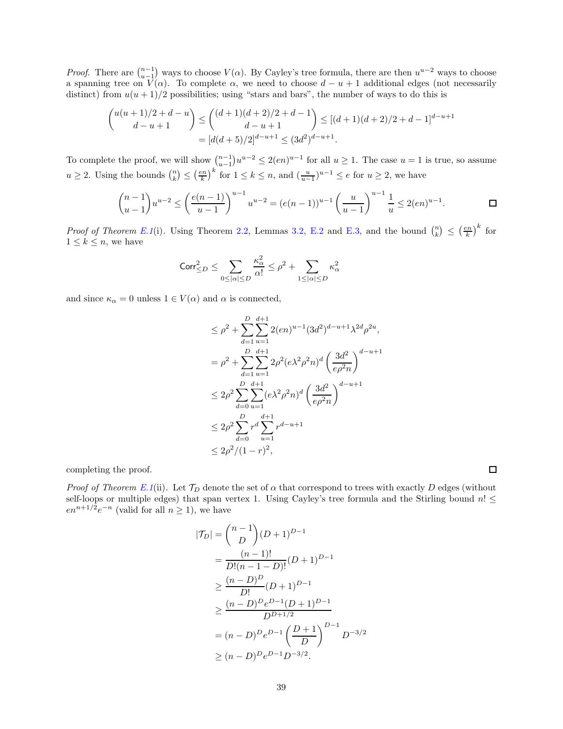*Proof.* There are $\binom{n-1}{u-1}$ ways to choose $V(\alpha)$. By Cayley's tree formula, there are then $u^{u-2}$ ways to choose a spanning tree on $V(\alpha)$. To complete $\alpha$, we need to choose $d-u+1$ additional edges (not necessarily distinct) from $u(u+1)/2$ possibilities; using "stars and bars", the number of ways to do this is

$$\binom{u(u+1)/2+d-u}{d-u+1} \le \binom{(d+1)(d+2)/2+d-1}{d-u+1} \le [(d+1)(d+2)/2+d-1]^{d-u+1}$$
$$= [d(d+5)/2]^{d-u+1} \le (3d^2)^{d-u+1}.$$

To complete the proof, we will show $\binom{n-1}{u-1}u^{u-2} \le 2(en)^{u-1}$ for all $u \ge 1$. The case $u=1$ is true, so assume $u \ge 2$. Using the bounds $\binom{n}{k} \le \left(\frac{en}{k}\right)^k$ for $1 \le k \le n$, and $(\frac{u}{u-1})^{u-1} \le e$ for $u \ge 2$, we have

$$\binom{n-1}{u-1}u^{u-2} \le \left(\frac{e(n-1)}{u-1}\right)^{u-1} u^{u-2} = (e(n-1))^{u-1}\left(\frac{u}{u-1}\right)^{u-1}\frac{1}{u} \le 2(en)^{u-1}.$$

□

*Proof of Theorem E.1*(i). Using Theorem 2.2, Lemmas 3.2, E.2 and E.3, and the bound $\binom{n}{k} \le \left(\frac{en}{k}\right)^k$ for $1 \le k \le n$, we have

$$\mathsf{Corr}^2_{\le D} \le \sum_{0 \le |\alpha| \le D} \frac{\kappa_\alpha^2}{\alpha!} \le \rho^2 + \sum_{1 \le |\alpha| \le D} \kappa_\alpha^2$$

and since $\kappa_\alpha = 0$ unless $1 \in V(\alpha)$ and $\alpha$ is connected,

$$
\begin{aligned}
&\le \rho^2 + \sum_{d=1}^{D}\sum_{u=1}^{d+1} 2(en)^{u-1}(3d^2)^{d-u+1}\lambda^{2d}\rho^{2u}, \\
&= \rho^2 + \sum_{d=1}^{D}\sum_{u=1}^{d+1} 2\rho^2(e\lambda^2\rho^2 n)^d\left(\frac{3d^2}{e\rho^2 n}\right)^{d-u+1} \\
&\le 2\rho^2 \sum_{d=0}^{D}\sum_{u=1}^{d+1} (e\lambda^2\rho^2 n)^d\left(\frac{3d^2}{e\rho^2 n}\right)^{d-u+1} \\
&\le 2\rho^2 \sum_{d=0}^{D} r^d \sum_{u=1}^{d+1} r^{d-u+1} \\
&\le 2\rho^2/(1-r)^2,
\end{aligned}
$$

completing the proof. □

*Proof of Theorem E.1*(ii). Let $\mathcal{T}_D$ denote the set of $\alpha$ that correspond to trees with exactly $D$ edges (without self-loops or multiple edges) that span vertex 1. Using Cayley's tree formula and the Stirling bound $n! \le en^{n+1/2}e^{-n}$ (valid for all $n \ge 1$), we have

$$
\begin{aligned}
|\mathcal{T}_D| &= \binom{n-1}{D}(D+1)^{D-1} \\
&= \frac{(n-1)!}{D!(n-1-D)!}(D+1)^{D-1} \\
&\ge \frac{(n-D)^D}{D!}(D+1)^{D-1} \\
&\ge \frac{(n-D)^D e^{D-1}(D+1)^{D-1}}{D^{D+1/2}} \\
&= (n-D)^D e^{D-1}\left(\frac{D+1}{D}\right)^{D-1} D^{-3/2} \\
&\ge (n-D)^D e^{D-1} D^{-3/2}.
\end{aligned}
$$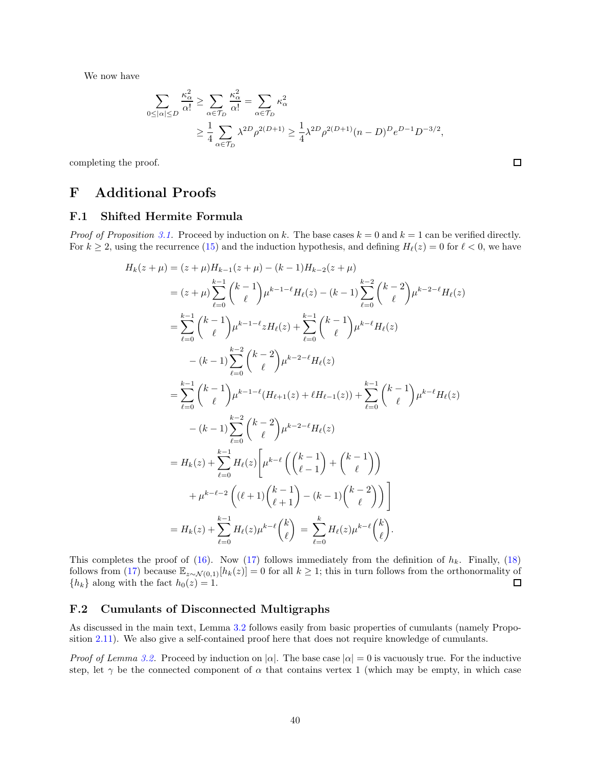We now have

$$\sum_{0 \le |\alpha| \le D} \frac{\kappa_\alpha^2}{\alpha!} \ge \sum_{\alpha \in \mathcal{T}_D} \frac{\kappa_\alpha^2}{\alpha!} = \sum_{\alpha \in \mathcal{T}_D} \kappa_\alpha^2$$
$$\ge \frac{1}{4} \sum_{\alpha \in \mathcal{T}_D} \lambda^{2D} \rho^{2(D+1)} \ge \frac{1}{4} \lambda^{2D} \rho^{2(D+1)} (n-D)^D e^{D-1} D^{-3/2},$$

completing the proof. ☐

# F Additional Proofs

## F.1 Shifted Hermite Formula

*Proof of Proposition 3.1.* Proceed by induction on $k$. The base cases $k = 0$ and $k = 1$ can be verified directly. For $k \ge 2$, using the recurrence (15) and the induction hypothesis, and defining $H_\ell(z) = 0$ for $\ell < 0$, we have

$$\begin{aligned}
H_k(z+\mu) &= (z+\mu) H_{k-1}(z+\mu) - (k-1) H_{k-2}(z+\mu) \\
&= (z+\mu) \sum_{\ell=0}^{k-1} \binom{k-1}{\ell} \mu^{k-1-\ell} H_\ell(z) - (k-1) \sum_{\ell=0}^{k-2} \binom{k-2}{\ell} \mu^{k-2-\ell} H_\ell(z) \\
&= \sum_{\ell=0}^{k-1} \binom{k-1}{\ell} \mu^{k-1-\ell} z H_\ell(z) + \sum_{\ell=0}^{k-1} \binom{k-1}{\ell} \mu^{k-\ell} H_\ell(z) \\
&\quad - (k-1) \sum_{\ell=0}^{k-2} \binom{k-2}{\ell} \mu^{k-2-\ell} H_\ell(z) \\
&= \sum_{\ell=0}^{k-1} \binom{k-1}{\ell} \mu^{k-1-\ell} (H_{\ell+1}(z) + \ell H_{\ell-1}(z)) + \sum_{\ell=0}^{k-1} \binom{k-1}{\ell} \mu^{k-\ell} H_\ell(z) \\
&\quad - (k-1) \sum_{\ell=0}^{k-2} \binom{k-2}{\ell} \mu^{k-2-\ell} H_\ell(z) \\
&= H_k(z) + \sum_{\ell=0}^{k-1} H_\ell(z) \Bigg[ \mu^{k-\ell} \left( \binom{k-1}{\ell-1} + \binom{k-1}{\ell} \right) \\
&\quad + \mu^{k-\ell-2} \left( (\ell+1) \binom{k-1}{\ell+1} - (k-1) \binom{k-2}{\ell} \right) \Bigg] \\
&= H_k(z) + \sum_{\ell=0}^{k-1} H_\ell(z) \mu^{k-\ell} \binom{k}{\ell} = \sum_{\ell=0}^{k} H_\ell(z) \mu^{k-\ell} \binom{k}{\ell}.
\end{aligned}$$

This completes the proof of (16). Now (17) follows immediately from the definition of $h_k$. Finally, (18) follows from (17) because $\mathbb{E}_{z \sim \mathcal{N}(0,1)}[h_k(z)] = 0$ for all $k \ge 1$; this in turn follows from the orthonormality of $\{h_k\}$ along with the fact $h_0(z) = 1$. ☐

## F.2 Cumulants of Disconnected Multigraphs

As discussed in the main text, Lemma 3.2 follows easily from basic properties of cumulants (namely Proposition 2.11). We also give a self-contained proof here that does not require knowledge of cumulants.

*Proof of Lemma 3.2.* Proceed by induction on $|\alpha|$. The base case $|\alpha| = 0$ is vacuously true. For the inductive step, let $\gamma$ be the connected component of $\alpha$ that contains vertex 1 (which may be empty, in which case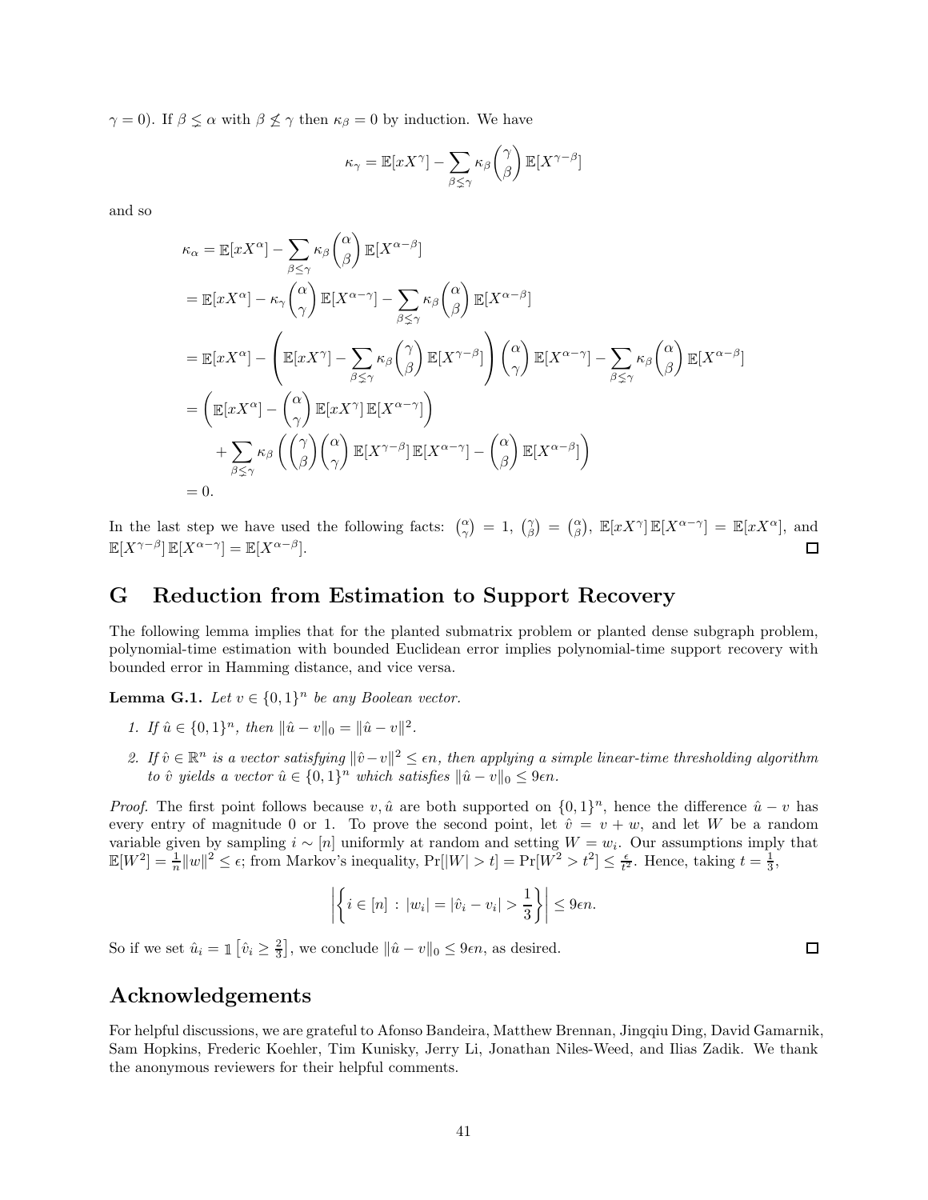$\gamma = 0$). If $\beta \lneq \alpha$ with $\beta \not\leq \gamma$ then $\kappa_\beta = 0$ by induction. We have

$$\kappa_\gamma = \mathbb{E}[xX^\gamma] - \sum_{\beta \lneq \gamma} \kappa_\beta \binom{\gamma}{\beta} \mathbb{E}[X^{\gamma-\beta}]$$

and so

$$\begin{aligned}
\kappa_\alpha &= \mathbb{E}[xX^\alpha] - \sum_{\beta \leq \gamma} \kappa_\beta \binom{\alpha}{\beta} \mathbb{E}[X^{\alpha-\beta}] \\
&= \mathbb{E}[xX^\alpha] - \kappa_\gamma \binom{\alpha}{\gamma} \mathbb{E}[X^{\alpha-\gamma}] - \sum_{\beta \lneq \gamma} \kappa_\beta \binom{\alpha}{\beta} \mathbb{E}[X^{\alpha-\beta}] \\
&= \mathbb{E}[xX^\alpha] - \left( \mathbb{E}[xX^\gamma] - \sum_{\beta \lneq \gamma} \kappa_\beta \binom{\gamma}{\beta} \mathbb{E}[X^{\gamma-\beta}] \right) \binom{\alpha}{\gamma} \mathbb{E}[X^{\alpha-\gamma}] - \sum_{\beta \lneq \gamma} \kappa_\beta \binom{\alpha}{\beta} \mathbb{E}[X^{\alpha-\beta}] \\
&= \left( \mathbb{E}[xX^\alpha] - \binom{\alpha}{\gamma} \mathbb{E}[xX^\gamma] \mathbb{E}[X^{\alpha-\gamma}] \right) \\
&\quad + \sum_{\beta \lneq \gamma} \kappa_\beta \left( \binom{\gamma}{\beta}\binom{\alpha}{\gamma} \mathbb{E}[X^{\gamma-\beta}] \mathbb{E}[X^{\alpha-\gamma}] - \binom{\alpha}{\beta} \mathbb{E}[X^{\alpha-\beta}] \right) \\
&= 0.
\end{aligned}$$

In the last step we have used the following facts: $\binom{\alpha}{\gamma} = 1$, $\binom{\gamma}{\beta} = \binom{\alpha}{\beta}$, $\mathbb{E}[xX^\gamma] \mathbb{E}[X^{\alpha-\gamma}] = \mathbb{E}[xX^\alpha]$, and $\mathbb{E}[X^{\gamma-\beta}] \mathbb{E}[X^{\alpha-\gamma}] = \mathbb{E}[X^{\alpha-\beta}]$. ☐

# G Reduction from Estimation to Support Recovery

The following lemma implies that for the planted submatrix problem or planted dense subgraph problem, polynomial-time estimation with bounded Euclidean error implies polynomial-time support recovery with bounded error in Hamming distance, and vice versa.

**Lemma G.1.** *Let $v \in \{0,1\}^n$ be any Boolean vector.*

1. *If $\hat{u} \in \{0,1\}^n$, then $\|\hat{u} - v\|_0 = \|\hat{u} - v\|^2$.*
2. *If $\hat{v} \in \mathbb{R}^n$ is a vector satisfying $\|\hat{v} - v\|^2 \leq \epsilon n$, then applying a simple linear-time thresholding algorithm to $\hat{v}$ yields a vector $\hat{u} \in \{0,1\}^n$ which satisfies $\|\hat{u} - v\|_0 \leq 9\epsilon n$.*

*Proof.* The first point follows because $v, \hat{u}$ are both supported on $\{0,1\}^n$, hence the difference $\hat{u} - v$ has every entry of magnitude 0 or 1. To prove the second point, let $\hat{v} = v + w$, and let $W$ be a random variable given by sampling $i \sim [n]$ uniformly at random and setting $W = w_i$. Our assumptions imply that $\mathbb{E}[W^2] = \frac{1}{n}\|w\|^2 \leq \epsilon$; from Markov's inequality, $\Pr[|W| > t] = \Pr[W^2 > t^2] \leq \frac{\epsilon}{t^2}$. Hence, taking $t = \frac{1}{3}$,

$$\left| \left\{ i \in [n] \,:\, |w_i| = |\hat{v}_i - v_i| > \frac{1}{3} \right\} \right| \leq 9\epsilon n.$$

So if we set $\hat{u}_i = \mathbb{1}\left[\hat{v}_i \geq \frac{2}{3}\right]$, we conclude $\|\hat{u} - v\|_0 \leq 9\epsilon n$, as desired. ☐

# Acknowledgements

For helpful discussions, we are grateful to Afonso Bandeira, Matthew Brennan, Jingqiu Ding, David Gamarnik, Sam Hopkins, Frederic Koehler, Tim Kunisky, Jerry Li, Jonathan Niles-Weed, and Ilias Zadik. We thank the anonymous reviewers for their helpful comments.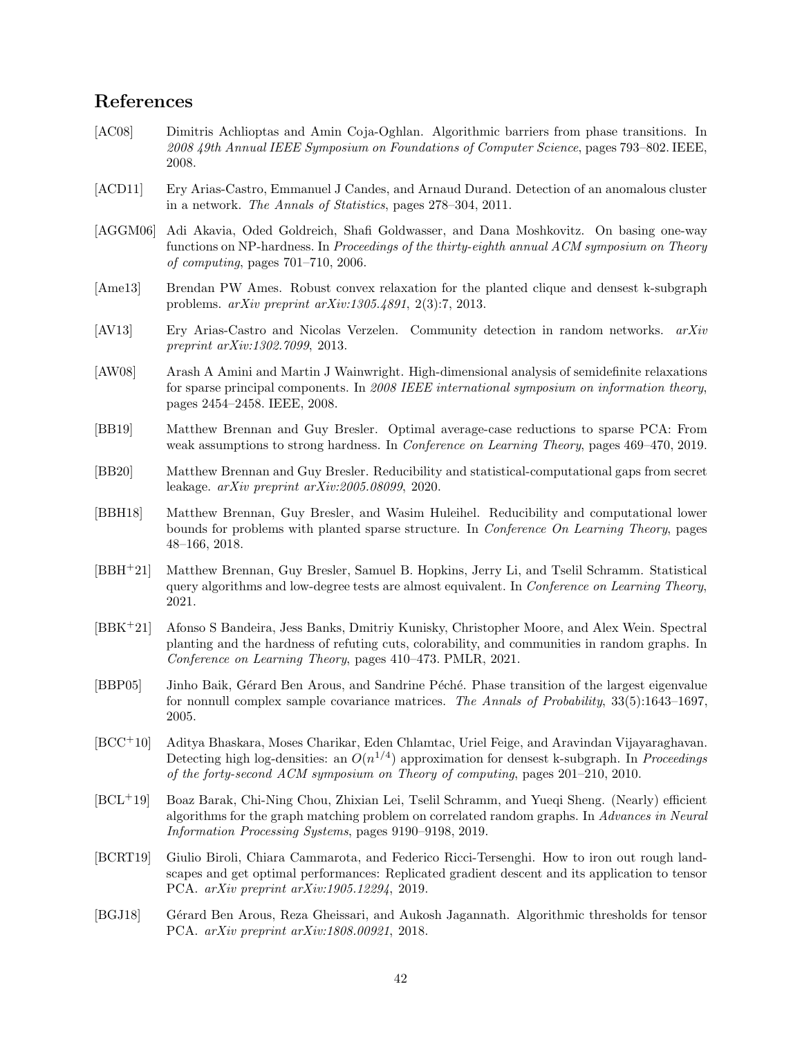## References

[AC08] Dimitris Achlioptas and Amin Coja-Oghlan. Algorithmic barriers from phase transitions. In *2008 49th Annual IEEE Symposium on Foundations of Computer Science*, pages 793–802. IEEE, 2008.

[ACD11] Ery Arias-Castro, Emmanuel J Candes, and Arnaud Durand. Detection of an anomalous cluster in a network. *The Annals of Statistics*, pages 278–304, 2011.

[AGGM06] Adi Akavia, Oded Goldreich, Shafi Goldwasser, and Dana Moshkovitz. On basing one-way functions on NP-hardness. In *Proceedings of the thirty-eighth annual ACM symposium on Theory of computing*, pages 701–710, 2006.

[Ame13] Brendan PW Ames. Robust convex relaxation for the planted clique and densest k-subgraph problems. *arXiv preprint arXiv:1305.4891*, 2(3):7, 2013.

[AV13] Ery Arias-Castro and Nicolas Verzelen. Community detection in random networks. *arXiv preprint arXiv:1302.7099*, 2013.

[AW08] Arash A Amini and Martin J Wainwright. High-dimensional analysis of semidefinite relaxations for sparse principal components. In *2008 IEEE international symposium on information theory*, pages 2454–2458. IEEE, 2008.

[BB19] Matthew Brennan and Guy Bresler. Optimal average-case reductions to sparse PCA: From weak assumptions to strong hardness. In *Conference on Learning Theory*, pages 469–470, 2019.

[BB20] Matthew Brennan and Guy Bresler. Reducibility and statistical-computational gaps from secret leakage. *arXiv preprint arXiv:2005.08099*, 2020.

[BBH18] Matthew Brennan, Guy Bresler, and Wasim Huleihel. Reducibility and computational lower bounds for problems with planted sparse structure. In *Conference On Learning Theory*, pages 48–166, 2018.

[BBH+21] Matthew Brennan, Guy Bresler, Samuel B. Hopkins, Jerry Li, and Tselil Schramm. Statistical query algorithms and low-degree tests are almost equivalent. In *Conference on Learning Theory*, 2021.

[BBK+21] Afonso S Bandeira, Jess Banks, Dmitriy Kunisky, Christopher Moore, and Alex Wein. Spectral planting and the hardness of refuting cuts, colorability, and communities in random graphs. In *Conference on Learning Theory*, pages 410–473. PMLR, 2021.

[BBP05] Jinho Baik, Gérard Ben Arous, and Sandrine Péché. Phase transition of the largest eigenvalue for nonnull complex sample covariance matrices. *The Annals of Probability*, 33(5):1643–1697, 2005.

[BCC+10] Aditya Bhaskara, Moses Charikar, Eden Chlamtac, Uriel Feige, and Aravindan Vijayaraghavan. Detecting high log-densities: an $O(n^{1/4})$ approximation for densest k-subgraph. In *Proceedings of the forty-second ACM symposium on Theory of computing*, pages 201–210, 2010.

[BCL+19] Boaz Barak, Chi-Ning Chou, Zhixian Lei, Tselil Schramm, and Yueqi Sheng. (Nearly) efficient algorithms for the graph matching problem on correlated random graphs. In *Advances in Neural Information Processing Systems*, pages 9190–9198, 2019.

[BCRT19] Giulio Biroli, Chiara Cammarota, and Federico Ricci-Tersenghi. How to iron out rough landscapes and get optimal performances: Replicated gradient descent and its application to tensor PCA. *arXiv preprint arXiv:1905.12294*, 2019.

[BGJ18] Gérard Ben Arous, Reza Gheissari, and Aukosh Jagannath. Algorithmic thresholds for tensor PCA. *arXiv preprint arXiv:1808.00921*, 2018.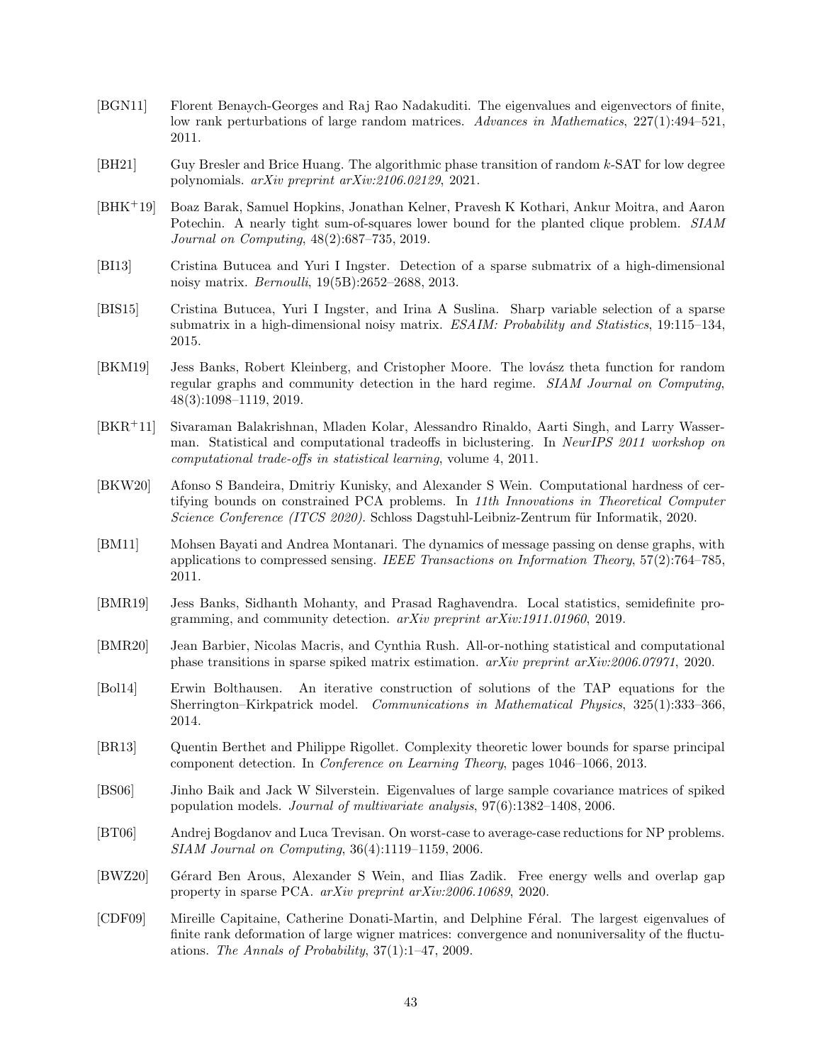[BGN11] Florent Benaych-Georges and Raj Rao Nadakuditi. The eigenvalues and eigenvectors of finite, low rank perturbations of large random matrices. *Advances in Mathematics*, 227(1):494–521, 2011.

[BH21] Guy Bresler and Brice Huang. The algorithmic phase transition of random $k$-SAT for low degree polynomials. *arXiv preprint arXiv:2106.02129*, 2021.

[BHK+19] Boaz Barak, Samuel Hopkins, Jonathan Kelner, Pravesh K Kothari, Ankur Moitra, and Aaron Potechin. A nearly tight sum-of-squares lower bound for the planted clique problem. *SIAM Journal on Computing*, 48(2):687–735, 2019.

[BI13] Cristina Butucea and Yuri I Ingster. Detection of a sparse submatrix of a high-dimensional noisy matrix. *Bernoulli*, 19(5B):2652–2688, 2013.

[BIS15] Cristina Butucea, Yuri I Ingster, and Irina A Suslina. Sharp variable selection of a sparse submatrix in a high-dimensional noisy matrix. *ESAIM: Probability and Statistics*, 19:115–134, 2015.

[BKM19] Jess Banks, Robert Kleinberg, and Cristopher Moore. The lovász theta function for random regular graphs and community detection in the hard regime. *SIAM Journal on Computing*, 48(3):1098–1119, 2019.

[BKR+11] Sivaraman Balakrishnan, Mladen Kolar, Alessandro Rinaldo, Aarti Singh, and Larry Wasserman. Statistical and computational tradeoffs in biclustering. In *NeurIPS 2011 workshop on computational trade-offs in statistical learning*, volume 4, 2011.

[BKW20] Afonso S Bandeira, Dmitriy Kunisky, and Alexander S Wein. Computational hardness of certifying bounds on constrained PCA problems. In *11th Innovations in Theoretical Computer Science Conference (ITCS 2020)*. Schloss Dagstuhl-Leibniz-Zentrum für Informatik, 2020.

[BM11] Mohsen Bayati and Andrea Montanari. The dynamics of message passing on dense graphs, with applications to compressed sensing. *IEEE Transactions on Information Theory*, 57(2):764–785, 2011.

[BMR19] Jess Banks, Sidhanth Mohanty, and Prasad Raghavendra. Local statistics, semidefinite programming, and community detection. *arXiv preprint arXiv:1911.01960*, 2019.

[BMR20] Jean Barbier, Nicolas Macris, and Cynthia Rush. All-or-nothing statistical and computational phase transitions in sparse spiked matrix estimation. *arXiv preprint arXiv:2006.07971*, 2020.

[Bol14] Erwin Bolthausen. An iterative construction of solutions of the TAP equations for the Sherrington–Kirkpatrick model. *Communications in Mathematical Physics*, 325(1):333–366, 2014.

[BR13] Quentin Berthet and Philippe Rigollet. Complexity theoretic lower bounds for sparse principal component detection. In *Conference on Learning Theory*, pages 1046–1066, 2013.

[BS06] Jinho Baik and Jack W Silverstein. Eigenvalues of large sample covariance matrices of spiked population models. *Journal of multivariate analysis*, 97(6):1382–1408, 2006.

[BT06] Andrej Bogdanov and Luca Trevisan. On worst-case to average-case reductions for NP problems. *SIAM Journal on Computing*, 36(4):1119–1159, 2006.

[BWZ20] Gérard Ben Arous, Alexander S Wein, and Ilias Zadik. Free energy wells and overlap gap property in sparse PCA. *arXiv preprint arXiv:2006.10689*, 2020.

[CDF09] Mireille Capitaine, Catherine Donati-Martin, and Delphine Féral. The largest eigenvalues of finite rank deformation of large wigner matrices: convergence and nonuniversality of the fluctuations. *The Annals of Probability*, 37(1):1–47, 2009.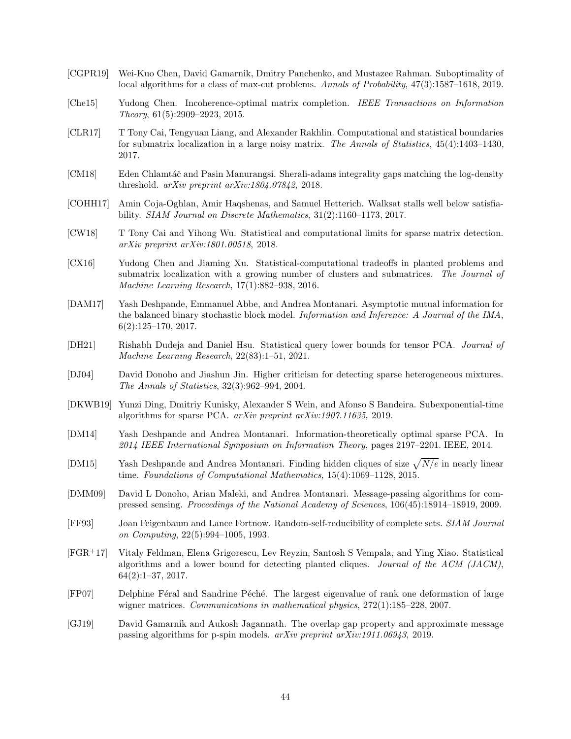[CGPR19] Wei-Kuo Chen, David Gamarnik, Dmitry Panchenko, and Mustazee Rahman. Suboptimality of local algorithms for a class of max-cut problems. *Annals of Probability*, 47(3):1587–1618, 2019.

[Che15] Yudong Chen. Incoherence-optimal matrix completion. *IEEE Transactions on Information Theory*, 61(5):2909–2923, 2015.

[CLR17] T Tony Cai, Tengyuan Liang, and Alexander Rakhlin. Computational and statistical boundaries for submatrix localization in a large noisy matrix. *The Annals of Statistics*, 45(4):1403–1430, 2017.

[CM18] Eden Chlamtáč and Pasin Manurangsi. Sherali-adams integrality gaps matching the log-density threshold. *arXiv preprint arXiv:1804.07842*, 2018.

[COHH17] Amin Coja-Oghlan, Amir Haqshenas, and Samuel Hetterich. Walksat stalls well below satisfiability. *SIAM Journal on Discrete Mathematics*, 31(2):1160–1173, 2017.

[CW18] T Tony Cai and Yihong Wu. Statistical and computational limits for sparse matrix detection. *arXiv preprint arXiv:1801.00518*, 2018.

[CX16] Yudong Chen and Jiaming Xu. Statistical-computational tradeoffs in planted problems and submatrix localization with a growing number of clusters and submatrices. *The Journal of Machine Learning Research*, 17(1):882–938, 2016.

[DAM17] Yash Deshpande, Emmanuel Abbe, and Andrea Montanari. Asymptotic mutual information for the balanced binary stochastic block model. *Information and Inference: A Journal of the IMA*, 6(2):125–170, 2017.

[DH21] Rishabh Dudeja and Daniel Hsu. Statistical query lower bounds for tensor PCA. *Journal of Machine Learning Research*, 22(83):1–51, 2021.

[DJ04] David Donoho and Jiashun Jin. Higher criticism for detecting sparse heterogeneous mixtures. *The Annals of Statistics*, 32(3):962–994, 2004.

[DKWB19] Yunzi Ding, Dmitriy Kunisky, Alexander S Wein, and Afonso S Bandeira. Subexponential-time algorithms for sparse PCA. *arXiv preprint arXiv:1907.11635*, 2019.

[DM14] Yash Deshpande and Andrea Montanari. Information-theoretically optimal sparse PCA. In *2014 IEEE International Symposium on Information Theory*, pages 2197–2201. IEEE, 2014.

[DM15] Yash Deshpande and Andrea Montanari. Finding hidden cliques of size $\sqrt{N/e}$ in nearly linear time. *Foundations of Computational Mathematics*, 15(4):1069–1128, 2015.

[DMM09] David L Donoho, Arian Maleki, and Andrea Montanari. Message-passing algorithms for compressed sensing. *Proceedings of the National Academy of Sciences*, 106(45):18914–18919, 2009.

[FF93] Joan Feigenbaum and Lance Fortnow. Random-self-reducibility of complete sets. *SIAM Journal on Computing*, 22(5):994–1005, 1993.

[FGR+17] Vitaly Feldman, Elena Grigorescu, Lev Reyzin, Santosh S Vempala, and Ying Xiao. Statistical algorithms and a lower bound for detecting planted cliques. *Journal of the ACM (JACM)*, 64(2):1–37, 2017.

[FP07] Delphine Féral and Sandrine Péché. The largest eigenvalue of rank one deformation of large wigner matrices. *Communications in mathematical physics*, 272(1):185–228, 2007.

[GJ19] David Gamarnik and Aukosh Jagannath. The overlap gap property and approximate message passing algorithms for p-spin models. *arXiv preprint arXiv:1911.06943*, 2019.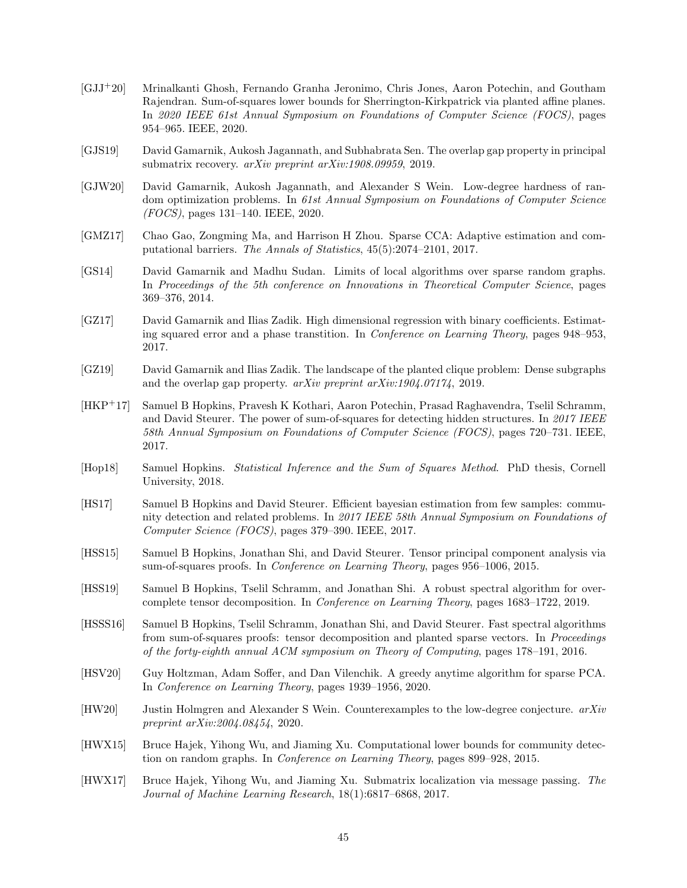[GJJ+20] Mrinalkanti Ghosh, Fernando Granha Jeronimo, Chris Jones, Aaron Potechin, and Goutham Rajendran. Sum-of-squares lower bounds for Sherrington-Kirkpatrick via planted affine planes. In *2020 IEEE 61st Annual Symposium on Foundations of Computer Science (FOCS)*, pages 954–965. IEEE, 2020.

[GJS19] David Gamarnik, Aukosh Jagannath, and Subhabrata Sen. The overlap gap property in principal submatrix recovery. *arXiv preprint arXiv:1908.09959*, 2019.

[GJW20] David Gamarnik, Aukosh Jagannath, and Alexander S Wein. Low-degree hardness of random optimization problems. In *61st Annual Symposium on Foundations of Computer Science (FOCS)*, pages 131–140. IEEE, 2020.

[GMZ17] Chao Gao, Zongming Ma, and Harrison H Zhou. Sparse CCA: Adaptive estimation and computational barriers. *The Annals of Statistics*, 45(5):2074–2101, 2017.

[GS14] David Gamarnik and Madhu Sudan. Limits of local algorithms over sparse random graphs. In *Proceedings of the 5th conference on Innovations in Theoretical Computer Science*, pages 369–376, 2014.

[GZ17] David Gamarnik and Ilias Zadik. High dimensional regression with binary coefficients. Estimating squared error and a phase transtition. In *Conference on Learning Theory*, pages 948–953, 2017.

[GZ19] David Gamarnik and Ilias Zadik. The landscape of the planted clique problem: Dense subgraphs and the overlap gap property. *arXiv preprint arXiv:1904.07174*, 2019.

[HKP+17] Samuel B Hopkins, Pravesh K Kothari, Aaron Potechin, Prasad Raghavendra, Tselil Schramm, and David Steurer. The power of sum-of-squares for detecting hidden structures. In *2017 IEEE 58th Annual Symposium on Foundations of Computer Science (FOCS)*, pages 720–731. IEEE, 2017.

[Hop18] Samuel Hopkins. *Statistical Inference and the Sum of Squares Method*. PhD thesis, Cornell University, 2018.

[HS17] Samuel B Hopkins and David Steurer. Efficient bayesian estimation from few samples: community detection and related problems. In *2017 IEEE 58th Annual Symposium on Foundations of Computer Science (FOCS)*, pages 379–390. IEEE, 2017.

[HSS15] Samuel B Hopkins, Jonathan Shi, and David Steurer. Tensor principal component analysis via sum-of-squares proofs. In *Conference on Learning Theory*, pages 956–1006, 2015.

[HSS19] Samuel B Hopkins, Tselil Schramm, and Jonathan Shi. A robust spectral algorithm for overcomplete tensor decomposition. In *Conference on Learning Theory*, pages 1683–1722, 2019.

[HSSS16] Samuel B Hopkins, Tselil Schramm, Jonathan Shi, and David Steurer. Fast spectral algorithms from sum-of-squares proofs: tensor decomposition and planted sparse vectors. In *Proceedings of the forty-eighth annual ACM symposium on Theory of Computing*, pages 178–191, 2016.

[HSV20] Guy Holtzman, Adam Soffer, and Dan Vilenchik. A greedy anytime algorithm for sparse PCA. In *Conference on Learning Theory*, pages 1939–1956, 2020.

[HW20] Justin Holmgren and Alexander S Wein. Counterexamples to the low-degree conjecture. *arXiv preprint arXiv:2004.08454*, 2020.

[HWX15] Bruce Hajek, Yihong Wu, and Jiaming Xu. Computational lower bounds for community detection on random graphs. In *Conference on Learning Theory*, pages 899–928, 2015.

[HWX17] Bruce Hajek, Yihong Wu, and Jiaming Xu. Submatrix localization via message passing. *The Journal of Machine Learning Research*, 18(1):6817–6868, 2017.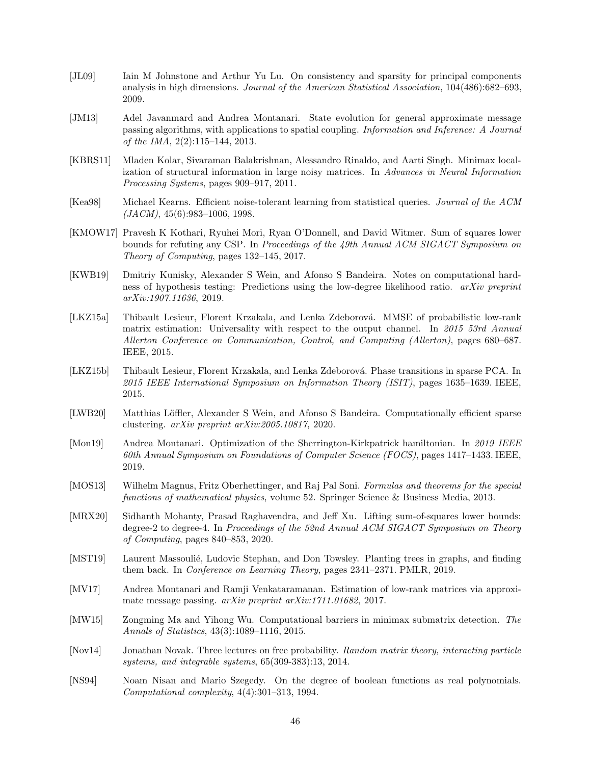[JL09] Iain M Johnstone and Arthur Yu Lu. On consistency and sparsity for principal components analysis in high dimensions. *Journal of the American Statistical Association*, 104(486):682–693, 2009.

[JM13] Adel Javanmard and Andrea Montanari. State evolution for general approximate message passing algorithms, with applications to spatial coupling. *Information and Inference: A Journal of the IMA*, 2(2):115–144, 2013.

[KBRS11] Mladen Kolar, Sivaraman Balakrishnan, Alessandro Rinaldo, and Aarti Singh. Minimax localization of structural information in large noisy matrices. In *Advances in Neural Information Processing Systems*, pages 909–917, 2011.

[Kea98] Michael Kearns. Efficient noise-tolerant learning from statistical queries. *Journal of the ACM (JACM)*, 45(6):983–1006, 1998.

[KMOW17] Pravesh K Kothari, Ryuhei Mori, Ryan O'Donnell, and David Witmer. Sum of squares lower bounds for refuting any CSP. In *Proceedings of the 49th Annual ACM SIGACT Symposium on Theory of Computing*, pages 132–145, 2017.

[KWB19] Dmitriy Kunisky, Alexander S Wein, and Afonso S Bandeira. Notes on computational hardness of hypothesis testing: Predictions using the low-degree likelihood ratio. *arXiv preprint arXiv:1907.11636*, 2019.

[LKZ15a] Thibault Lesieur, Florent Krzakala, and Lenka Zdeborová. MMSE of probabilistic low-rank matrix estimation: Universality with respect to the output channel. In *2015 53rd Annual Allerton Conference on Communication, Control, and Computing (Allerton)*, pages 680–687. IEEE, 2015.

[LKZ15b] Thibault Lesieur, Florent Krzakala, and Lenka Zdeborová. Phase transitions in sparse PCA. In *2015 IEEE International Symposium on Information Theory (ISIT)*, pages 1635–1639. IEEE, 2015.

[LWB20] Matthias Löffler, Alexander S Wein, and Afonso S Bandeira. Computationally efficient sparse clustering. *arXiv preprint arXiv:2005.10817*, 2020.

[Mon19] Andrea Montanari. Optimization of the Sherrington-Kirkpatrick hamiltonian. In *2019 IEEE 60th Annual Symposium on Foundations of Computer Science (FOCS)*, pages 1417–1433. IEEE, 2019.

[MOS13] Wilhelm Magnus, Fritz Oberhettinger, and Raj Pal Soni. *Formulas and theorems for the special functions of mathematical physics*, volume 52. Springer Science & Business Media, 2013.

[MRX20] Sidhanth Mohanty, Prasad Raghavendra, and Jeff Xu. Lifting sum-of-squares lower bounds: degree-2 to degree-4. In *Proceedings of the 52nd Annual ACM SIGACT Symposium on Theory of Computing*, pages 840–853, 2020.

[MST19] Laurent Massoulié, Ludovic Stephan, and Don Towsley. Planting trees in graphs, and finding them back. In *Conference on Learning Theory*, pages 2341–2371. PMLR, 2019.

[MV17] Andrea Montanari and Ramji Venkataramanan. Estimation of low-rank matrices via approximate message passing. *arXiv preprint arXiv:1711.01682*, 2017.

[MW15] Zongming Ma and Yihong Wu. Computational barriers in minimax submatrix detection. *The Annals of Statistics*, 43(3):1089–1116, 2015.

[Nov14] Jonathan Novak. Three lectures on free probability. *Random matrix theory, interacting particle systems, and integrable systems*, 65(309-383):13, 2014.

[NS94] Noam Nisan and Mario Szegedy. On the degree of boolean functions as real polynomials. *Computational complexity*, 4(4):301–313, 1994.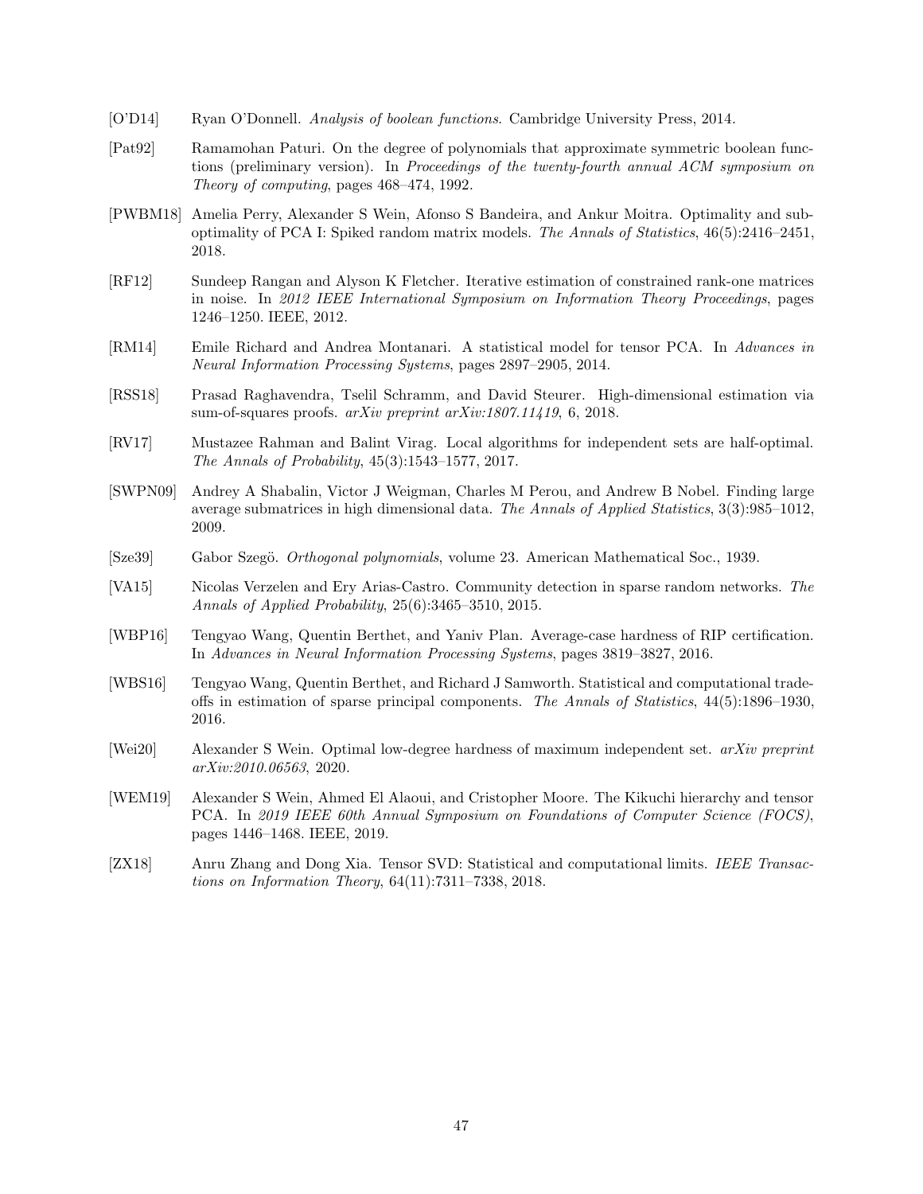[O'D14] Ryan O'Donnell. *Analysis of boolean functions*. Cambridge University Press, 2014.

[Pat92] Ramamohan Paturi. On the degree of polynomials that approximate symmetric boolean functions (preliminary version). In *Proceedings of the twenty-fourth annual ACM symposium on Theory of computing*, pages 468–474, 1992.

[PWBM18] Amelia Perry, Alexander S Wein, Afonso S Bandeira, and Ankur Moitra. Optimality and sub-optimality of PCA I: Spiked random matrix models. *The Annals of Statistics*, 46(5):2416–2451, 2018.

[RF12] Sundeep Rangan and Alyson K Fletcher. Iterative estimation of constrained rank-one matrices in noise. In *2012 IEEE International Symposium on Information Theory Proceedings*, pages 1246–1250. IEEE, 2012.

[RM14] Emile Richard and Andrea Montanari. A statistical model for tensor PCA. In *Advances in Neural Information Processing Systems*, pages 2897–2905, 2014.

[RSS18] Prasad Raghavendra, Tselil Schramm, and David Steurer. High-dimensional estimation via sum-of-squares proofs. *arXiv preprint arXiv:1807.11419*, 6, 2018.

[RV17] Mustazee Rahman and Balint Virag. Local algorithms for independent sets are half-optimal. *The Annals of Probability*, 45(3):1543–1577, 2017.

[SWPN09] Andrey A Shabalin, Victor J Weigman, Charles M Perou, and Andrew B Nobel. Finding large average submatrices in high dimensional data. *The Annals of Applied Statistics*, 3(3):985–1012, 2009.

[Sze39] Gabor Szegö. *Orthogonal polynomials*, volume 23. American Mathematical Soc., 1939.

[VA15] Nicolas Verzelen and Ery Arias-Castro. Community detection in sparse random networks. *The Annals of Applied Probability*, 25(6):3465–3510, 2015.

[WBP16] Tengyao Wang, Quentin Berthet, and Yaniv Plan. Average-case hardness of RIP certification. In *Advances in Neural Information Processing Systems*, pages 3819–3827, 2016.

[WBS16] Tengyao Wang, Quentin Berthet, and Richard J Samworth. Statistical and computational trade-offs in estimation of sparse principal components. *The Annals of Statistics*, 44(5):1896–1930, 2016.

[Wei20] Alexander S Wein. Optimal low-degree hardness of maximum independent set. *arXiv preprint arXiv:2010.06563*, 2020.

[WEM19] Alexander S Wein, Ahmed El Alaoui, and Cristopher Moore. The Kikuchi hierarchy and tensor PCA. In *2019 IEEE 60th Annual Symposium on Foundations of Computer Science (FOCS)*, pages 1446–1468. IEEE, 2019.

[ZX18] Anru Zhang and Dong Xia. Tensor SVD: Statistical and computational limits. *IEEE Transactions on Information Theory*, 64(11):7311–7338, 2018.